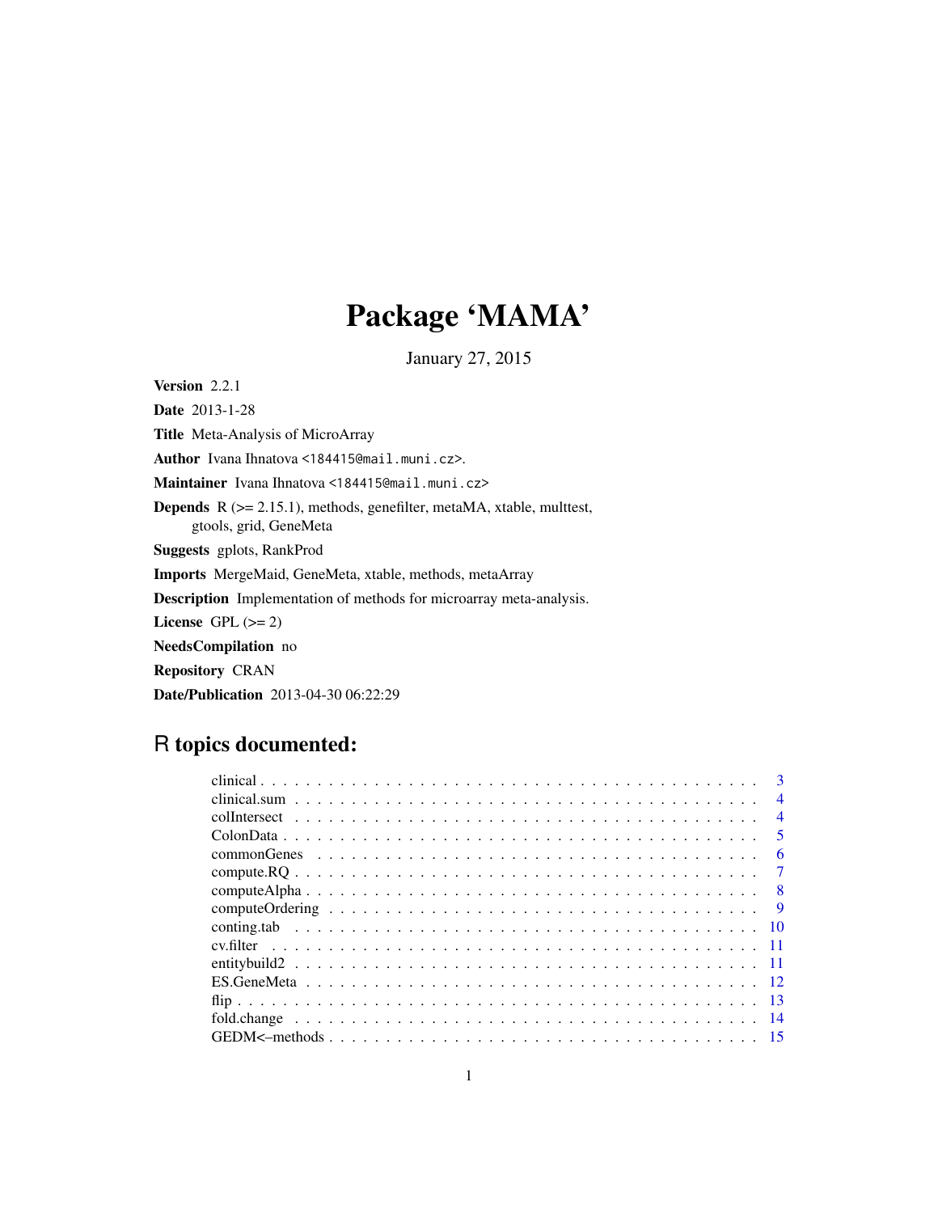# Package 'MAMA'

January 27, 2015

**Version** 2.2.1

**Date** 2013-1-28

**Title** Meta-Analysis of MicroArray

**Author** Ivana Ihnatova <184415@mail.muni.cz>.

**Maintainer** Ivana Ihnatova <184415@mail.muni.cz>

**Depends** R (>= 2.15.1), methods, genefilter, metaMA, xtable, multtest, gtools, grid, GeneMeta

**Suggests** gplots, RankProd

**Imports** MergeMaid, GeneMeta, xtable, methods, metaArray

**Description** Implementation of methods for microarray meta-analysis.

**License** GPL (>= 2)

**NeedsCompilation** no

**Repository** CRAN

**Date/Publication** 2013-04-30 06:22:29

## R topics documented:

| | |
|---|---|
| clinical | 3 |
| clinical.sum | 4 |
| colIntersect | 4 |
| ColonData | 5 |
| commonGenes | 6 |
| compute.RQ | 7 |
| computeAlpha | 8 |
| computeOrdering | 9 |
| conting.tab | 10 |
| cv.filter | 11 |
| entitybuild2 | 11 |
| ES.GeneMeta | 12 |
| flip | 13 |
| fold.change | 14 |
| GEDM<–methods | 15 |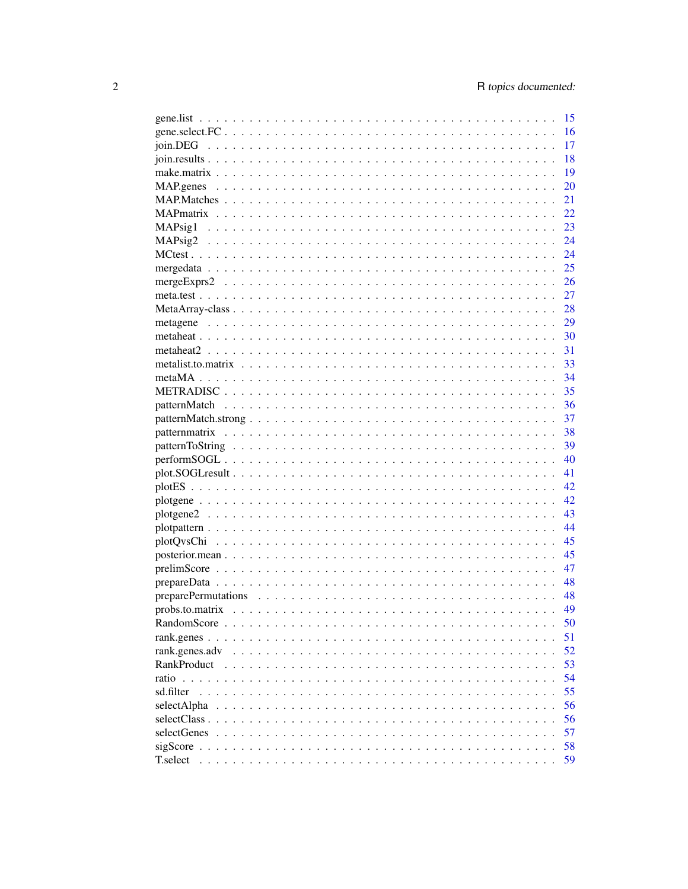gene.list . . . . . . . . . . . . . . . . . . . . . . . . . . . . . . . . . . . . . . . 15
gene.select.FC . . . . . . . . . . . . . . . . . . . . . . . . . . . . . . . . . . . . . 16
join.DEG . . . . . . . . . . . . . . . . . . . . . . . . . . . . . . . . . . . . . . . 17
join.results . . . . . . . . . . . . . . . . . . . . . . . . . . . . . . . . . . . . . . 18
make.matrix . . . . . . . . . . . . . . . . . . . . . . . . . . . . . . . . . . . . . . 19
MAP.genes . . . . . . . . . . . . . . . . . . . . . . . . . . . . . . . . . . . . . . . 20
MAP.Matches . . . . . . . . . . . . . . . . . . . . . . . . . . . . . . . . . . . . . . 21
MAPmatrix . . . . . . . . . . . . . . . . . . . . . . . . . . . . . . . . . . . . . . . 22
MAPsig1 . . . . . . . . . . . . . . . . . . . . . . . . . . . . . . . . . . . . . . . . 23
MAPsig2 . . . . . . . . . . . . . . . . . . . . . . . . . . . . . . . . . . . . . . . . 24
MCtest . . . . . . . . . . . . . . . . . . . . . . . . . . . . . . . . . . . . . . . . . 24
mergedata . . . . . . . . . . . . . . . . . . . . . . . . . . . . . . . . . . . . . . . 25
mergeExprs2 . . . . . . . . . . . . . . . . . . . . . . . . . . . . . . . . . . . . . . 26
meta.test . . . . . . . . . . . . . . . . . . . . . . . . . . . . . . . . . . . . . . . . 27
MetaArray-class . . . . . . . . . . . . . . . . . . . . . . . . . . . . . . . . . . . . . 28
metagene . . . . . . . . . . . . . . . . . . . . . . . . . . . . . . . . . . . . . . . . 29
metaheat . . . . . . . . . . . . . . . . . . . . . . . . . . . . . . . . . . . . . . . . 30
metaheat2 . . . . . . . . . . . . . . . . . . . . . . . . . . . . . . . . . . . . . . . 31
metalist.to.matrix . . . . . . . . . . . . . . . . . . . . . . . . . . . . . . . . . . . . 33
metaMA . . . . . . . . . . . . . . . . . . . . . . . . . . . . . . . . . . . . . . . . . 34
METRADISC . . . . . . . . . . . . . . . . . . . . . . . . . . . . . . . . . . . . . . . 35
patternMatch . . . . . . . . . . . . . . . . . . . . . . . . . . . . . . . . . . . . . . 36
patternMatch.strong . . . . . . . . . . . . . . . . . . . . . . . . . . . . . . . . . . . 37
patternmatrix . . . . . . . . . . . . . . . . . . . . . . . . . . . . . . . . . . . . . . 38
patternToString . . . . . . . . . . . . . . . . . . . . . . . . . . . . . . . . . . . . . 39
performSOGL . . . . . . . . . . . . . . . . . . . . . . . . . . . . . . . . . . . . . . 40
plot.SOGLresult . . . . . . . . . . . . . . . . . . . . . . . . . . . . . . . . . . . . . 41
plotES . . . . . . . . . . . . . . . . . . . . . . . . . . . . . . . . . . . . . . . . . . 42
plotgene . . . . . . . . . . . . . . . . . . . . . . . . . . . . . . . . . . . . . . . . 42
plotgene2 . . . . . . . . . . . . . . . . . . . . . . . . . . . . . . . . . . . . . . . . 43
plotpattern . . . . . . . . . . . . . . . . . . . . . . . . . . . . . . . . . . . . . . . 44
plotQvsChi . . . . . . . . . . . . . . . . . . . . . . . . . . . . . . . . . . . . . . . 45
posterior.mean . . . . . . . . . . . . . . . . . . . . . . . . . . . . . . . . . . . . . 45
prelimScore . . . . . . . . . . . . . . . . . . . . . . . . . . . . . . . . . . . . . . . 47
prepareData . . . . . . . . . . . . . . . . . . . . . . . . . . . . . . . . . . . . . . . 48
preparePermutations . . . . . . . . . . . . . . . . . . . . . . . . . . . . . . . . . . 48
probs.to.matrix . . . . . . . . . . . . . . . . . . . . . . . . . . . . . . . . . . . . . 49
RandomScore . . . . . . . . . . . . . . . . . . . . . . . . . . . . . . . . . . . . . . 50
rank.genes . . . . . . . . . . . . . . . . . . . . . . . . . . . . . . . . . . . . . . . 51
rank.genes.adv . . . . . . . . . . . . . . . . . . . . . . . . . . . . . . . . . . . . . 52
RankProduct . . . . . . . . . . . . . . . . . . . . . . . . . . . . . . . . . . . . . . 53
ratio . . . . . . . . . . . . . . . . . . . . . . . . . . . . . . . . . . . . . . . . . . 54
sd.filter . . . . . . . . . . . . . . . . . . . . . . . . . . . . . . . . . . . . . . . . 55
selectAlpha . . . . . . . . . . . . . . . . . . . . . . . . . . . . . . . . . . . . . . . 56
selectClass . . . . . . . . . . . . . . . . . . . . . . . . . . . . . . . . . . . . . . . 56
selectGenes . . . . . . . . . . . . . . . . . . . . . . . . . . . . . . . . . . . . . . . 57
sigScore . . . . . . . . . . . . . . . . . . . . . . . . . . . . . . . . . . . . . . . . . 58
T.select . . . . . . . . . . . . . . . . . . . . . . . . . . . . . . . . . . . . . . . . . 59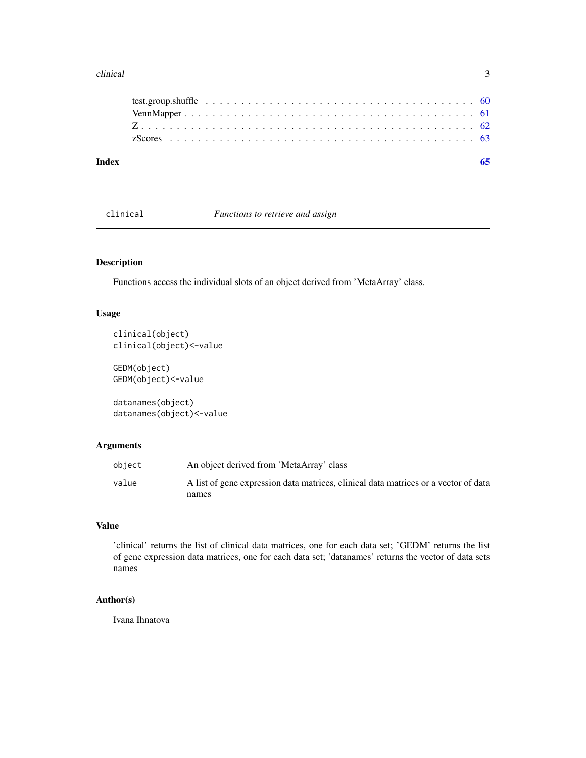test.group.shuffle . . . . . . . . . . . . . . . . . . . . . . . . . . . . . . . . . . . 60
VennMapper . . . . . . . . . . . . . . . . . . . . . . . . . . . . . . . . . . . . . . . 61
Z . . . . . . . . . . . . . . . . . . . . . . . . . . . . . . . . . . . . . . . . . . . . 62
zScores . . . . . . . . . . . . . . . . . . . . . . . . . . . . . . . . . . . . . . . . . 63

**Index** **65**

---

## clinical — *Functions to retrieve and assign*

---

### Description

Functions access the individual slots of an object derived from 'MetaArray' class.

### Usage

```
clinical(object)
clinical(object)<-value

GEDM(object)
GEDM(object)<-value

datanames(object)
datanames(object)<-value
```

### Arguments

| | |
|---|---|
| `object` | An object derived from 'MetaArray' class |
| `value` | A list of gene expression data matrices, clinical data matrices or a vector of data names |

### Value

'clinical' returns the list of clinical data matrices, one for each data set; 'GEDM' returns the list of gene expression data matrices, one for each data set; 'datanames' returns the vector of data sets names

### Author(s)

Ivana Ihnatova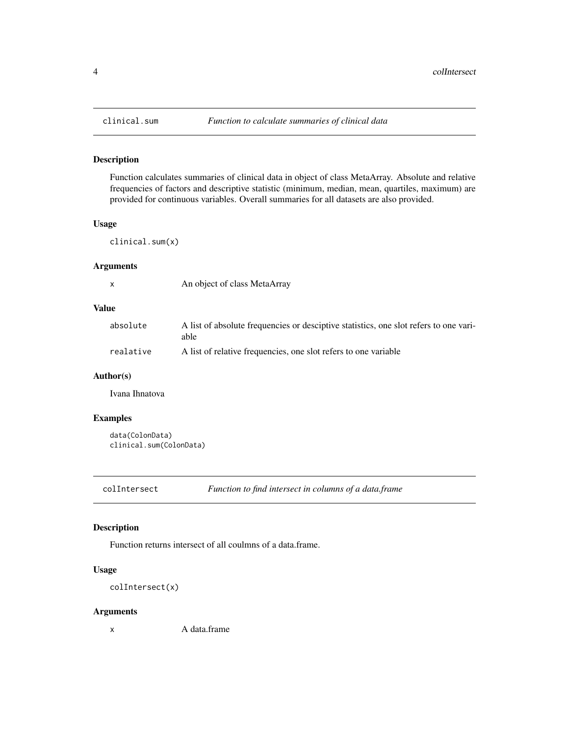## clinical.sum *Function to calculate summaries of clinical data*

### Description

Function calculates summaries of clinical data in object of class MetaArray. Absolute and relative frequencies of factors and descriptive statistic (minimum, median, mean, quartiles, maximum) are provided for continuous variables. Overall summaries for all datasets are also provided.

### Usage

```
clinical.sum(x)
```

### Arguments

| | |
|---|---|
| x | An object of class MetaArray |

### Value

| | |
|---|---|
| absolute | A list of absolute frequencies or desciptive statistics, one slot refers to one variable |
| realative | A list of relative frequencies, one slot refers to one variable |

### Author(s)

Ivana Ihnatova

### Examples

```
data(ColonData)
clinical.sum(ColonData)
```

## colIntersect *Function to find intersect in columns of a data.frame*

### Description

Function returns intersect of all coulmns of a data.frame.

### Usage

```
colIntersect(x)
```

### Arguments

| | |
|---|---|
| x | A data.frame |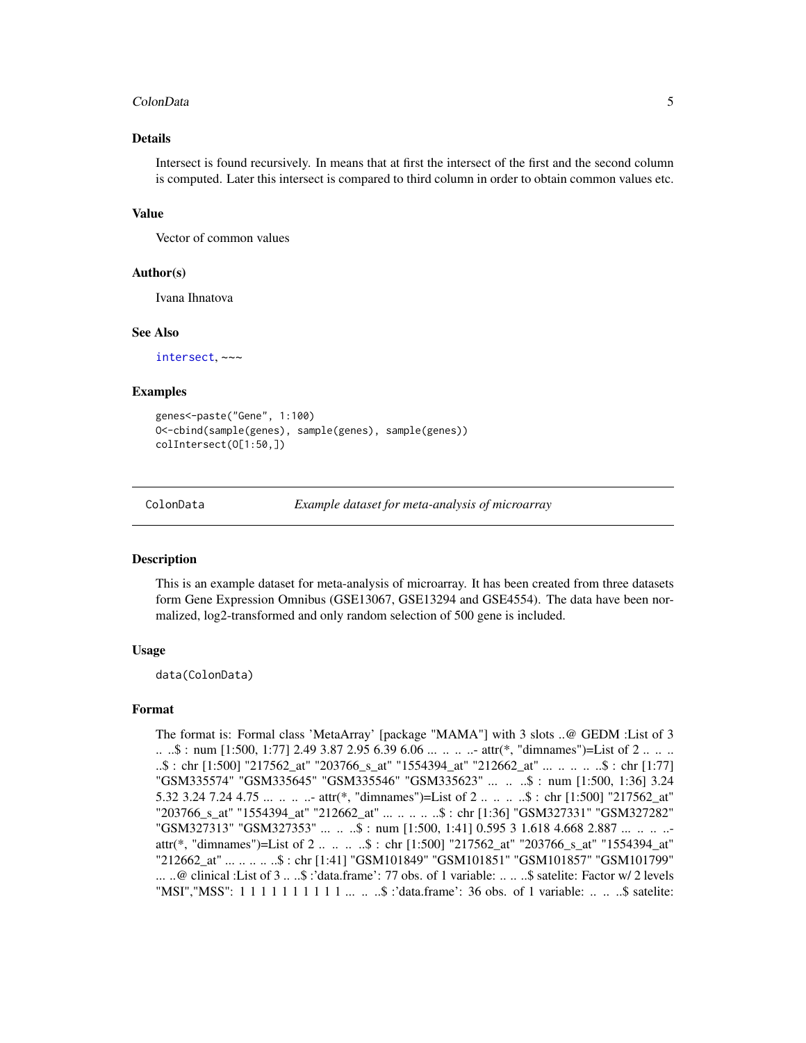## Details

Intersect is found recursively. In means that at first the intersect of the first and the second column is computed. Later this intersect is compared to third column in order to obtain common values etc.

## Value

Vector of common values

## Author(s)

Ivana Ihnatova

## See Also

intersect, ~~~

## Examples

```
genes<-paste("Gene", 1:100)
O<-cbind(sample(genes), sample(genes), sample(genes))
colIntersect(O[1:50,])
```

---

# ColonData *Example dataset for meta-analysis of microarray*

## Description

This is an example dataset for meta-analysis of microarray. It has been created from three datasets form Gene Expression Omnibus (GSE13067, GSE13294 and GSE4554). The data have been normalized, log2-transformed and only random selection of 500 gene is included.

## Usage

```
data(ColonData)
```

## Format

The format is: Formal class 'MetaArray' [package "MAMA"] with 3 slots ..@ GEDM :List of 3 .. ..$ : num [1:500, 1:77] 2.49 3.87 2.95 6.39 6.06 ... .. .. ..- attr(*, "dimnames")=List of 2 .. .. .. ..$ : chr [1:500] "217562_at" "203766_s_at" "1554394_at" "212662_at" ... .. .. .. ..$ : chr [1:77] "GSM335574" "GSM335645" "GSM335546" "GSM335623" ... .. ..$ : num [1:500, 1:36] 3.24 5.32 3.24 7.24 4.75 ... .. .. ..- attr(*, "dimnames")=List of 2 .. .. .. ..$ : chr [1:500] "217562_at" "203766_s_at" "1554394_at" "212662_at" ... .. .. .. ..$ : chr [1:36] "GSM327331" "GSM327282" "GSM327313" "GSM327353" ... .. ..$ : num [1:500, 1:41] 0.595 3 1.618 4.668 2.887 ... .. .. ..- attr(*, "dimnames")=List of 2 .. .. .. ..$ : chr [1:500] "217562_at" "203766_s_at" "1554394_at" "212662_at" ... .. .. .. ..$ : chr [1:41] "GSM101849" "GSM101851" "GSM101857" "GSM101799" ... ..@ clinical :List of 3 .. ..$ :'data.frame': 77 obs. of 1 variable: .. .. ..$ satelite: Factor w/ 2 levels "MSI","MSS": 1 1 1 1 1 1 1 1 1 1 ... .. ..$ :'data.frame': 36 obs. of 1 variable: .. .. ..$ satelite: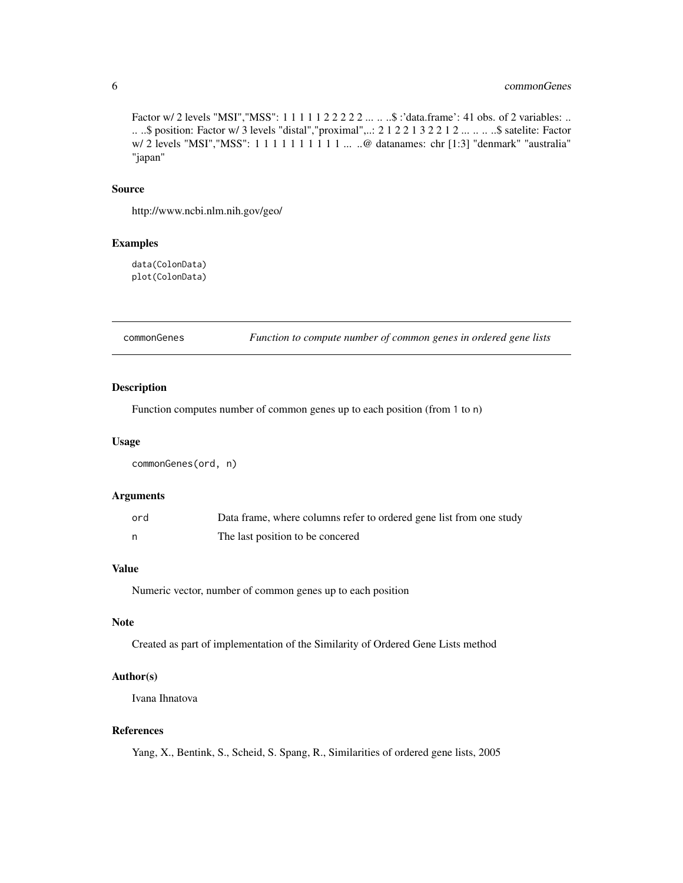Factor w/ 2 levels "MSI","MSS": 1 1 1 1 1 2 2 2 2 2 ... .. ..$ :'data.frame': 41 obs. of 2 variables: .. .. ..$ position: Factor w/ 3 levels "distal","proximal",..: 2 1 2 2 1 3 2 2 1 2 ... .. .. ..$ satelite: Factor w/ 2 levels "MSI","MSS": 1 1 1 1 1 1 1 1 1 1 ... ..@ datanames: chr [1:3] "denmark" "australia" "japan"

### Source

http://www.ncbi.nlm.nih.gov/geo/

### Examples

```
data(ColonData)
plot(ColonData)
```

---

## commonGenes — *Function to compute number of common genes in ordered gene lists*

---

### Description

Function computes number of common genes up to each position (from 1 to n)

### Usage

```
commonGenes(ord, n)
```

### Arguments

| | |
|---|---|
| ord | Data frame, where columns refer to ordered gene list from one study |
| n | The last position to be concered |

### Value

Numeric vector, number of common genes up to each position

### Note

Created as part of implementation of the Similarity of Ordered Gene Lists method

### Author(s)

Ivana Ihnatova

### References

Yang, X., Bentink, S., Scheid, S. Spang, R., Similarities of ordered gene lists, 2005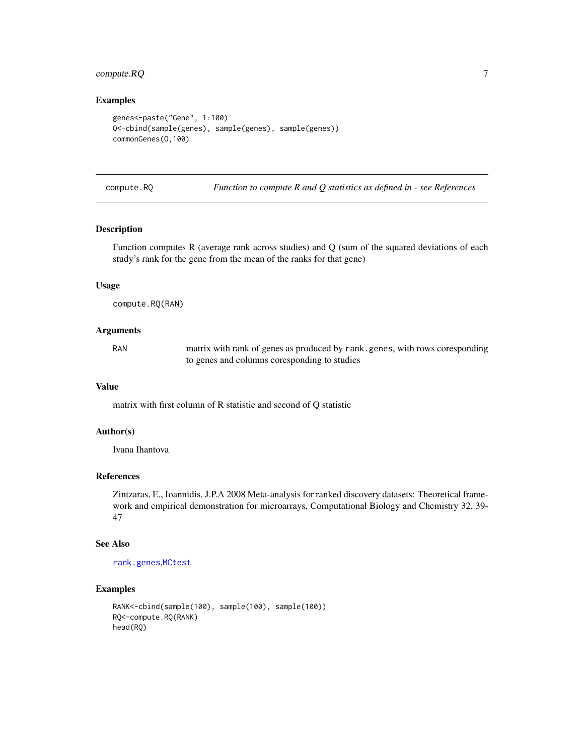## Examples

```
genes<-paste("Gene", 1:100)
O<-cbind(sample(genes), sample(genes), sample(genes))
commonGenes(O,100)
```

---

# compute.RQ *Function to compute R and Q statistics as defined in - see References*

---

### Description

Function computes R (average rank across studies) and Q (sum of the squared deviations of each study's rank for the gene from the mean of the ranks for that gene)

### Usage

```
compute.RQ(RAN)
```

### Arguments

| | |
|---|---|
| RAN | matrix with rank of genes as produced by `rank.genes`, with rows coresponding to genes and columns coresponding to studies |

### Value

matrix with first column of R statistic and second of Q statistic

### Author(s)

Ivana Ihantova

### References

Zintzaras, E., Ioannidis, J.P.A 2008 Meta-analysis for ranked discovery datasets: Theoretical framework and empirical demonstration for microarrays, Computational Biology and Chemistry 32, 39-47

### See Also

`rank.genes`,`MCtest`

### Examples

```
RANK<-cbind(sample(100), sample(100), sample(100))
RQ<-compute.RQ(RANK)
head(RQ)
```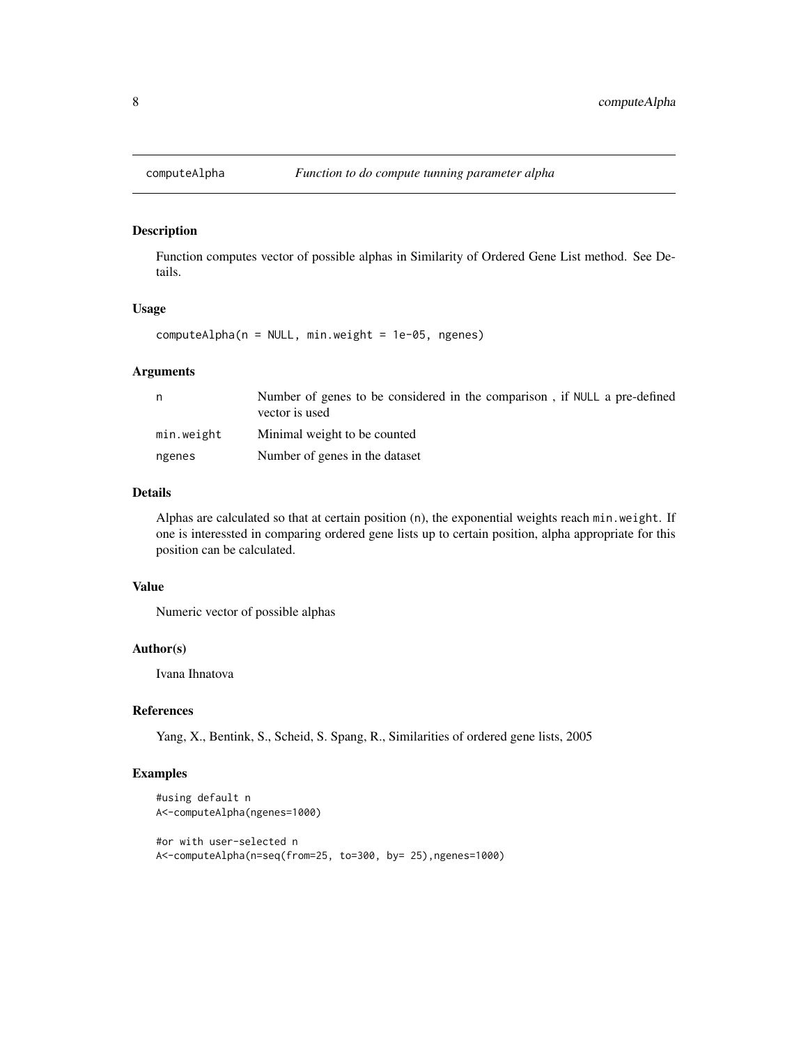# computeAlpha — *Function to do compute tunning parameter alpha*

## Description

Function computes vector of possible alphas in Similarity of Ordered Gene List method. See Details.

## Usage

```
computeAlpha(n = NULL, min.weight = 1e-05, ngenes)
```

## Arguments

| | |
|---|---|
| `n` | Number of genes to be considered in the comparison , if `NULL` a pre-defined vector is used |
| `min.weight` | Minimal weight to be counted |
| `ngenes` | Number of genes in the dataset |

## Details

Alphas are calculated so that at certain position (`n`), the exponential weights reach `min.weight`. If one is interessted in comparing ordered gene lists up to certain position, alpha appropriate for this position can be calculated.

## Value

Numeric vector of possible alphas

## Author(s)

Ivana Ihnatova

## References

Yang, X., Bentink, S., Scheid, S. Spang, R., Similarities of ordered gene lists, 2005

## Examples

```
#using default n
A<-computeAlpha(ngenes=1000)

#or with user-selected n
A<-computeAlpha(n=seq(from=25, to=300, by= 25),ngenes=1000)
```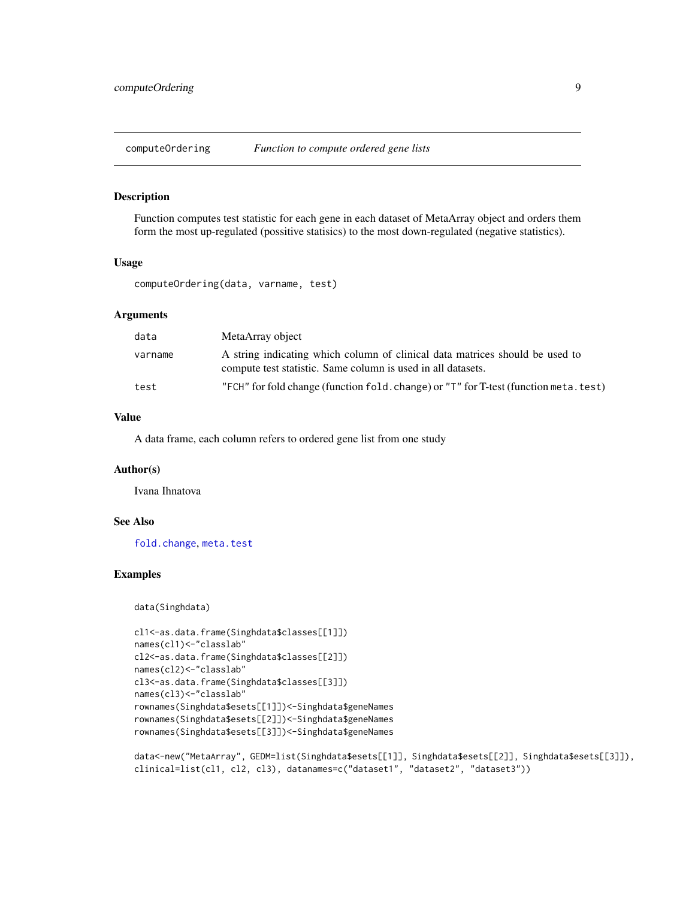computeOrdering &nbsp;&nbsp;&nbsp;&nbsp; *Function to compute ordered gene lists*

### Description

Function computes test statistic for each gene in each dataset of MetaArray object and orders them form the most up-regulated (possitive statisics) to the most down-regulated (negative statistics).

### Usage

```
computeOrdering(data, varname, test)
```

### Arguments

| | |
|---|---|
| data | MetaArray object |
| varname | A string indicating which column of clinical data matrices should be used to compute test statistic. Same column is used in all datasets. |
| test | "FCH" for fold change (function fold.change) or "T" for T-test (function meta.test) |

### Value

A data frame, each column refers to ordered gene list from one study

### Author(s)

Ivana Ihnatova

### See Also

fold.change, meta.test

### Examples

```
data(Singhdata)

cl1<-as.data.frame(Singhdata$classes[[1]])
names(cl1)<-"classlab"
cl2<-as.data.frame(Singhdata$classes[[2]])
names(cl2)<-"classlab"
cl3<-as.data.frame(Singhdata$classes[[3]])
names(cl3)<-"classlab"
rownames(Singhdata$esets[[1]])<-Singhdata$geneNames
rownames(Singhdata$esets[[2]])<-Singhdata$geneNames
rownames(Singhdata$esets[[3]])<-Singhdata$geneNames

data<-new("MetaArray", GEDM=list(Singhdata$esets[[1]], Singhdata$esets[[2]], Singhdata$esets[[3]]),
clinical=list(cl1, cl2, cl3), datanames=c("dataset1", "dataset2", "dataset3"))
```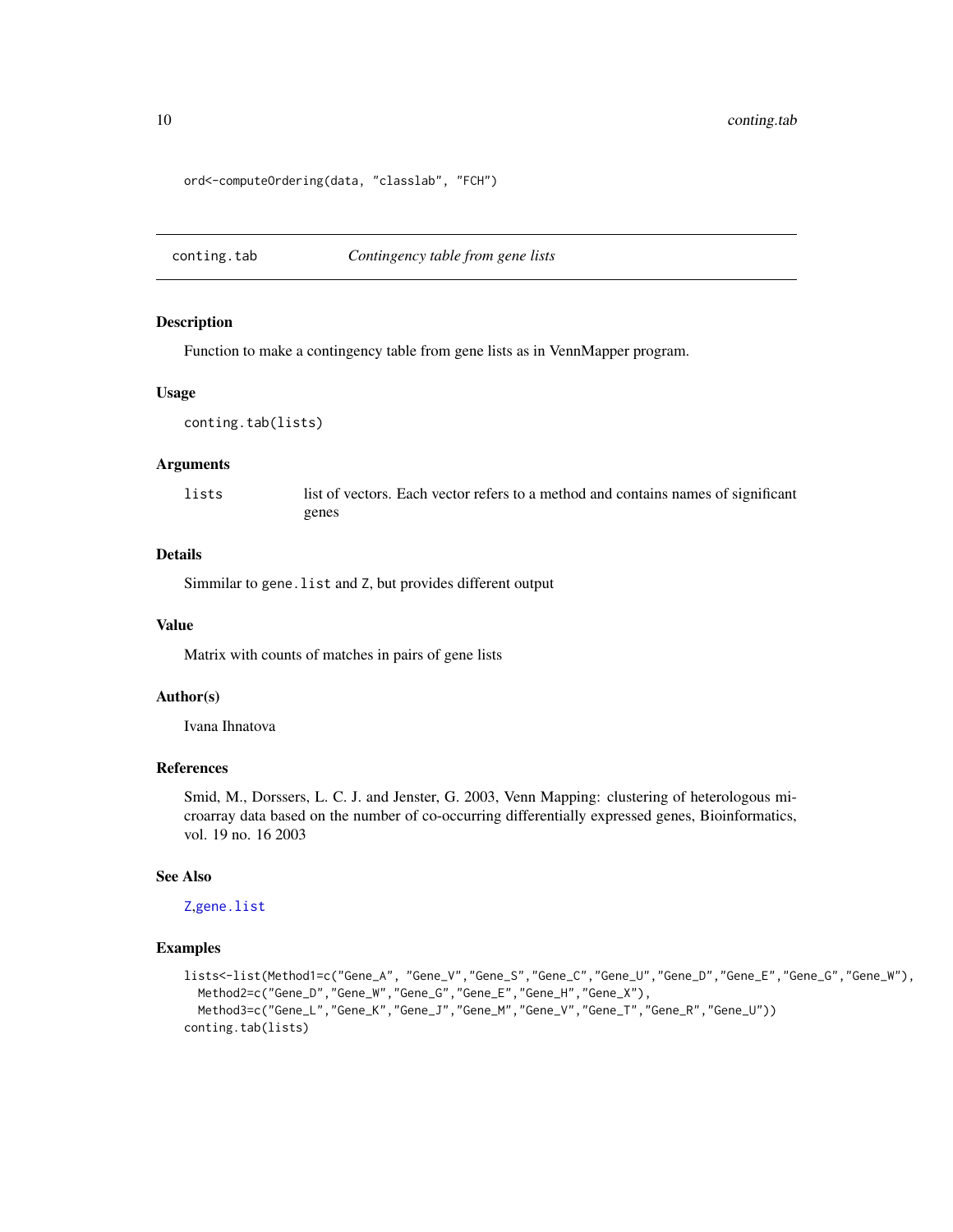```
ord<-computeOrdering(data, "classlab", "FCH")
```

## conting.tab *Contingency table from gene lists*

### Description

Function to make a contingency table from gene lists as in VennMapper program.

### Usage

```
conting.tab(lists)
```

### Arguments

| | |
|---|---|
| `lists` | list of vectors. Each vector refers to a method and contains names of significant genes |

### Details

Simmilar to `gene.list` and `Z`, but provides different output

### Value

Matrix with counts of matches in pairs of gene lists

### Author(s)

Ivana Ihnatova

### References

Smid, M., Dorssers, L. C. J. and Jenster, G. 2003, Venn Mapping: clustering of heterologous microarray data based on the number of co-occurring differentially expressed genes, Bioinformatics, vol. 19 no. 16 2003

### See Also

`Z`,`gene.list`

### Examples

```
lists<-list(Method1=c("Gene_A", "Gene_V","Gene_S","Gene_C","Gene_U","Gene_D","Gene_E","Gene_G","Gene_W"),
  Method2=c("Gene_D","Gene_W","Gene_G","Gene_E","Gene_H","Gene_X"),
  Method3=c("Gene_L","Gene_K","Gene_J","Gene_M","Gene_V","Gene_T","Gene_R","Gene_U"))
conting.tab(lists)
```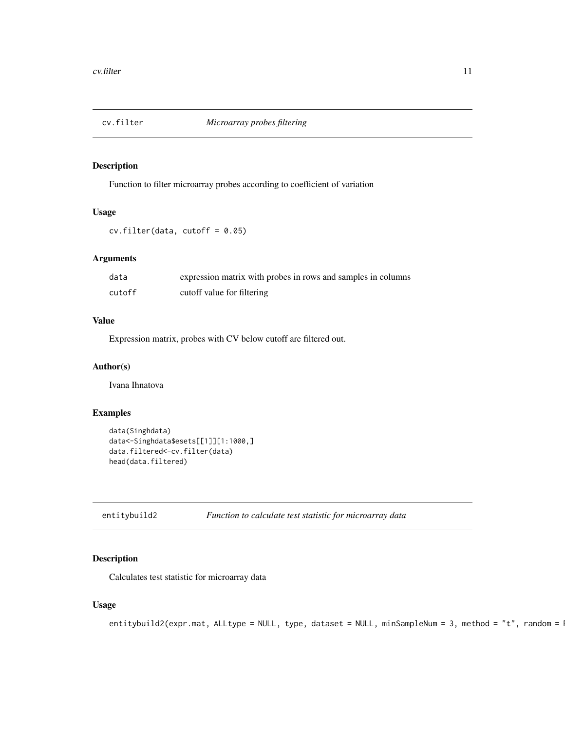## cv.filter *Microarray probes filtering*

### Description

Function to filter microarray probes according to coefficient of variation

### Usage

```
cv.filter(data, cutoff = 0.05)
```

### Arguments

| | |
|---|---|
| data | expression matrix with probes in rows and samples in columns |
| cutoff | cutoff value for filtering |

### Value

Expression matrix, probes with CV below cutoff are filtered out.

### Author(s)

Ivana Ihnatova

### Examples

```
data(Singhdata)
data<-Singhdata$esets[[1]][1:1000,]
data.filtered<-cv.filter(data)
head(data.filtered)
```

## entitybuild2 *Function to calculate test statistic for microarray data*

### Description

Calculates test statistic for microarray data

### Usage

```
entitybuild2(expr.mat, ALLtype = NULL, type, dataset = NULL, minSampleNum = 3, method = "t", random = F
```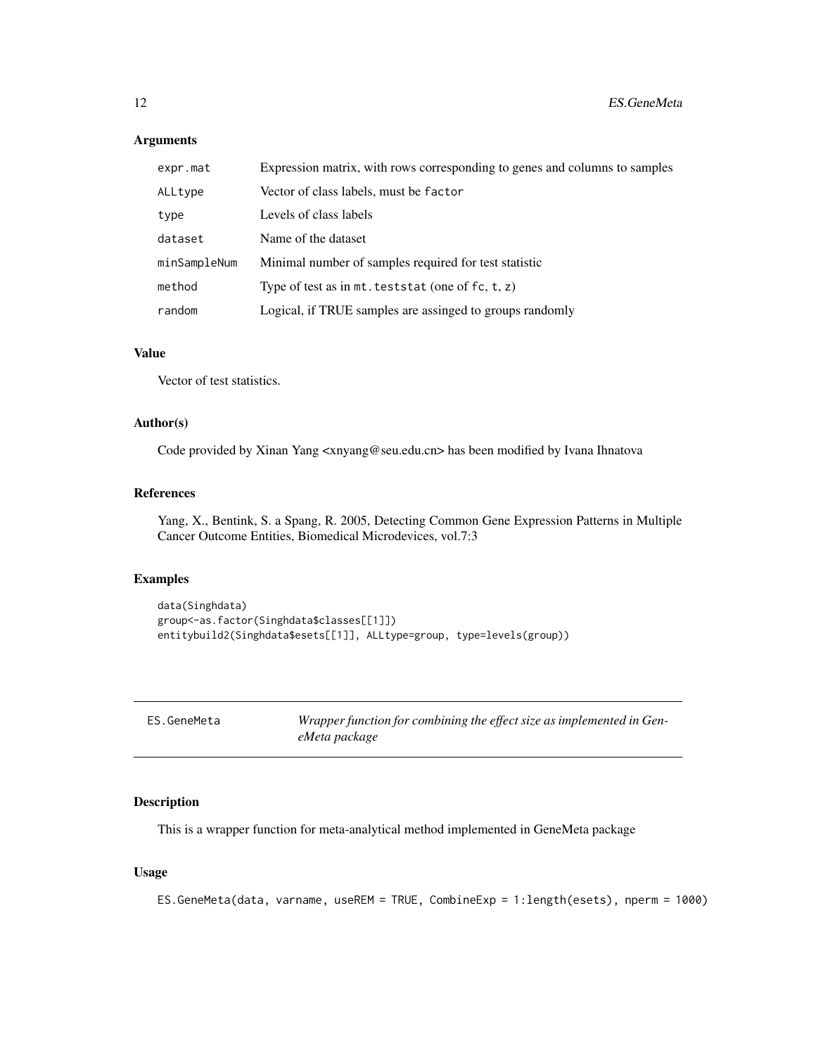## Arguments

| | |
|---|---|
| `expr.mat` | Expression matrix, with rows corresponding to genes and columns to samples |
| `ALLtype` | Vector of class labels, must be `factor` |
| `type` | Levels of class labels |
| `dataset` | Name of the dataset |
| `minSampleNum` | Minimal number of samples required for test statistic |
| `method` | Type of test as in `mt.teststat` (one of `fc`, `t`, `z`) |
| `random` | Logical, if TRUE samples are assinged to groups randomly |

## Value

Vector of test statistics.

## Author(s)

Code provided by Xinan Yang <xnyang@seu.edu.cn> has been modified by Ivana Ihnatova

## References

Yang, X., Bentink, S. a Spang, R. 2005, Detecting Common Gene Expression Patterns in Multiple Cancer Outcome Entities, Biomedical Microdevices, vol.7:3

## Examples

```
data(Singhdata)
group<-as.factor(Singhdata$classes[[1]])
entitybuild2(Singhdata$esets[[1]], ALLtype=group, type=levels(group))
```

---

# ES.GeneMeta — *Wrapper function for combining the effect size as implemented in GeneMeta package*

## Description

This is a wrapper function for meta-analytical method implemented in GeneMeta package

## Usage

```
ES.GeneMeta(data, varname, useREM = TRUE, CombineExp = 1:length(esets), nperm = 1000)
```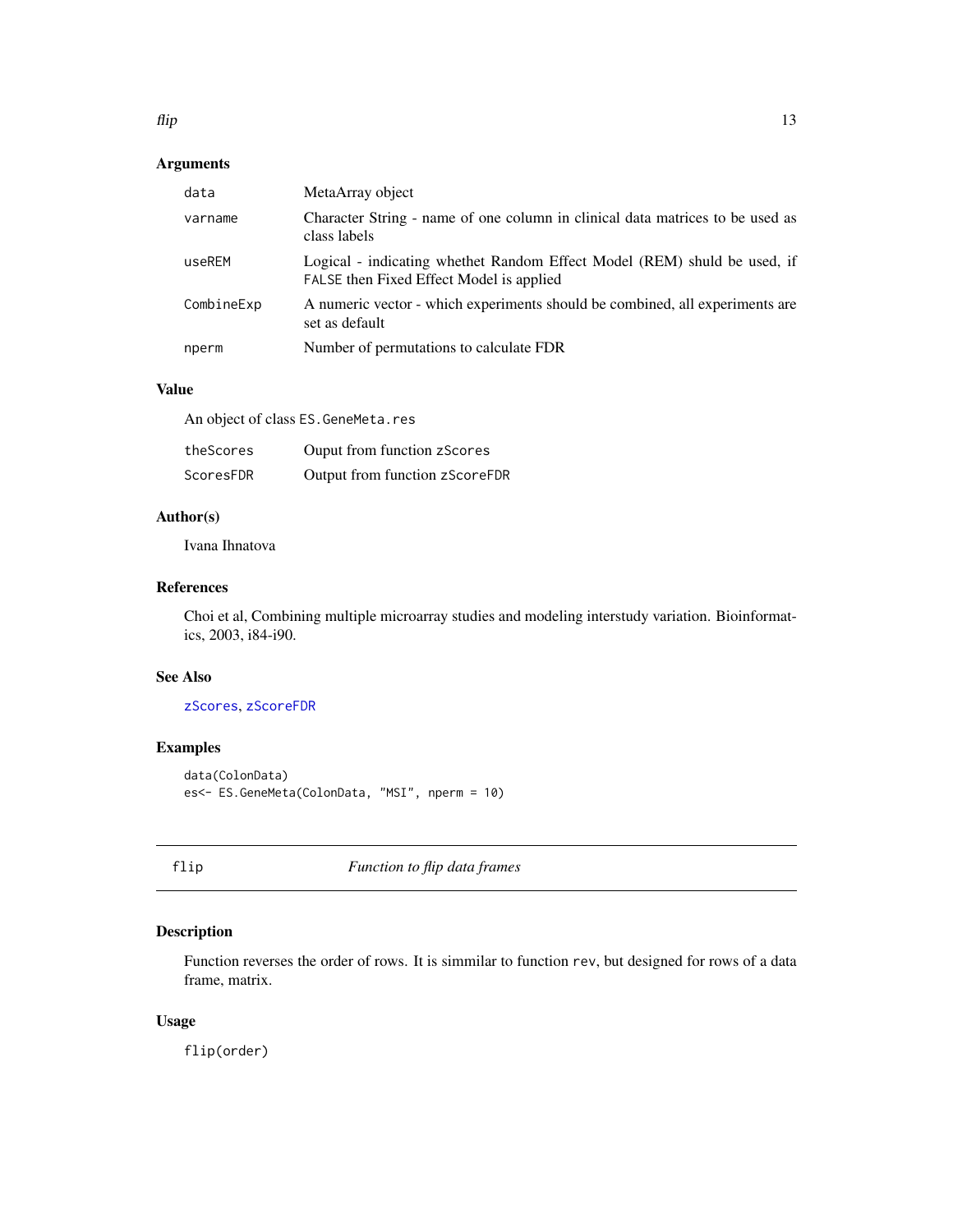## Arguments

| | |
|---|---|
| `data` | MetaArray object |
| `varname` | Character String - name of one column in clinical data matrices to be used as class labels |
| `useREM` | Logical - indicating whethet Random Effect Model (REM) shuld be used, if `FALSE` then Fixed Effect Model is applied |
| `CombineExp` | A numeric vector - which experiments should be combined, all experiments are set as default |
| `nperm` | Number of permutations to calculate FDR |

## Value

An object of class `ES.GeneMeta.res`

| | |
|---|---|
| `theScores` | Ouput from function `zScores` |
| `ScoresFDR` | Output from function `zScoreFDR` |

## Author(s)

Ivana Ihnatova

## References

Choi et al, Combining multiple microarray studies and modeling interstudy variation. Bioinformatics, 2003, i84-i90.

## See Also

`zScores`, `zScoreFDR`

## Examples

```
data(ColonData)
es<- ES.GeneMeta(ColonData, "MSI", nperm = 10)
```

---

# flip — *Function to flip data frames*

## Description

Function reverses the order of rows. It is simmilar to function `rev`, but designed for rows of a data frame, matrix.

## Usage

```
flip(order)
```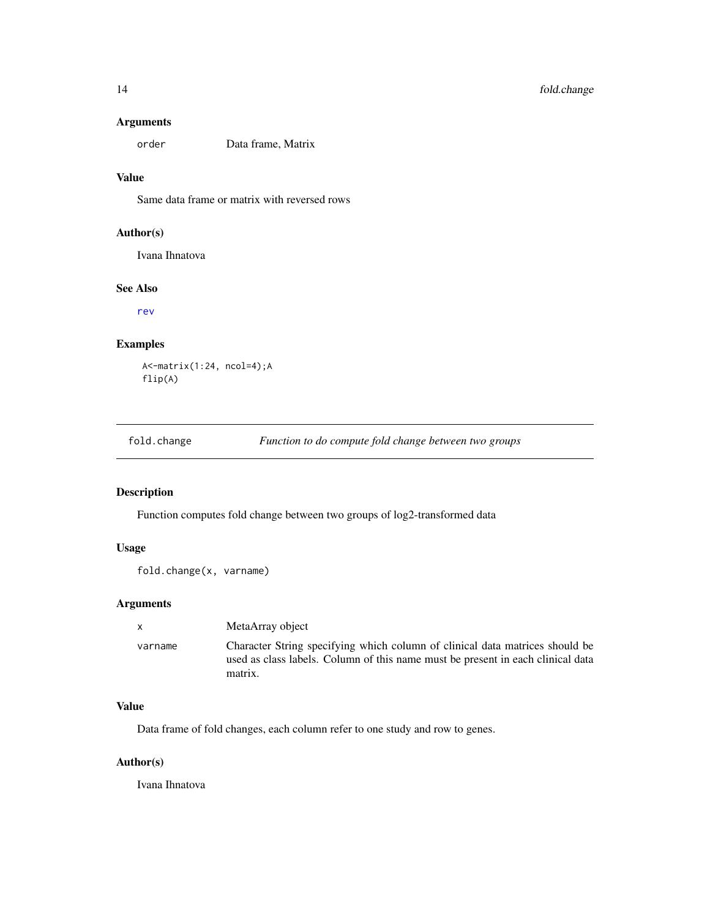### Arguments

| | |
|---|---|
| order | Data frame, Matrix |

### Value

Same data frame or matrix with reversed rows

### Author(s)

Ivana Ihnatova

### See Also

rev

### Examples

```
A<-matrix(1:24, ncol=4);A
flip(A)
```

---

## fold.change — *Function to do compute fold change between two groups*

---

### Description

Function computes fold change between two groups of log2-transformed data

### Usage

```
fold.change(x, varname)
```

### Arguments

| | |
|---|---|
| x | MetaArray object |
| varname | Character String specifying which column of clinical data matrices should be used as class labels. Column of this name must be present in each clinical data matrix. |

### Value

Data frame of fold changes, each column refer to one study and row to genes.

### Author(s)

Ivana Ihnatova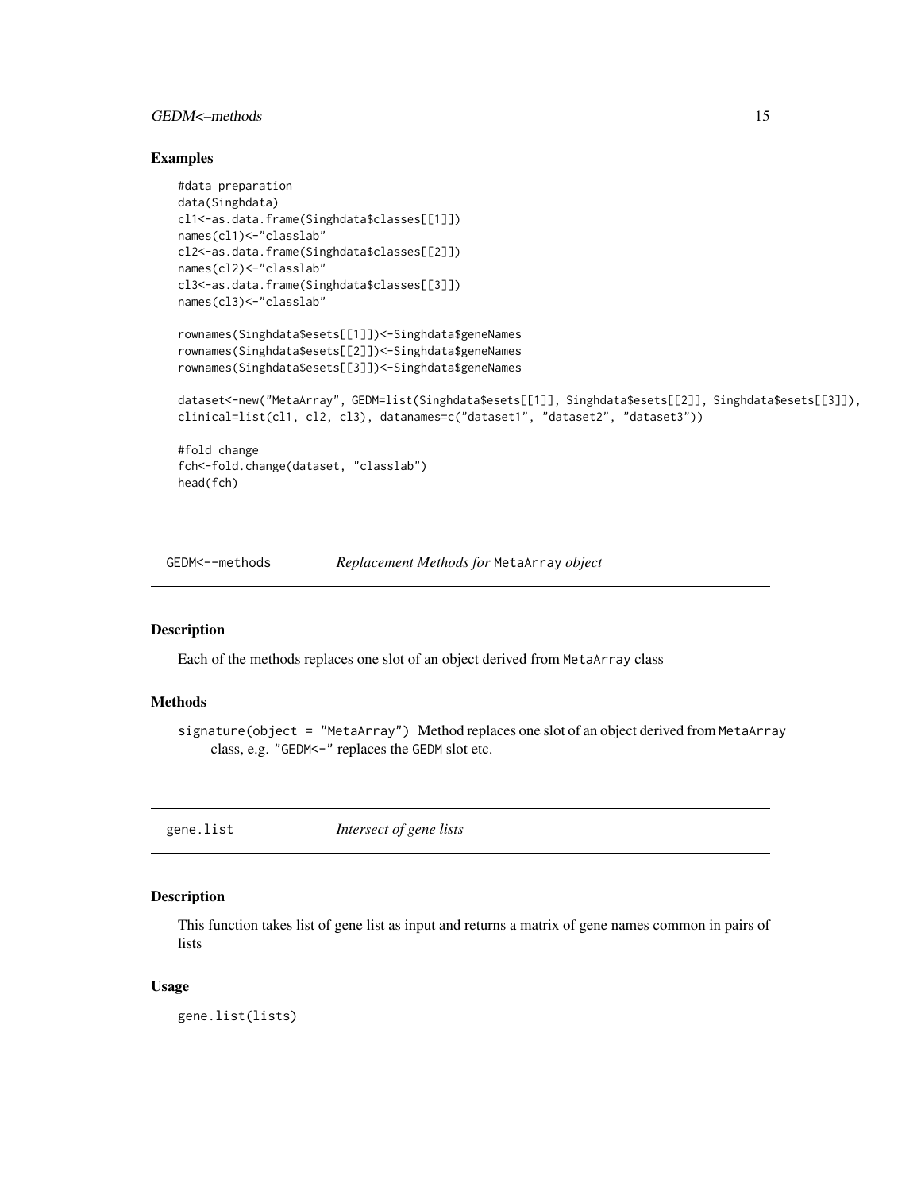## Examples

```
#data preparation
data(Singhdata)
cl1<-as.data.frame(Singhdata$classes[[1]])
names(cl1)<-"classlab"
cl2<-as.data.frame(Singhdata$classes[[2]])
names(cl2)<-"classlab"
cl3<-as.data.frame(Singhdata$classes[[3]])
names(cl3)<-"classlab"

rownames(Singhdata$esets[[1]])<-Singhdata$geneNames
rownames(Singhdata$esets[[2]])<-Singhdata$geneNames
rownames(Singhdata$esets[[3]])<-Singhdata$geneNames

dataset<-new("MetaArray", GEDM=list(Singhdata$esets[[1]], Singhdata$esets[[2]], Singhdata$esets[[3]]),
clinical=list(cl1, cl2, cl3), datanames=c("dataset1", "dataset2", "dataset3"))

#fold change
fch<-fold.change(dataset, "classlab")
head(fch)
```

# GEDM<--methods    *Replacement Methods for* MetaArray *object*

## Description

Each of the methods replaces one slot of an object derived from MetaArray class

## Methods

signature(object = "MetaArray") Method replaces one slot of an object derived from MetaArray class, e.g. "GEDM<-" replaces the GEDM slot etc.

# gene.list    *Intersect of gene lists*

## Description

This function takes list of gene list as input and returns a matrix of gene names common in pairs of lists

## Usage

```
gene.list(lists)
```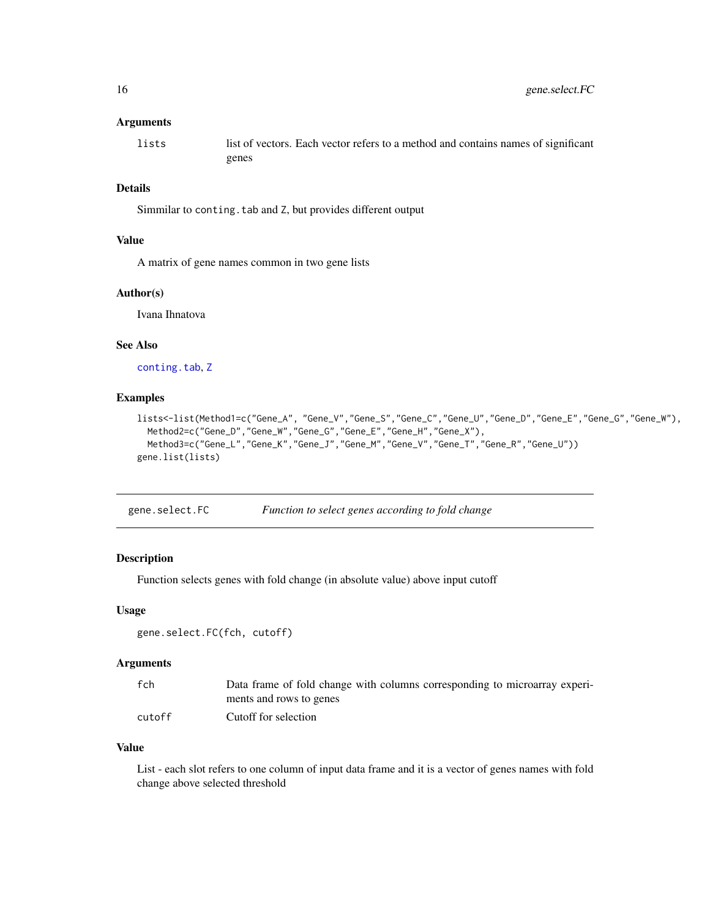### Arguments

| | |
|---|---|
| lists | list of vectors. Each vector refers to a method and contains names of significant genes |

### Details

Simmilar to `conting.tab` and `Z`, but provides different output

### Value

A matrix of gene names common in two gene lists

### Author(s)

Ivana Ihnatova

### See Also

`conting.tab`, `Z`

### Examples

```
lists<-list(Method1=c("Gene_A", "Gene_V","Gene_S","Gene_C","Gene_U","Gene_D","Gene_E","Gene_G","Gene_W"),
  Method2=c("Gene_D","Gene_W","Gene_G","Gene_E","Gene_H","Gene_X"),
  Method3=c("Gene_L","Gene_K","Gene_J","Gene_M","Gene_V","Gene_T","Gene_R","Gene_U"))
gene.list(lists)
```

---

## gene.select.FC — *Function to select genes according to fold change*

### Description

Function selects genes with fold change (in absolute value) above input cutoff

### Usage

```
gene.select.FC(fch, cutoff)
```

### Arguments

| | |
|---|---|
| fch | Data frame of fold change with columns corresponding to microarray experiments and rows to genes |
| cutoff | Cutoff for selection |

### Value

List - each slot refers to one column of input data frame and it is a vector of genes names with fold change above selected threshold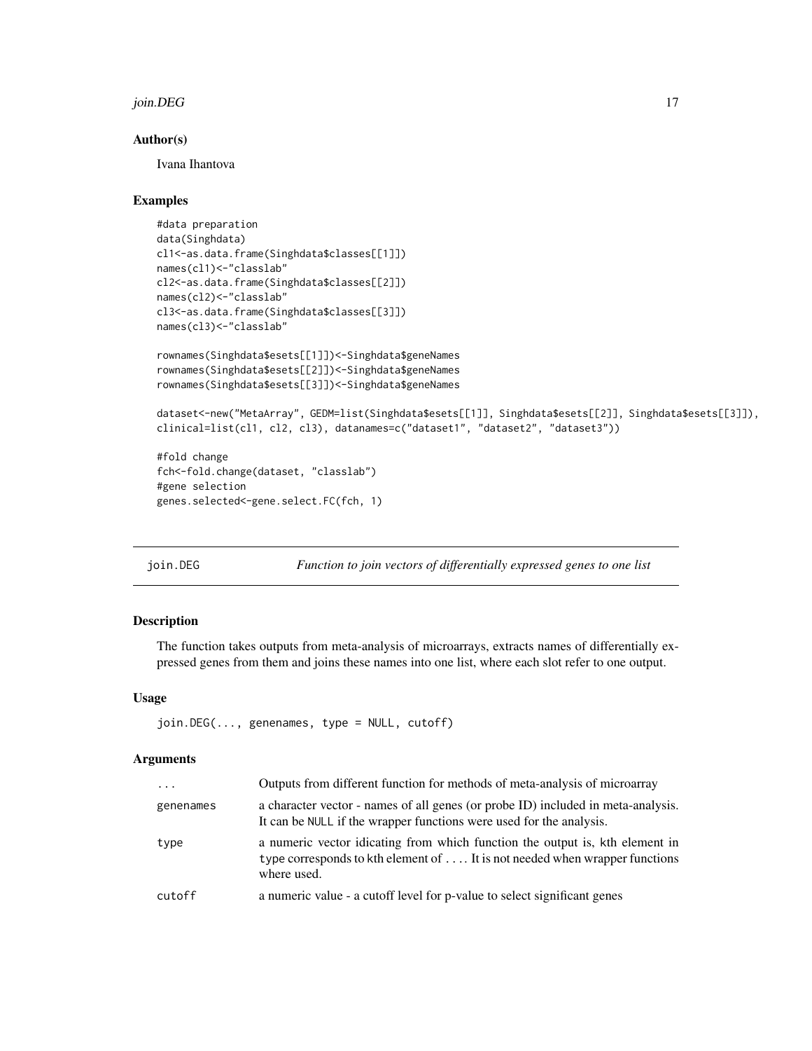## Author(s)

Ivana Ihantova

## Examples

```
#data preparation
data(Singhdata)
cl1<-as.data.frame(Singhdata$classes[[1]])
names(cl1)<-"classlab"
cl2<-as.data.frame(Singhdata$classes[[2]])
names(cl2)<-"classlab"
cl3<-as.data.frame(Singhdata$classes[[3]])
names(cl3)<-"classlab"

rownames(Singhdata$esets[[1]])<-Singhdata$geneNames
rownames(Singhdata$esets[[2]])<-Singhdata$geneNames
rownames(Singhdata$esets[[3]])<-Singhdata$geneNames

dataset<-new("MetaArray", GEDM=list(Singhdata$esets[[1]], Singhdata$esets[[2]], Singhdata$esets[[3]]),
clinical=list(cl1, cl2, cl3), datanames=c("dataset1", "dataset2", "dataset3"))

#fold change
fch<-fold.change(dataset, "classlab")
#gene selection
genes.selected<-gene.select.FC(fch, 1)
```

# join.DEG — *Function to join vectors of differentially expressed genes to one list*

## Description

The function takes outputs from meta-analysis of microarrays, extracts names of differentially expressed genes from them and joins these names into one list, where each slot refer to one output.

## Usage

```
join.DEG(..., genenames, type = NULL, cutoff)
```

## Arguments

| | |
|---|---|
| `...` | Outputs from different function for methods of meta-analysis of microarray |
| `genenames` | a character vector - names of all genes (or probe ID) included in meta-analysis. It can be `NULL` if the wrapper functions were used for the analysis. |
| `type` | a numeric vector idicating from which function the output is, kth element in `type` corresponds to kth element of `...`. It is not needed when wrapper functions where used. |
| `cutoff` | a numeric value - a cutoff level for p-value to select significant genes |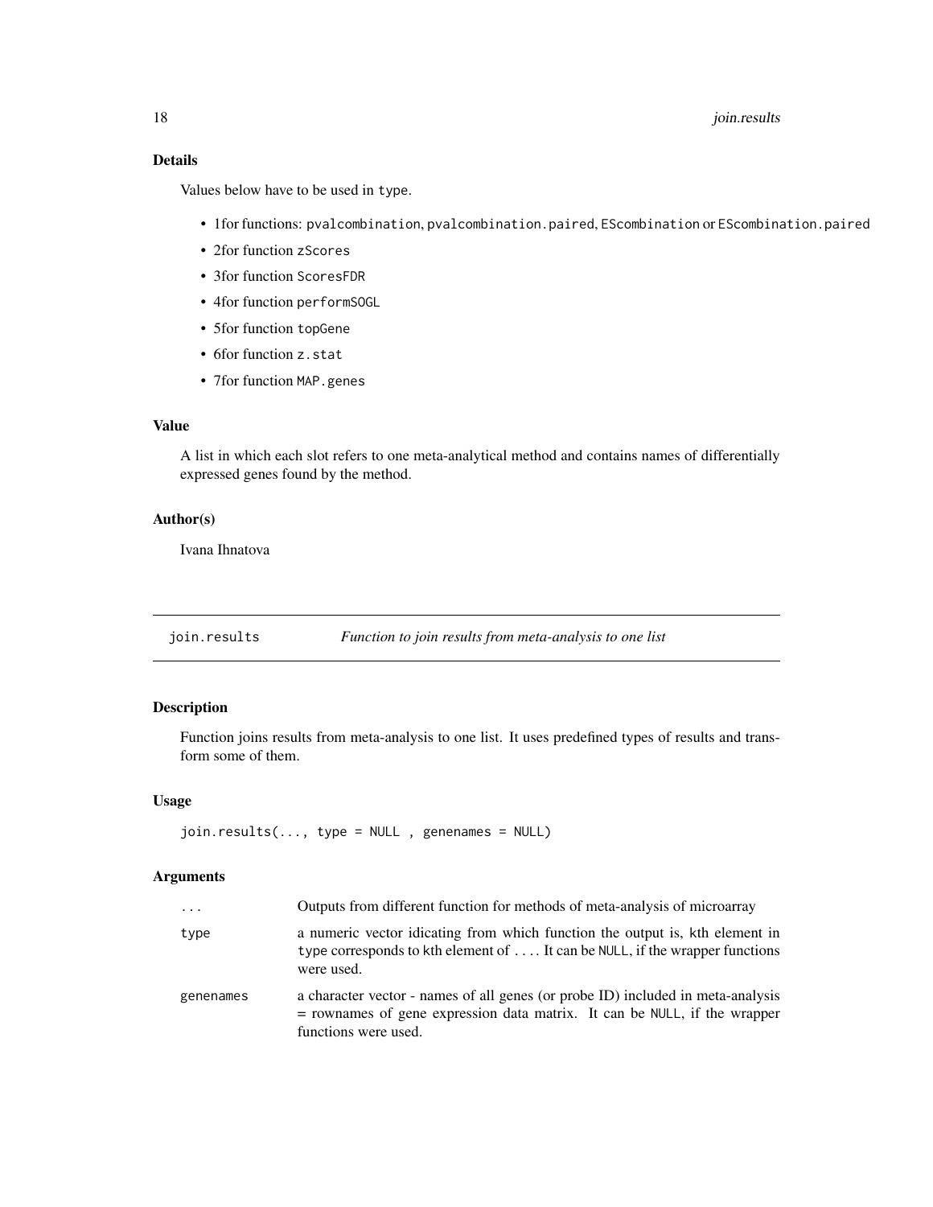## Details

Values below have to be used in `type`.

- 1for functions: `pvalcombination`, `pvalcombination.paired`, `EScombination` or `EScombination.paired`
- 2for function `zScores`
- 3for function `ScoresFDR`
- 4for function `performSOGL`
- 5for function `topGene`
- 6for function `z.stat`
- 7for function `MAP.genes`

## Value

A list in which each slot refers to one meta-analytical method and contains names of differentially expressed genes found by the method.

## Author(s)

Ivana Ihnatova

---

# join.results — *Function to join results from meta-analysis to one list*

## Description

Function joins results from meta-analysis to one list. It uses predefined types of results and transform some of them.

## Usage

```
join.results(..., type = NULL , genenames = NULL)
```

## Arguments

| | |
|---|---|
| `...` | Outputs from different function for methods of meta-analysis of microarray |
| `type` | a numeric vector idicating from which function the output is, kth element in `type` corresponds to kth element of `...`. It can be `NULL`, if the wrapper functions were used. |
| `genenames` | a character vector - names of all genes (or probe ID) included in meta-analysis = rownames of gene expression data matrix. It can be `NULL`, if the wrapper functions were used. |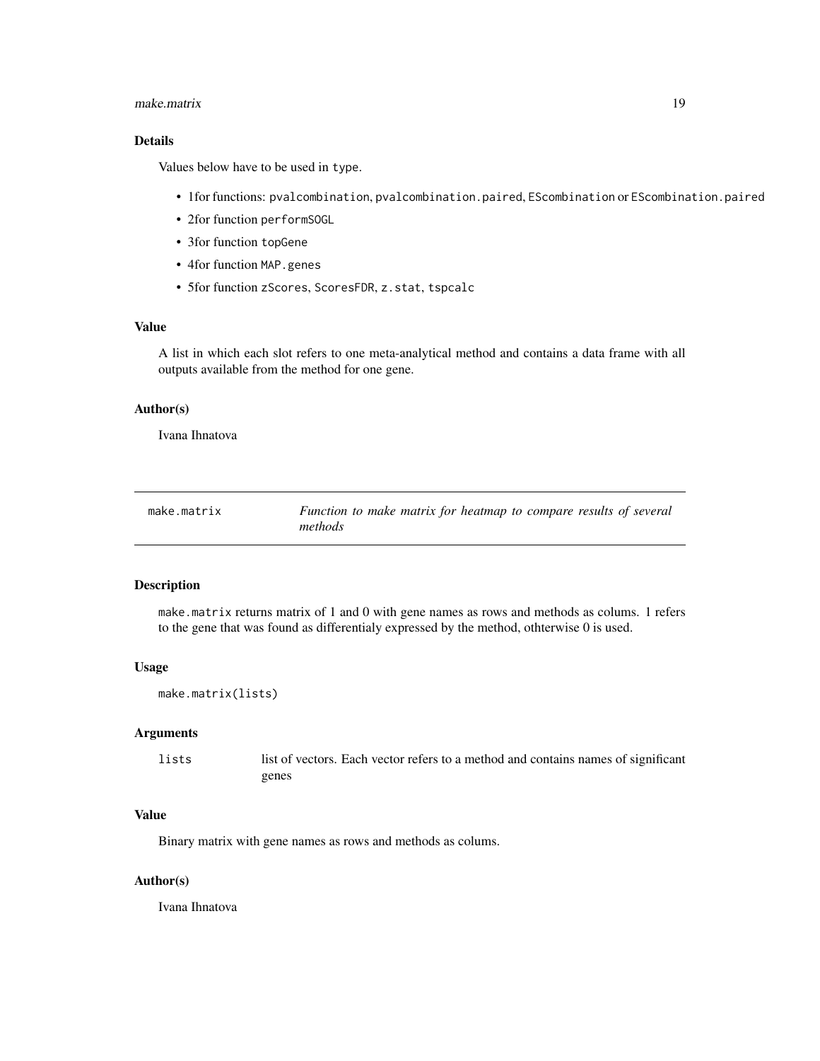### Details

Values below have to be used in type.

- 1for functions: pvalcombination, pvalcombination.paired, EScombination or EScombination.paired
- 2for function performSOGL
- 3for function topGene
- 4for function MAP.genes
- 5for function zScores, ScoresFDR, z.stat, tspcalc

### Value

A list in which each slot refers to one meta-analytical method and contains a data frame with all outputs available from the method for one gene.

### Author(s)

Ivana Ihnatova

---

## make.matrix — *Function to make matrix for heatmap to compare results of several methods*

---

### Description

make.matrix returns matrix of 1 and 0 with gene names as rows and methods as colums. 1 refers to the gene that was found as differentialy expressed by the method, othterwise 0 is used.

### Usage

```
make.matrix(lists)
```

### Arguments

| | |
|---|---|
| lists | list of vectors. Each vector refers to a method and contains names of significant genes |

### Value

Binary matrix with gene names as rows and methods as colums.

### Author(s)

Ivana Ihnatova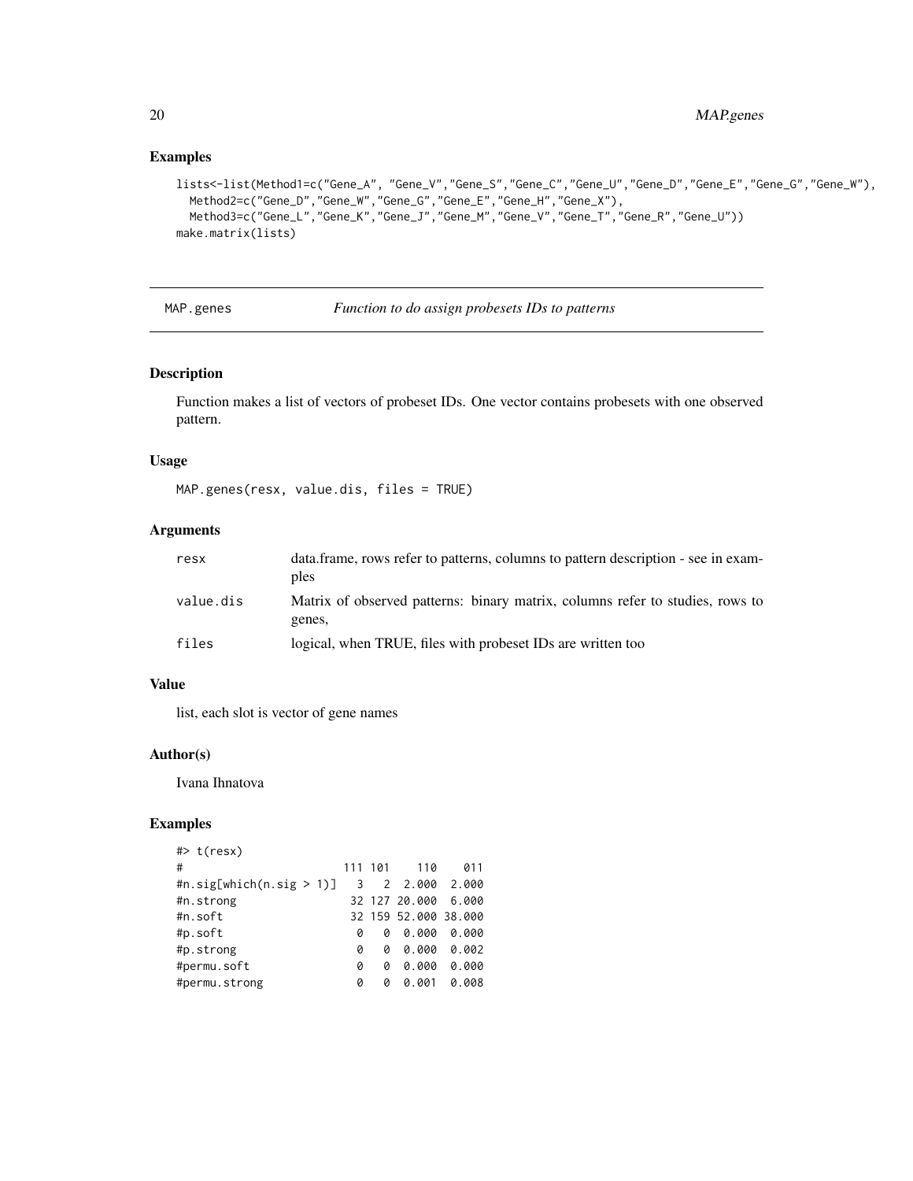## Examples

```
lists<-list(Method1=c("Gene_A", "Gene_V","Gene_S","Gene_C","Gene_U","Gene_D","Gene_E","Gene_G","Gene_W"),
  Method2=c("Gene_D","Gene_W","Gene_G","Gene_E","Gene_H","Gene_X"),
  Method3=c("Gene_L","Gene_K","Gene_J","Gene_M","Gene_V","Gene_T","Gene_R","Gene_U"))
make.matrix(lists)
```

---

MAP.genes *Function to do assign probesets IDs to patterns*

---

## Description

Function makes a list of vectors of probeset IDs. One vector contains probesets with one observed pattern.

## Usage

```
MAP.genes(resx, value.dis, files = TRUE)
```

## Arguments

| | |
|---|---|
| resx | data.frame, rows refer to patterns, columns to pattern description - see in examples |
| value.dis | Matrix of observed patterns: binary matrix, columns refer to studies, rows to genes, |
| files | logical, when TRUE, files with probeset IDs are written too |

## Value

list, each slot is vector of gene names

## Author(s)

Ivana Ihnatova

## Examples

```
#> t(resx)
#                         111 101    110    011
#n.sig[which(n.sig > 1)]    3   2  2.000  2.000
#n.strong                  32 127 20.000  6.000
#n.soft                    32 159 52.000 38.000
#p.soft                     0   0  0.000  0.000
#p.strong                   0   0  0.000  0.002
#permu.soft                 0   0  0.000  0.000
#permu.strong               0   0  0.001  0.008
```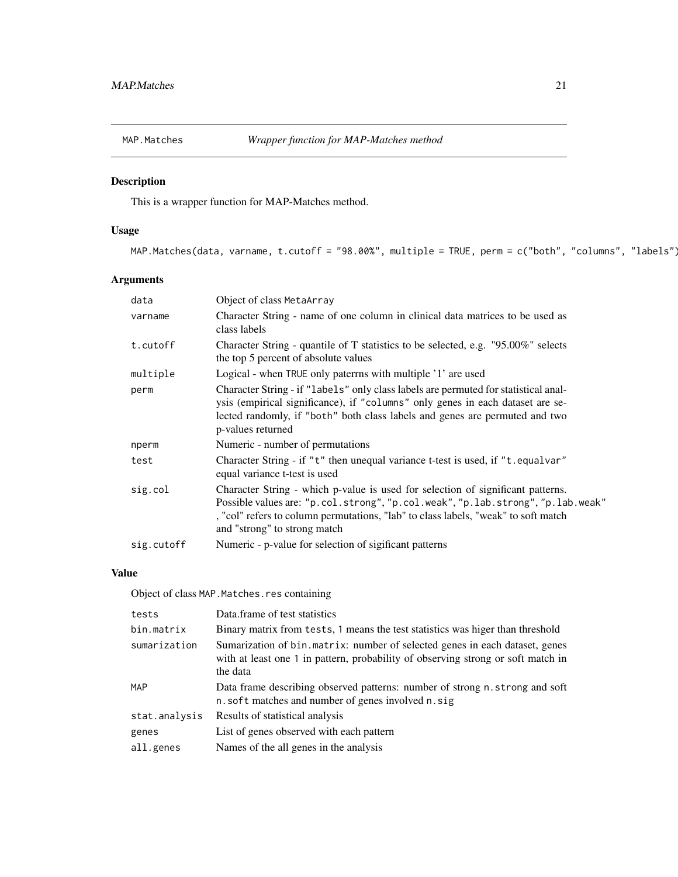## MAP.Matches — *Wrapper function for MAP-Matches method*

### Description

This is a wrapper function for MAP-Matches method.

### Usage

```
MAP.Matches(data, varname, t.cutoff = "98.00%", multiple = TRUE, perm = c("both", "columns", "labels")
```

### Arguments

| | |
|---|---|
| data | Object of class MetaArray |
| varname | Character String - name of one column in clinical data matrices to be used as class labels |
| t.cutoff | Character String - quantile of T statistics to be selected, e.g. "95.00%" selects the top 5 percent of absolute values |
| multiple | Logical - when TRUE only paterrns with multiple '1' are used |
| perm | Character String - if "labels" only class labels are permuted for statistical analysis (empirical significance), if "columns" only genes in each dataset are selected randomly, if "both" both class labels and genes are permuted and two p-values returned |
| nperm | Numeric - number of permutations |
| test | Character String - if "t" then unequal variance t-test is used, if "t.equalvar" equal variance t-test is used |
| sig.col | Character String - which p-value is used for selection of significant patterns. Possible values are: "p.col.strong", "p.col.weak", "p.lab.strong", "p.lab.weak" , "col" refers to column permutations, "lab" to class labels, "weak" to soft match and "strong" to strong match |
| sig.cutoff | Numeric - p-value for selection of sigificant patterns |

### Value

Object of class MAP.Matches.res containing

| | |
|---|---|
| tests | Data.frame of test statistics |
| bin.matrix | Binary matrix from tests, 1 means the test statistics was higer than threshold |
| sumarization | Sumarization of bin.matrix: number of selected genes in each dataset, genes with at least one 1 in pattern, probability of observing strong or soft match in the data |
| MAP | Data frame describing observed patterns: number of strong n.strong and soft n.soft matches and number of genes involved n.sig |
| stat.analysis | Results of statistical analysis |
| genes | List of genes observed with each pattern |
| all.genes | Names of the all genes in the analysis |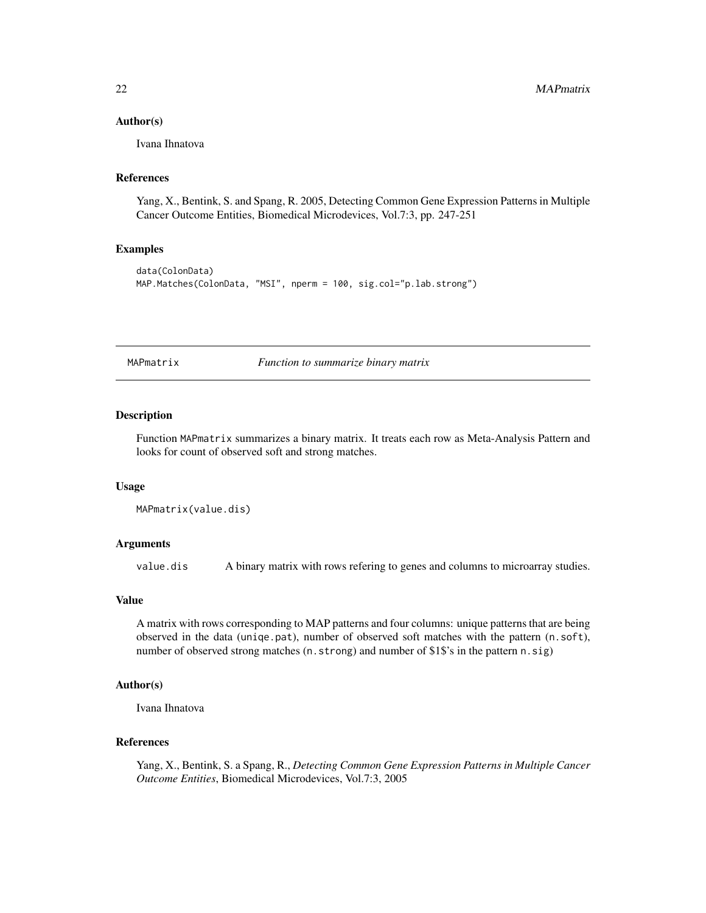### Author(s)

Ivana Ihnatova

### References

Yang, X., Bentink, S. and Spang, R. 2005, Detecting Common Gene Expression Patterns in Multiple Cancer Outcome Entities, Biomedical Microdevices, Vol.7:3, pp. 247-251

### Examples

```
data(ColonData)
MAP.Matches(ColonData, "MSI", nperm = 100, sig.col="p.lab.strong")
```

---

## MAPmatrix    *Function to summarize binary matrix*

---

### Description

Function `MAPmatrix` summarizes a binary matrix. It treats each row as Meta-Analysis Pattern and looks for count of observed soft and strong matches.

### Usage

```
MAPmatrix(value.dis)
```

### Arguments

| | |
|---|---|
| `value.dis` | A binary matrix with rows refering to genes and columns to microarray studies. |

### Value

A matrix with rows corresponding to MAP patterns and four columns: unique patterns that are being observed in the data (`uniqe.pat`), number of observed soft matches with the pattern (`n.soft`), number of observed strong matches (`n.strong`) and number of $1$'s in the pattern `n.sig`)

### Author(s)

Ivana Ihnatova

### References

Yang, X., Bentink, S. a Spang, R., *Detecting Common Gene Expression Patterns in Multiple Cancer Outcome Entities*, Biomedical Microdevices, Vol.7:3, 2005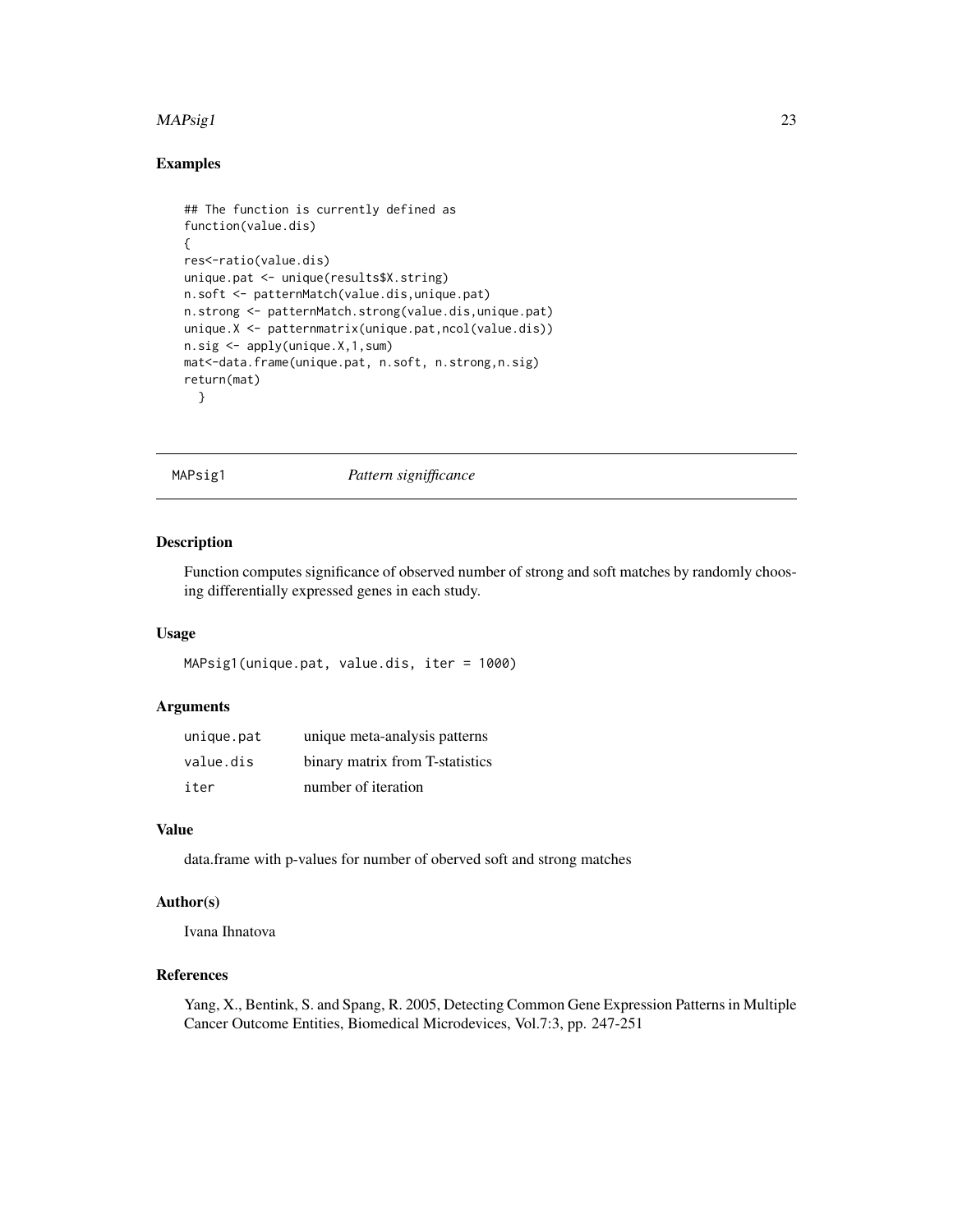## Examples

```
## The function is currently defined as
function(value.dis)
{
res<-ratio(value.dis)
unique.pat <- unique(results$X.string)
n.soft <- patternMatch(value.dis,unique.pat)
n.strong <- patternMatch.strong(value.dis,unique.pat)
unique.X <- patternmatrix(unique.pat,ncol(value.dis))
n.sig <- apply(unique.X,1,sum)
mat<-data.frame(unique.pat, n.soft, n.strong,n.sig)
return(mat)
  }
```

---

# MAPsig1 *Pattern signifficance*

## Description

Function computes significance of observed number of strong and soft matches by randomly choosing differentially expressed genes in each study.

## Usage

```
MAPsig1(unique.pat, value.dis, iter = 1000)
```

## Arguments

| | |
|---|---|
| unique.pat | unique meta-analysis patterns |
| value.dis | binary matrix from T-statistics |
| iter | number of iteration |

## Value

data.frame with p-values for number of oberved soft and strong matches

## Author(s)

Ivana Ihnatova

## References

Yang, X., Bentink, S. and Spang, R. 2005, Detecting Common Gene Expression Patterns in Multiple Cancer Outcome Entities, Biomedical Microdevices, Vol.7:3, pp. 247-251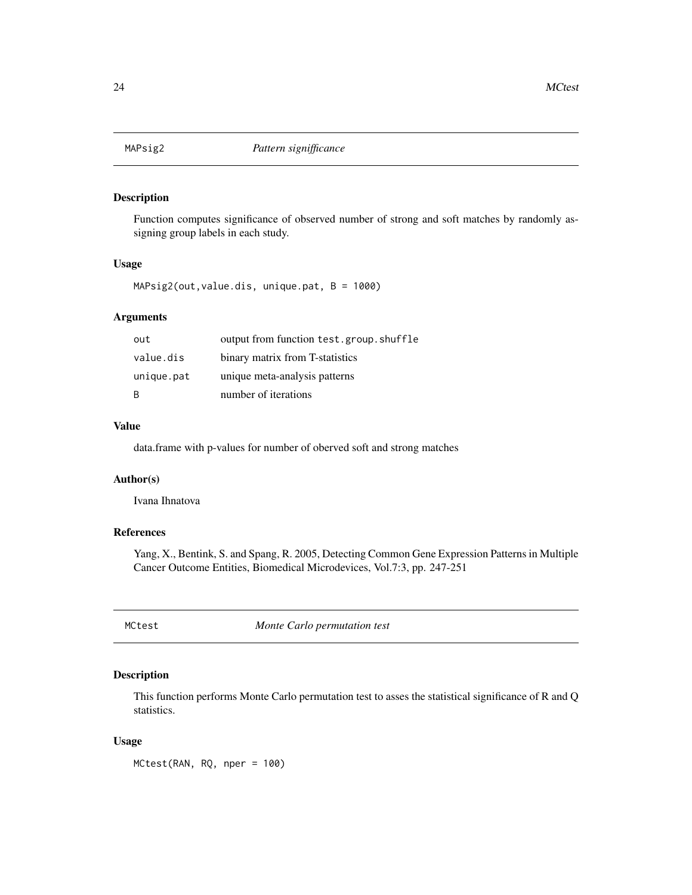## MAPsig2 *Pattern signifficance*

### Description

Function computes significance of observed number of strong and soft matches by randomly assigning group labels in each study.

### Usage

```
MAPsig2(out,value.dis, unique.pat, B = 1000)
```

### Arguments

| | |
|---|---|
| out | output from function test.group.shuffle |
| value.dis | binary matrix from T-statistics |
| unique.pat | unique meta-analysis patterns |
| B | number of iterations |

### Value

data.frame with p-values for number of oberved soft and strong matches

### Author(s)

Ivana Ihnatova

### References

Yang, X., Bentink, S. and Spang, R. 2005, Detecting Common Gene Expression Patterns in Multiple Cancer Outcome Entities, Biomedical Microdevices, Vol.7:3, pp. 247-251

## MCtest *Monte Carlo permutation test*

### Description

This function performs Monte Carlo permutation test to asses the statistical significance of R and Q statistics.

### Usage

```
MCtest(RAN, RQ, nper = 100)
```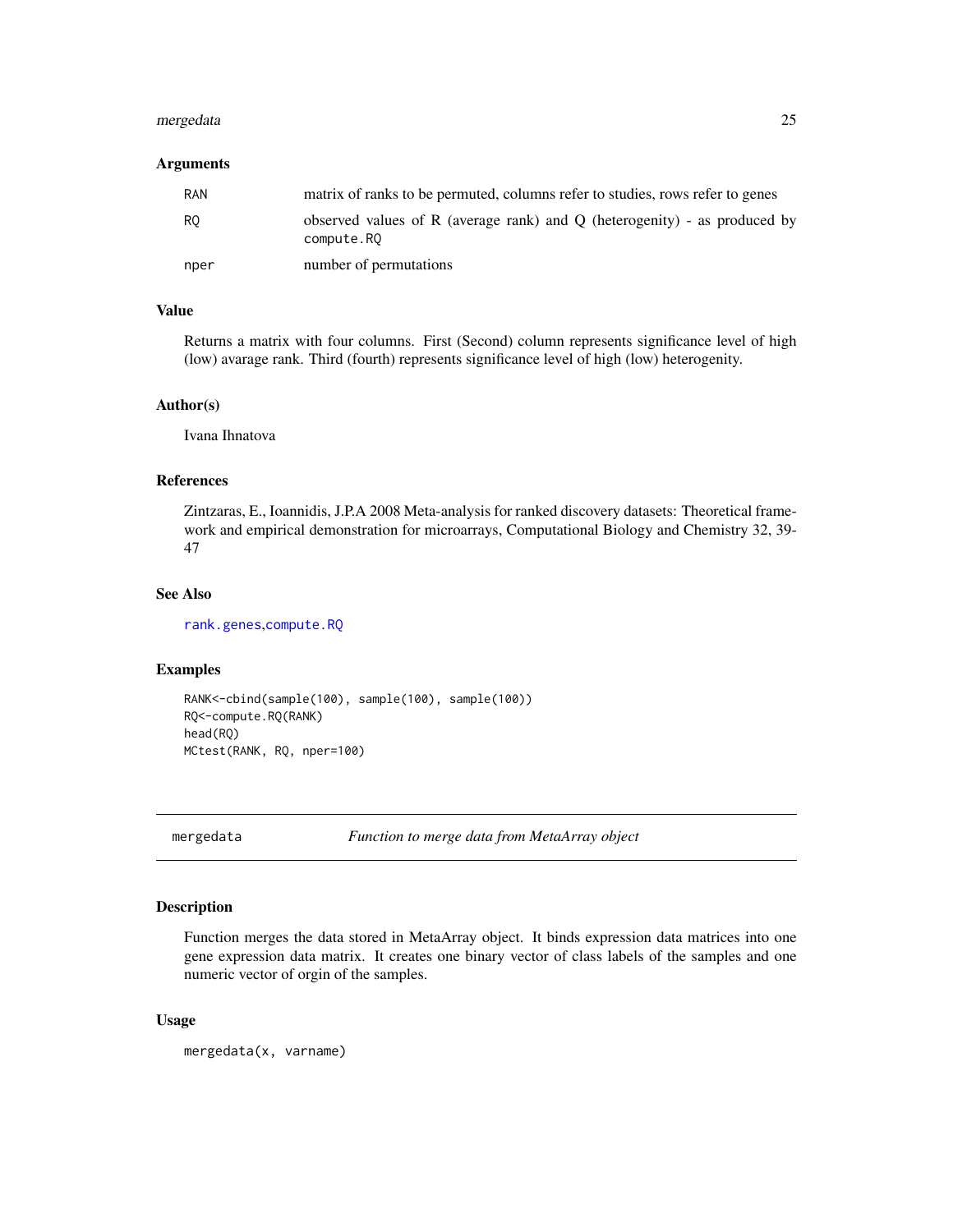### Arguments

| | |
|---|---|
| RAN | matrix of ranks to be permuted, columns refer to studies, rows refer to genes |
| RQ | observed values of R (average rank) and Q (heterogenity) - as produced by compute.RQ |
| nper | number of permutations |

### Value

Returns a matrix with four columns. First (Second) column represents significance level of high (low) avarage rank. Third (fourth) represents significance level of high (low) heterogenity.

### Author(s)

Ivana Ihnatova

### References

Zintzaras, E., Ioannidis, J.P.A 2008 Meta-analysis for ranked discovery datasets: Theoretical framework and empirical demonstration for microarrays, Computational Biology and Chemistry 32, 39-47

### See Also

rank.genes,compute.RQ

### Examples

```
RANK<-cbind(sample(100), sample(100), sample(100))
RQ<-compute.RQ(RANK)
head(RQ)
MCtest(RANK, RQ, nper=100)
```

---

## mergedata — *Function to merge data from MetaArray object*

### Description

Function merges the data stored in MetaArray object. It binds expression data matrices into one gene expression data matrix. It creates one binary vector of class labels of the samples and one numeric vector of orgin of the samples.

### Usage

```
mergedata(x, varname)
```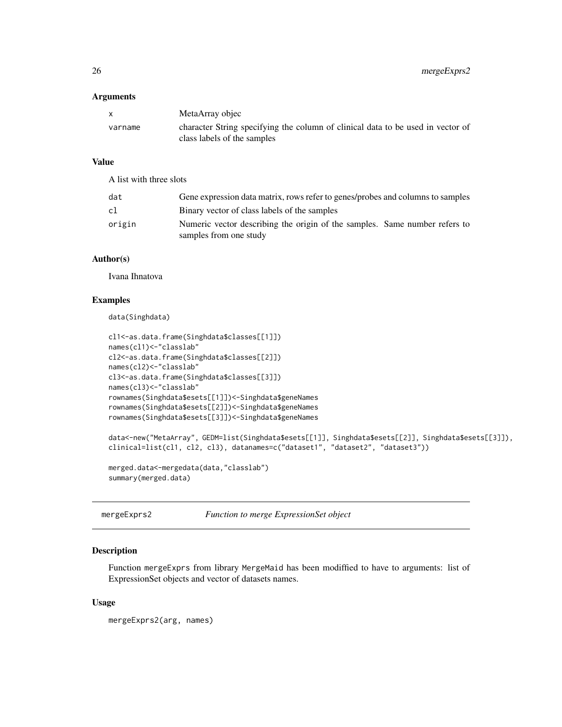## Arguments

| | |
|---|---|
| x | MetaArray objec |
| varname | character String specifying the column of clinical data to be used in vector of class labels of the samples |

## Value

A list with three slots

| | |
|---|---|
| dat | Gene expression data matrix, rows refer to genes/probes and columns to samples |
| cl | Binary vector of class labels of the samples |
| origin | Numeric vector describing the origin of the samples. Same number refers to samples from one study |

## Author(s)

Ivana Ihnatova

## Examples

```
data(Singhdata)

cl1<-as.data.frame(Singhdata$classes[[1]])
names(cl1)<-"classlab"
cl2<-as.data.frame(Singhdata$classes[[2]])
names(cl2)<-"classlab"
cl3<-as.data.frame(Singhdata$classes[[3]])
names(cl3)<-"classlab"
rownames(Singhdata$esets[[1]])<-Singhdata$geneNames
rownames(Singhdata$esets[[2]])<-Singhdata$geneNames
rownames(Singhdata$esets[[3]])<-Singhdata$geneNames

data<-new("MetaArray", GEDM=list(Singhdata$esets[[1]], Singhdata$esets[[2]], Singhdata$esets[[3]]),
clinical=list(cl1, cl2, cl3), datanames=c("dataset1", "dataset2", "dataset3"))

merged.data<-mergedata(data,"classlab")
summary(merged.data)
```

---

# mergeExprs2 *Function to merge ExpressionSet object*

## Description

Function mergeExprs from library MergeMaid has been modiffied to have to arguments: list of ExpressionSet objects and vector of datasets names.

## Usage

```
mergeExprs2(arg, names)
```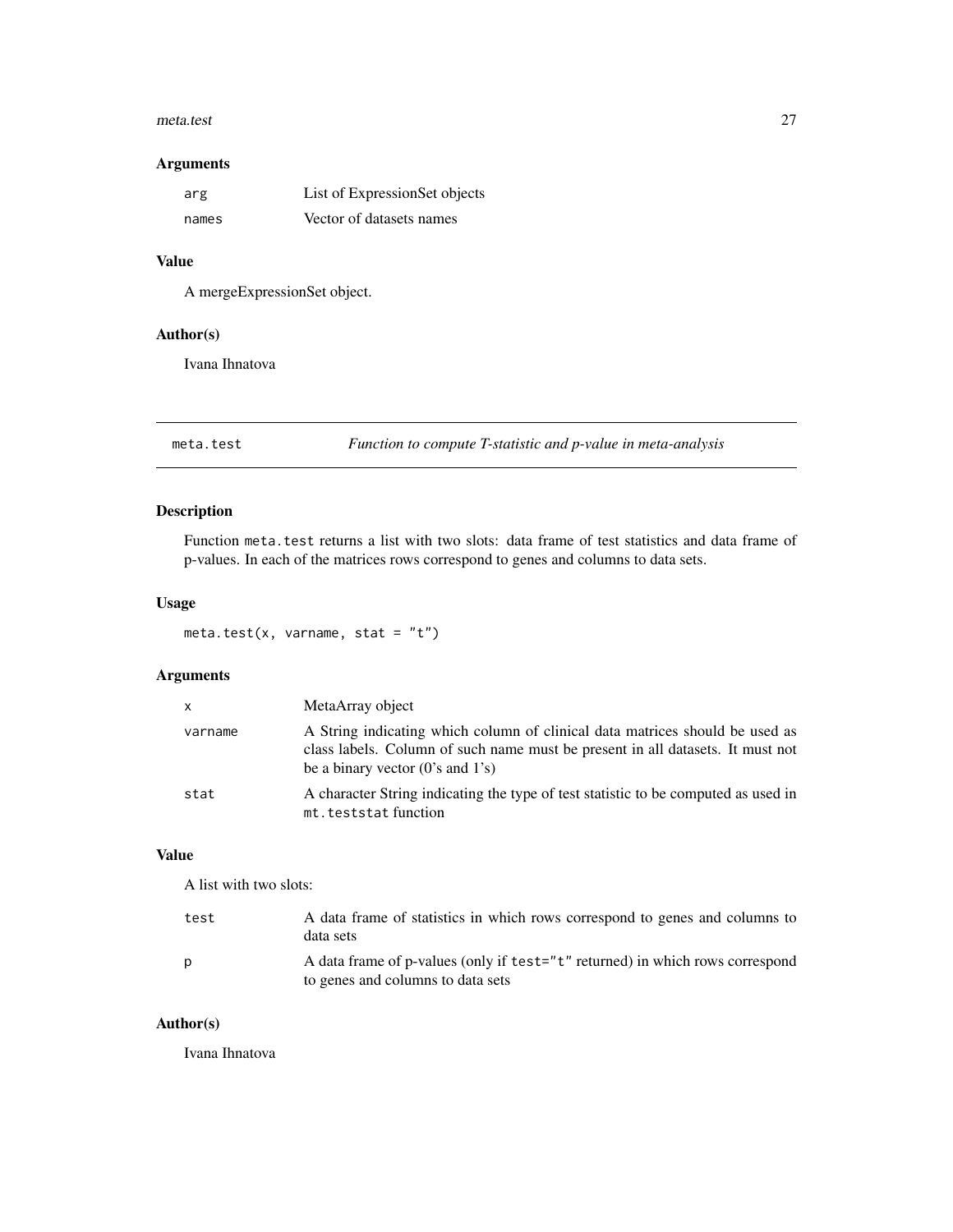### Arguments

| | |
|---|---|
| `arg` | List of ExpressionSet objects |
| `names` | Vector of datasets names |

### Value

A mergeExpressionSet object.

### Author(s)

Ivana Ihnatova

---

## meta.test — *Function to compute T-statistic and p-value in meta-analysis*

---

### Description

Function `meta.test` returns a list with two slots: data frame of test statistics and data frame of p-values. In each of the matrices rows correspond to genes and columns to data sets.

### Usage

```
meta.test(x, varname, stat = "t")
```

### Arguments

| | |
|---|---|
| `x` | MetaArray object |
| `varname` | A String indicating which column of clinical data matrices should be used as class labels. Column of such name must be present in all datasets. It must not be a binary vector (0's and 1's) |
| `stat` | A character String indicating the type of test statistic to be computed as used in `mt.teststat` function |

### Value

A list with two slots:

| | |
|---|---|
| `test` | A data frame of statistics in which rows correspond to genes and columns to data sets |
| `p` | A data frame of p-values (only if `test="t"` returned) in which rows correspond to genes and columns to data sets |

### Author(s)

Ivana Ihnatova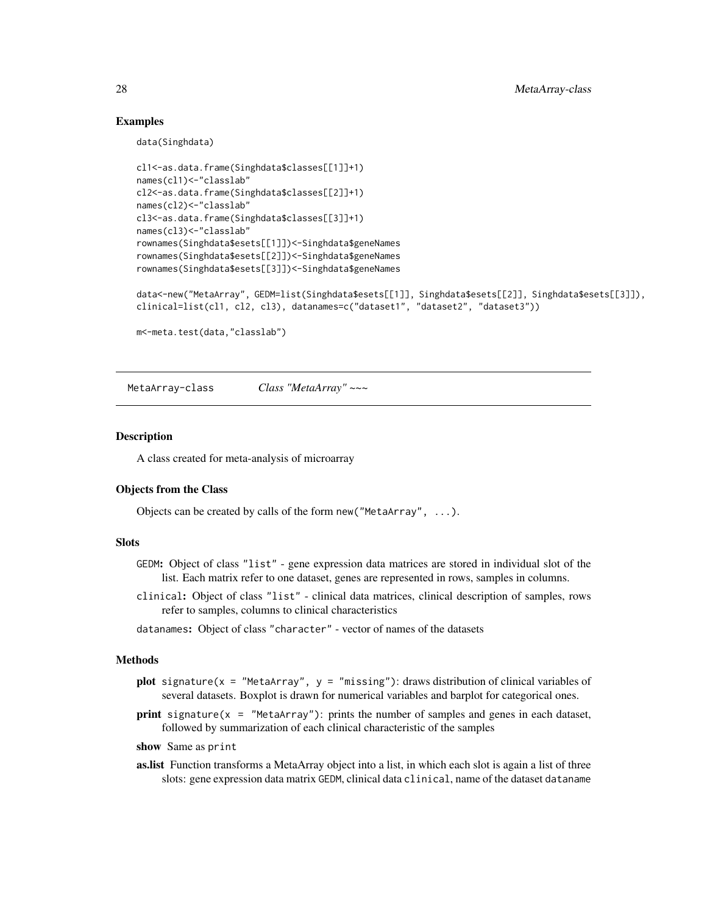## Examples

```
data(Singhdata)

cl1<-as.data.frame(Singhdata$classes[[1]]+1)
names(cl1)<-"classlab"
cl2<-as.data.frame(Singhdata$classes[[2]]+1)
names(cl2)<-"classlab"
cl3<-as.data.frame(Singhdata$classes[[3]]+1)
names(cl3)<-"classlab"
rownames(Singhdata$esets[[1]])<-Singhdata$geneNames
rownames(Singhdata$esets[[2]])<-Singhdata$geneNames
rownames(Singhdata$esets[[3]])<-Singhdata$geneNames

data<-new("MetaArray", GEDM=list(Singhdata$esets[[1]], Singhdata$esets[[2]], Singhdata$esets[[3]]),
clinical=list(cl1, cl2, cl3), datanames=c("dataset1", "dataset2", "dataset3"))

m<-meta.test(data,"classlab")
```

---

# MetaArray-class — *Class "MetaArray" ~~~*

## Description

A class created for meta-analysis of microarray

## Objects from the Class

Objects can be created by calls of the form `new("MetaArray", ...)`.

## Slots

- `GEDM`**:** Object of class `"list"` - gene expression data matrices are stored in individual slot of the list. Each matrix refer to one dataset, genes are represented in rows, samples in columns.
- `clinical`**:** Object of class `"list"` - clinical data matrices, clinical description of samples, rows refer to samples, columns to clinical characteristics
- `datanames`**:** Object of class `"character"` - vector of names of the datasets

## Methods

- **plot** `signature(x = "MetaArray", y = "missing")`: draws distribution of clinical variables of several datasets. Boxplot is drawn for numerical variables and barplot for categorical ones.
- **print** `signature(x = "MetaArray")`: prints the number of samples and genes in each dataset, followed by summarization of each clinical characteristic of the samples
- **show** Same as `print`
- **as.list** Function transforms a MetaArray object into a list, in which each slot is again a list of three slots: gene expression data matrix `GEDM`, clinical data `clinical`, name of the dataset `dataname`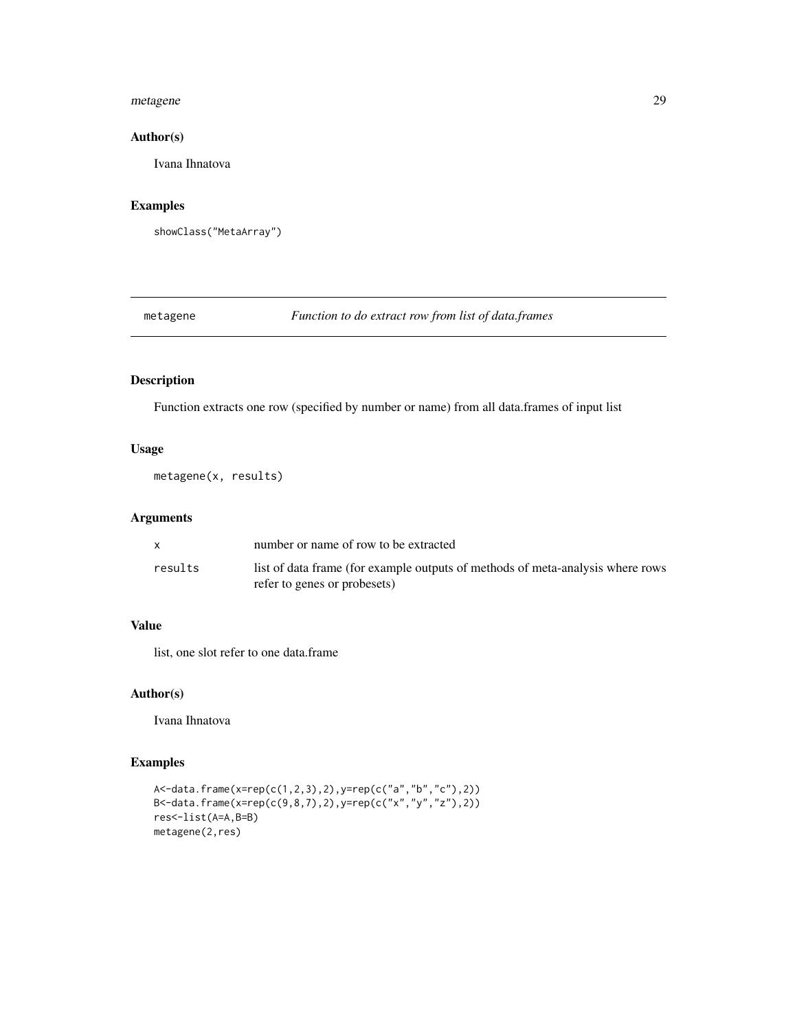## Author(s)

Ivana Ihnatova

## Examples

```
showClass("MetaArray")
```

---

# metagene *Function to do extract row from list of data.frames*

---

## Description

Function extracts one row (specified by number or name) from all data.frames of input list

## Usage

```
metagene(x, results)
```

## Arguments

| | |
|---|---|
| x | number or name of row to be extracted |
| results | list of data frame (for example outputs of methods of meta-analysis where rows refer to genes or probesets) |

## Value

list, one slot refer to one data.frame

## Author(s)

Ivana Ihnatova

## Examples

```
A<-data.frame(x=rep(c(1,2,3),2),y=rep(c("a","b","c"),2))
B<-data.frame(x=rep(c(9,8,7),2),y=rep(c("x","y","z"),2))
res<-list(A=A,B=B)
metagene(2,res)
```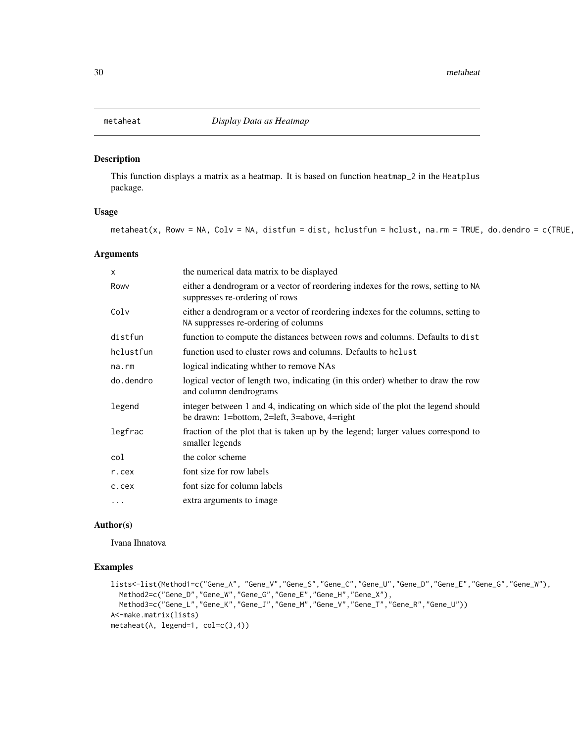## metaheat *Display Data as Heatmap*

### Description

This function displays a matrix as a heatmap. It is based on function heatmap_2 in the Heatplus package.

### Usage

```
metaheat(x, Rowv = NA, Colv = NA, distfun = dist, hclustfun = hclust, na.rm = TRUE, do.dendro = c(TRUE,
```

### Arguments

| | |
|---|---|
| x | the numerical data matrix to be displayed |
| Rowv | either a dendrogram or a vector of reordering indexes for the rows, setting to NA suppresses re-ordering of rows |
| Colv | either a dendrogram or a vector of reordering indexes for the columns, setting to NA suppresses re-ordering of columns |
| distfun | function to compute the distances between rows and columns. Defaults to dist |
| hclustfun | function used to cluster rows and columns. Defaults to hclust |
| na.rm | logical indicating whther to remove NAs |
| do.dendro | logical vector of length two, indicating (in this order) whether to draw the row and column dendrograms |
| legend | integer between 1 and 4, indicating on which side of the plot the legend should be drawn: 1=bottom, 2=left, 3=above, 4=right |
| legfrac | fraction of the plot that is taken up by the legend; larger values correspond to smaller legends |
| col | the color scheme |
| r.cex | font size for row labels |
| c.cex | font size for column labels |
| ... | extra arguments to image |

### Author(s)

Ivana Ihnatova

### Examples

```
lists<-list(Method1=c("Gene_A", "Gene_V","Gene_S","Gene_C","Gene_U","Gene_D","Gene_E","Gene_G","Gene_W"),
  Method2=c("Gene_D","Gene_W","Gene_G","Gene_E","Gene_H","Gene_X"),
  Method3=c("Gene_L","Gene_K","Gene_J","Gene_M","Gene_V","Gene_T","Gene_R","Gene_U"))
A<-make.matrix(lists)
metaheat(A, legend=1, col=c(3,4))
```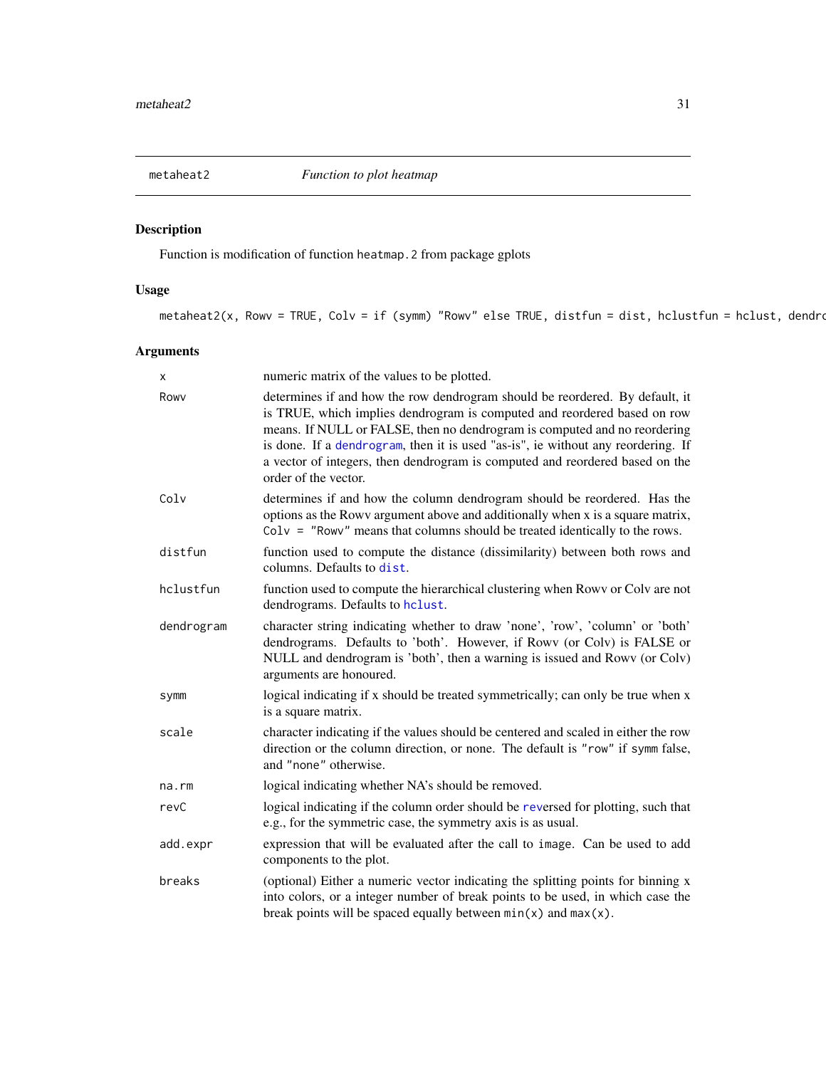## metaheat2 *Function to plot heatmap*

### Description

Function is modification of function `heatmap.2` from package gplots

### Usage

```
metaheat2(x, Rowv = TRUE, Colv = if (symm) "Rowv" else TRUE, distfun = dist, hclustfun = hclust, dendro
```

### Arguments

| | |
|---|---|
| `x` | numeric matrix of the values to be plotted. |
| `Rowv` | determines if and how the row dendrogram should be reordered. By default, it is TRUE, which implies dendrogram is computed and reordered based on row means. If NULL or FALSE, then no dendrogram is computed and no reordering is done. If a `dendrogram`, then it is used "as-is", ie without any reordering. If a vector of integers, then dendrogram is computed and reordered based on the order of the vector. |
| `Colv` | determines if and how the column dendrogram should be reordered. Has the options as the Rowv argument above and additionally when x is a square matrix, `Colv = "Rowv"` means that columns should be treated identically to the rows. |
| `distfun` | function used to compute the distance (dissimilarity) between both rows and columns. Defaults to `dist`. |
| `hclustfun` | function used to compute the hierarchical clustering when Rowv or Colv are not dendrograms. Defaults to `hclust`. |
| `dendrogram` | character string indicating whether to draw 'none', 'row', 'column' or 'both' dendrograms. Defaults to 'both'. However, if Rowv (or Colv) is FALSE or NULL and dendrogram is 'both', then a warning is issued and Rowv (or Colv) arguments are honoured. |
| `symm` | logical indicating if x should be treated symmetrically; can only be true when x is a square matrix. |
| `scale` | character indicating if the values should be centered and scaled in either the row direction or the column direction, or none. The default is `"row"` if `symm` false, and `"none"` otherwise. |
| `na.rm` | logical indicating whether NA's should be removed. |
| `revC` | logical indicating if the column order should be `rev`ersed for plotting, such that e.g., for the symmetric case, the symmetry axis is as usual. |
| `add.expr` | expression that will be evaluated after the call to `image`. Can be used to add components to the plot. |
| `breaks` | (optional) Either a numeric vector indicating the splitting points for binning x into colors, or a integer number of break points to be used, in which case the break points will be spaced equally between `min(x)` and `max(x)`. |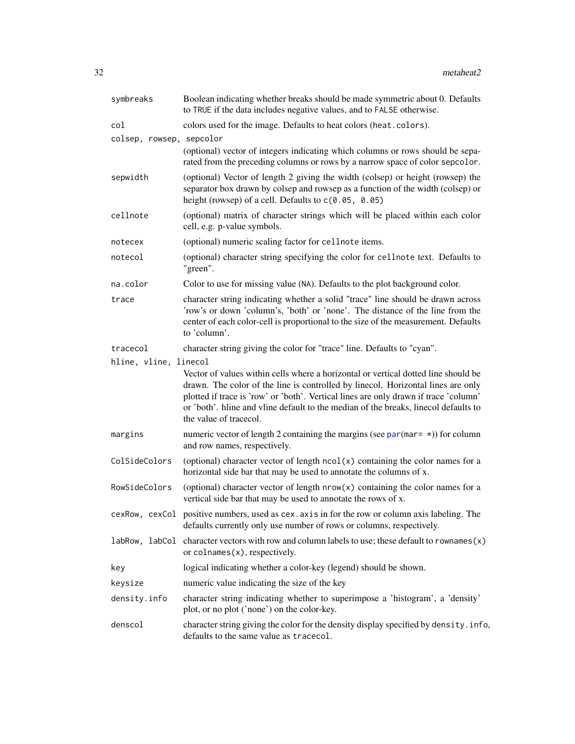| | |
|---|---|
| symbreaks | Boolean indicating whether breaks should be made symmetric about 0. Defaults to TRUE if the data includes negative values, and to FALSE otherwise. |
| col | colors used for the image. Defaults to heat colors (heat.colors). |
| colsep, rowsep, sepcolor | (optional) vector of integers indicating which columns or rows should be separated from the preceding columns or rows by a narrow space of color sepcolor. |
| sepwidth | (optional) Vector of length 2 giving the width (colsep) or height (rowsep) the separator box drawn by colsep and rowsep as a function of the width (colsep) or height (rowsep) of a cell. Defaults to c(0.05, 0.05) |
| cellnote | (optional) matrix of character strings which will be placed within each color cell, e.g. p-value symbols. |
| notecex | (optional) numeric scaling factor for cellnote items. |
| notecol | (optional) character string specifying the color for cellnote text. Defaults to "green". |
| na.color | Color to use for missing value (NA). Defaults to the plot background color. |
| trace | character string indicating whether a solid "trace" line should be drawn across 'row's or down 'column's, 'both' or 'none'. The distance of the line from the center of each color-cell is proportional to the size of the measurement. Defaults to 'column'. |
| tracecol | character string giving the color for "trace" line. Defaults to "cyan". |
| hline, vline, linecol | Vector of values within cells where a horizontal or vertical dotted line should be drawn. The color of the line is controlled by linecol. Horizontal lines are only plotted if trace is 'row' or 'both'. Vertical lines are only drawn if trace 'column' or 'both'. hline and vline default to the median of the breaks, linecol defaults to the value of tracecol. |
| margins | numeric vector of length 2 containing the margins (see par(mar= *)) for column and row names, respectively. |
| ColSideColors | (optional) character vector of length ncol(x) containing the color names for a horizontal side bar that may be used to annotate the columns of x. |
| RowSideColors | (optional) character vector of length nrow(x) containing the color names for a vertical side bar that may be used to annotate the rows of x. |
| cexRow, cexCol | positive numbers, used as cex.axis in for the row or column axis labeling. The defaults currently only use number of rows or columns, respectively. |
| labRow, labCol | character vectors with row and column labels to use; these default to rownames(x) or colnames(x), respectively. |
| key | logical indicating whether a color-key (legend) should be shown. |
| keysize | numeric value indicating the size of the key |
| density.info | character string indicating whether to superimpose a 'histogram', a 'density' plot, or no plot ('none') on the color-key. |
| denscol | character string giving the color for the density display specified by density.info, defaults to the same value as tracecol. |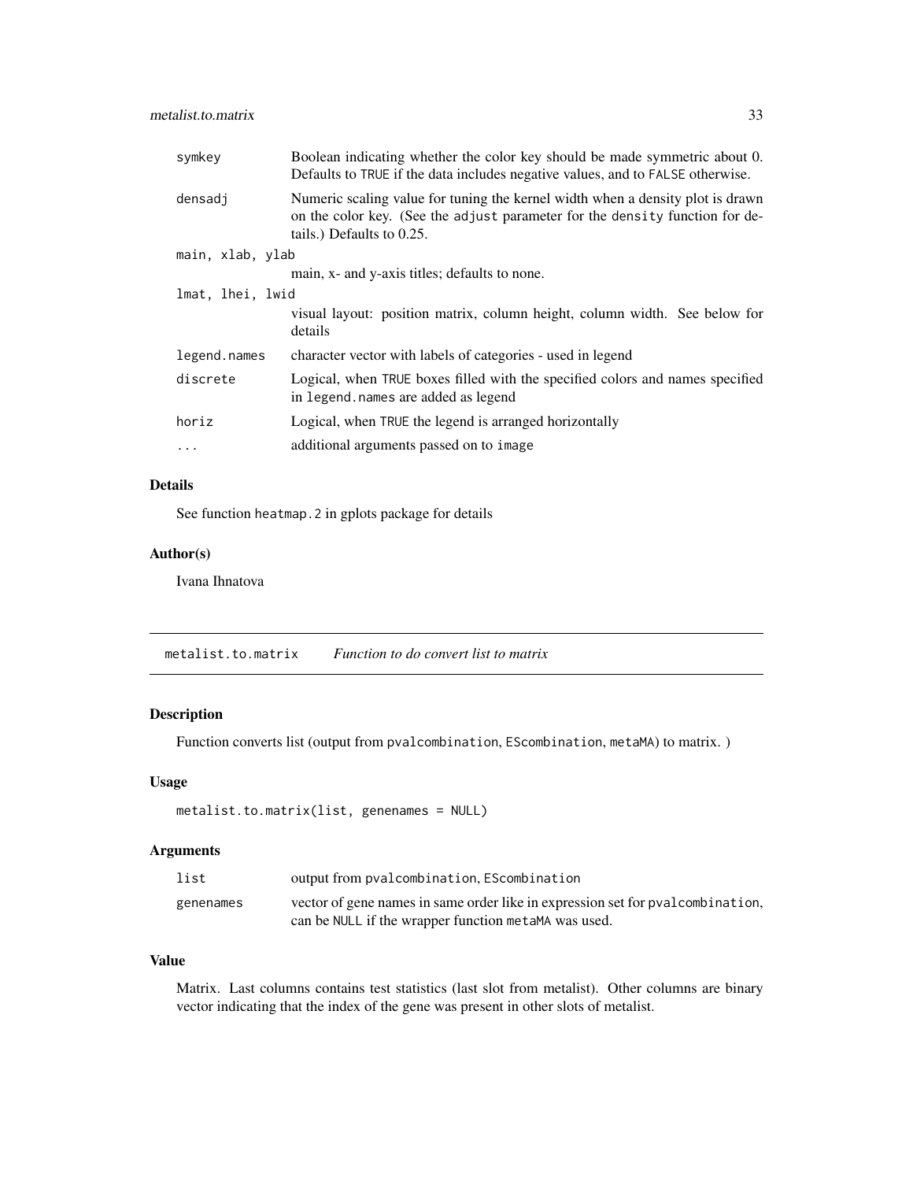| | |
|---|---|
| symkey | Boolean indicating whether the color key should be made symmetric about 0. Defaults to TRUE if the data includes negative values, and to FALSE otherwise. |
| densadj | Numeric scaling value for tuning the kernel width when a density plot is drawn on the color key. (See the adjust parameter for the density function for details.) Defaults to 0.25. |
| main, xlab, ylab | main, x- and y-axis titles; defaults to none. |
| lmat, lhei, lwid | visual layout: position matrix, column height, column width. See below for details |
| legend.names | character vector with labels of categories - used in legend |
| discrete | Logical, when TRUE boxes filled with the specified colors and names specified in legend.names are added as legend |
| horiz | Logical, when TRUE the legend is arranged horizontally |
| ... | additional arguments passed on to image |

### Details

See function heatmap.2 in gplots package for details

### Author(s)

Ivana Ihnatova

## metalist.to.matrix *Function to do convert list to matrix*

### Description

Function converts list (output from pvalcombination, EScombination, metaMA) to matrix. )

### Usage

```
metalist.to.matrix(list, genenames = NULL)
```

### Arguments

| | |
|---|---|
| list | output from pvalcombination, EScombination |
| genenames | vector of gene names in same order like in expression set for pvalcombination, can be NULL if the wrapper function metaMA was used. |

### Value

Matrix. Last columns contains test statistics (last slot from metalist). Other columns are binary vector indicating that the index of the gene was present in other slots of metalist.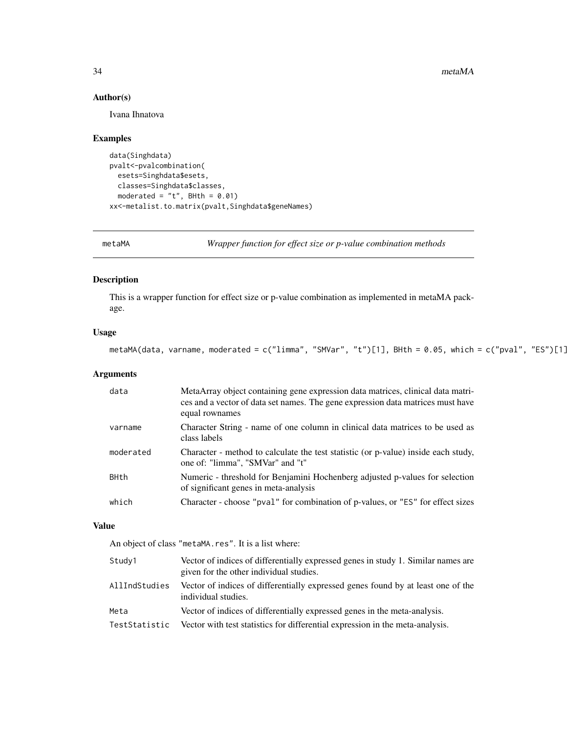### Author(s)

Ivana Ihnatova

### Examples

```
data(Singhdata)
pvalt<-pvalcombination(
  esets=Singhdata$esets,
  classes=Singhdata$classes,
  moderated = "t", BHth = 0.01)
xx<-metalist.to.matrix(pvalt,Singhdata$geneNames)
```

---

## metaMA — *Wrapper function for effect size or p-value combination methods*

---

### Description

This is a wrapper function for effect size or p-value combination as implemented in metaMA package.

### Usage

```
metaMA(data, varname, moderated = c("limma", "SMVar", "t")[1], BHth = 0.05, which = c("pval", "ES")[1])
```

### Arguments

| | |
|---|---|
| `data` | MetaArray object containing gene expression data matrices, clinical data matrices and a vector of data set names. The gene expression data matrices must have equal rownames |
| `varname` | Character String - name of one column in clinical data matrices to be used as class labels |
| `moderated` | Character - method to calculate the test statistic (or p-value) inside each study, one of: "limma", "SMVar" and "t" |
| `BHth` | Numeric - threshold for Benjamini Hochenberg adjusted p-values for selection of significant genes in meta-analysis |
| `which` | Character - choose "pval" for combination of p-values, or "ES" for effect sizes |

### Value

An object of class "metaMA.res". It is a list where:

| | |
|---|---|
| `Study1` | Vector of indices of differentially expressed genes in study 1. Similar names are given for the other individual studies. |
| `AllIndStudies` | Vector of indices of differentially expressed genes found by at least one of the individual studies. |
| `Meta` | Vector of indices of differentially expressed genes in the meta-analysis. |
| `TestStatistic` | Vector with test statistics for differential expression in the meta-analysis. |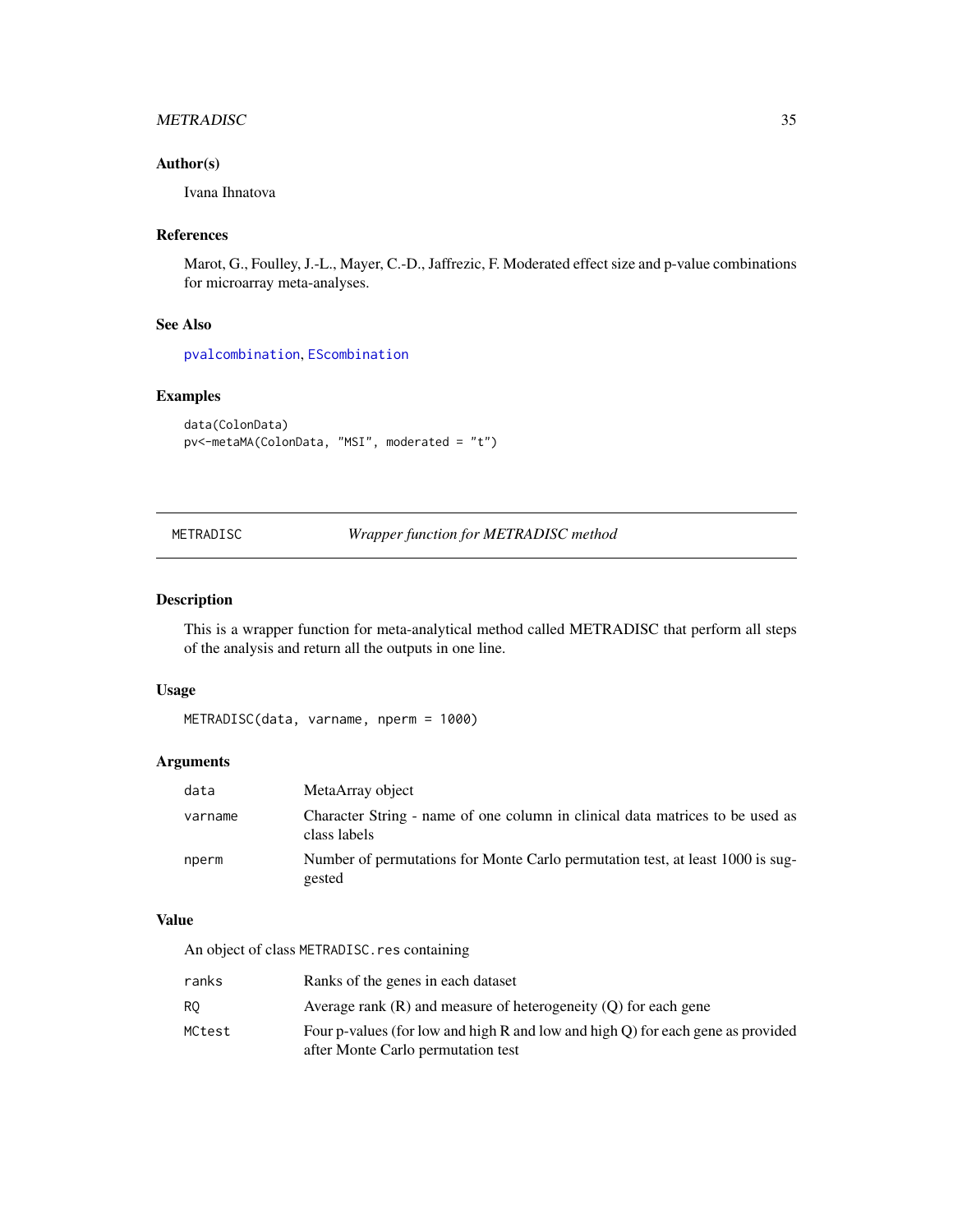## Author(s)

Ivana Ihnatova

## References

Marot, G., Foulley, J.-L., Mayer, C.-D., Jaffrezic, F. Moderated effect size and p-value combinations for microarray meta-analyses.

## See Also

pvalcombination, EScombination

## Examples

```
data(ColonData)
pv<-metaMA(ColonData, "MSI", moderated = "t")
```

---

# METRADISC — *Wrapper function for METRADISC method*

## Description

This is a wrapper function for meta-analytical method called METRADISC that perform all steps of the analysis and return all the outputs in one line.

## Usage

```
METRADISC(data, varname, nperm = 1000)
```

## Arguments

| | |
|---|---|
| `data` | MetaArray object |
| `varname` | Character String - name of one column in clinical data matrices to be used as class labels |
| `nperm` | Number of permutations for Monte Carlo permutation test, at least 1000 is suggested |

## Value

An object of class `METRADISC.res` containing

| | |
|---|---|
| `ranks` | Ranks of the genes in each dataset |
| `RQ` | Average rank (R) and measure of heterogeneity (Q) for each gene |
| `MCtest` | Four p-values (for low and high R and low and high Q) for each gene as provided after Monte Carlo permutation test |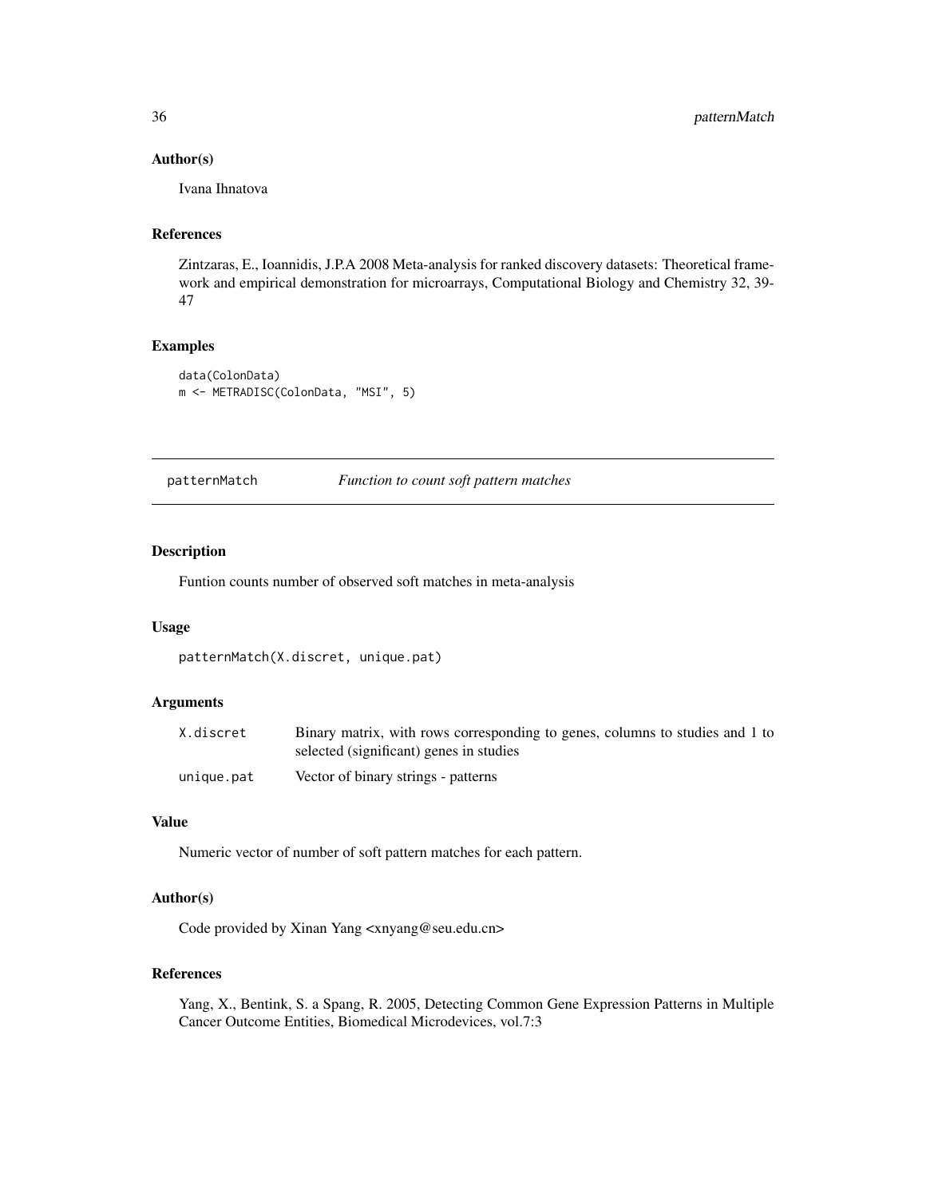## Author(s)

Ivana Ihnatova

## References

Zintzaras, E., Ioannidis, J.P.A 2008 Meta-analysis for ranked discovery datasets: Theoretical framework and empirical demonstration for microarrays, Computational Biology and Chemistry 32, 39-47

## Examples

```
data(ColonData)
m <- METRADISC(ColonData, "MSI", 5)
```

---

# patternMatch — *Function to count soft pattern matches*

---

## Description

Funtion counts number of observed soft matches in meta-analysis

## Usage

```
patternMatch(X.discret, unique.pat)
```

## Arguments

| | |
|---|---|
| X.discret | Binary matrix, with rows corresponding to genes, columns to studies and 1 to selected (significant) genes in studies |
| unique.pat | Vector of binary strings - patterns |

## Value

Numeric vector of number of soft pattern matches for each pattern.

## Author(s)

Code provided by Xinan Yang <xnyang@seu.edu.cn>

## References

Yang, X., Bentink, S. a Spang, R. 2005, Detecting Common Gene Expression Patterns in Multiple Cancer Outcome Entities, Biomedical Microdevices, vol.7:3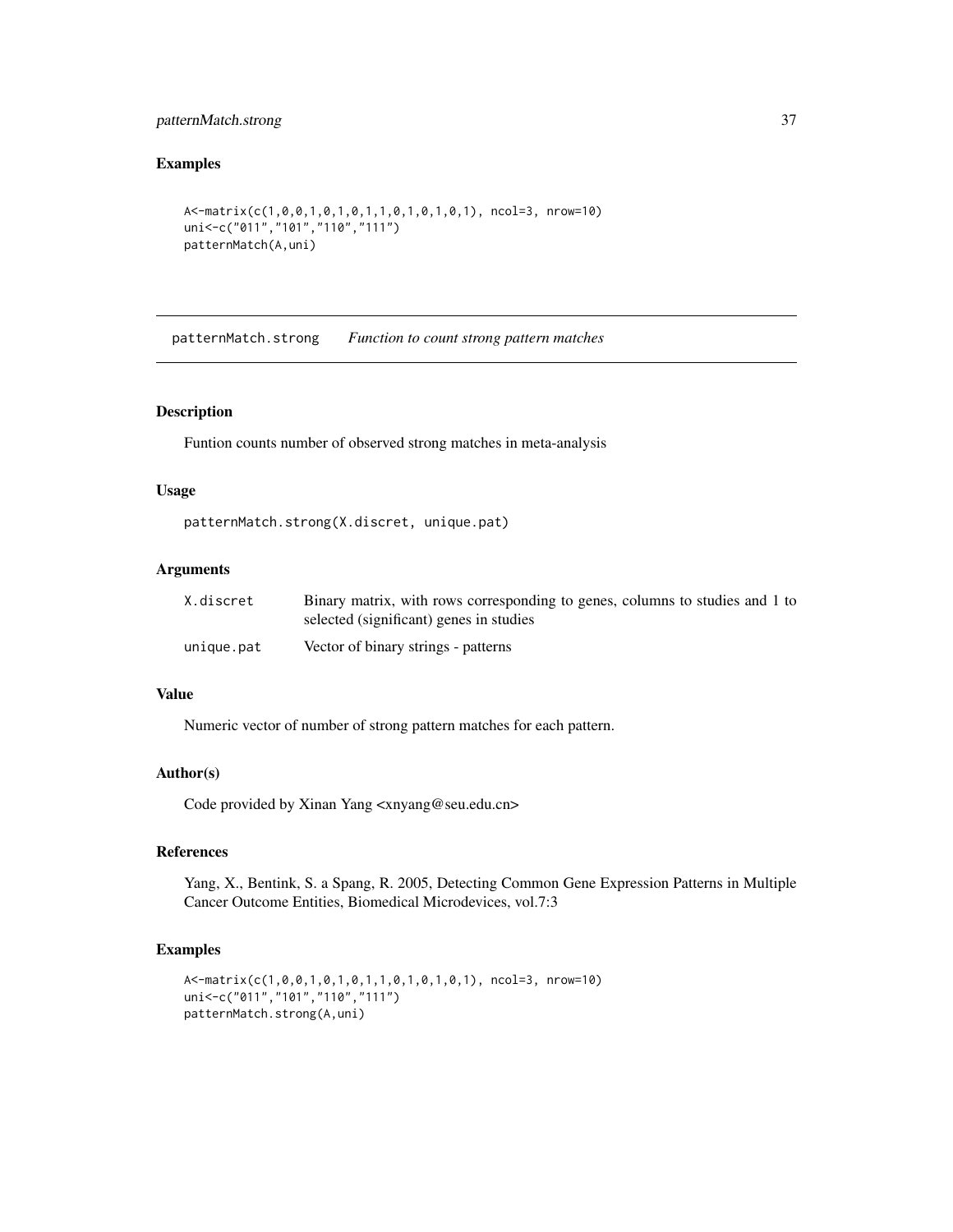## Examples

```
A<-matrix(c(1,0,0,1,0,1,0,1,1,0,1,0,1,0,1), ncol=3, nrow=10)
uni<-c("011","101","110","111")
patternMatch(A,uni)
```

---

# patternMatch.strong *Function to count strong pattern matches*

---

## Description

Funtion counts number of observed strong matches in meta-analysis

## Usage

```
patternMatch.strong(X.discret, unique.pat)
```

## Arguments

| | |
|---|---|
| X.discret | Binary matrix, with rows corresponding to genes, columns to studies and 1 to selected (significant) genes in studies |
| unique.pat | Vector of binary strings - patterns |

## Value

Numeric vector of number of strong pattern matches for each pattern.

## Author(s)

Code provided by Xinan Yang <xnyang@seu.edu.cn>

## References

Yang, X., Bentink, S. a Spang, R. 2005, Detecting Common Gene Expression Patterns in Multiple Cancer Outcome Entities, Biomedical Microdevices, vol.7:3

## Examples

```
A<-matrix(c(1,0,0,1,0,1,0,1,1,0,1,0,1,0,1), ncol=3, nrow=10)
uni<-c("011","101","110","111")
patternMatch.strong(A,uni)
```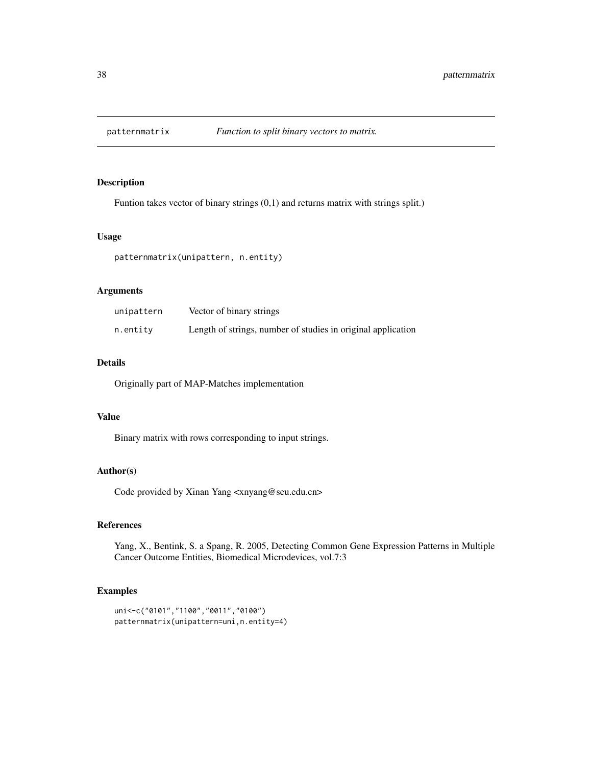## patternmatrix — *Function to split binary vectors to matrix.*

### Description

Funtion takes vector of binary strings (0,1) and returns matrix with strings split.)

### Usage

```
patternmatrix(unipattern, n.entity)
```

### Arguments

| | |
|---|---|
| unipattern | Vector of binary strings |
| n.entity | Length of strings, number of studies in original application |

### Details

Originally part of MAP-Matches implementation

### Value

Binary matrix with rows corresponding to input strings.

### Author(s)

Code provided by Xinan Yang <xnyang@seu.edu.cn>

### References

Yang, X., Bentink, S. a Spang, R. 2005, Detecting Common Gene Expression Patterns in Multiple Cancer Outcome Entities, Biomedical Microdevices, vol.7:3

### Examples

```
uni<-c("0101","1100","0011","0100")
patternmatrix(unipattern=uni,n.entity=4)
```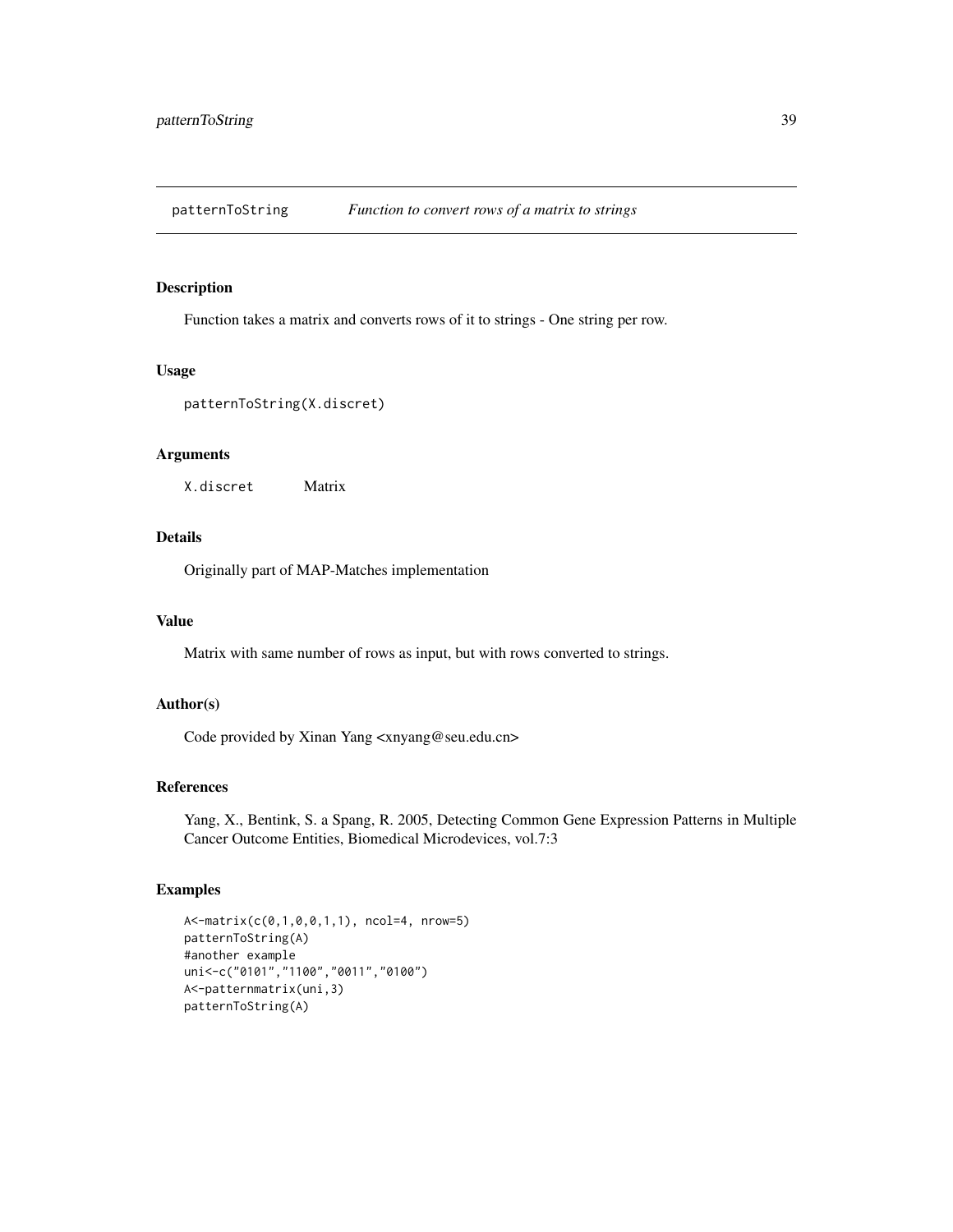# patternToString — *Function to convert rows of a matrix to strings*

## Description

Function takes a matrix and converts rows of it to strings - One string per row.

## Usage

```
patternToString(X.discret)
```

## Arguments

| | |
|---|---|
| X.discret | Matrix |

## Details

Originally part of MAP-Matches implementation

## Value

Matrix with same number of rows as input, but with rows converted to strings.

## Author(s)

Code provided by Xinan Yang <xnyang@seu.edu.cn>

## References

Yang, X., Bentink, S. a Spang, R. 2005, Detecting Common Gene Expression Patterns in Multiple Cancer Outcome Entities, Biomedical Microdevices, vol.7:3

## Examples

```
A<-matrix(c(0,1,0,0,1,1), ncol=4, nrow=5)
patternToString(A)
#another example
uni<-c("0101","1100","0011","0100")
A<-patternmatrix(uni,3)
patternToString(A)
```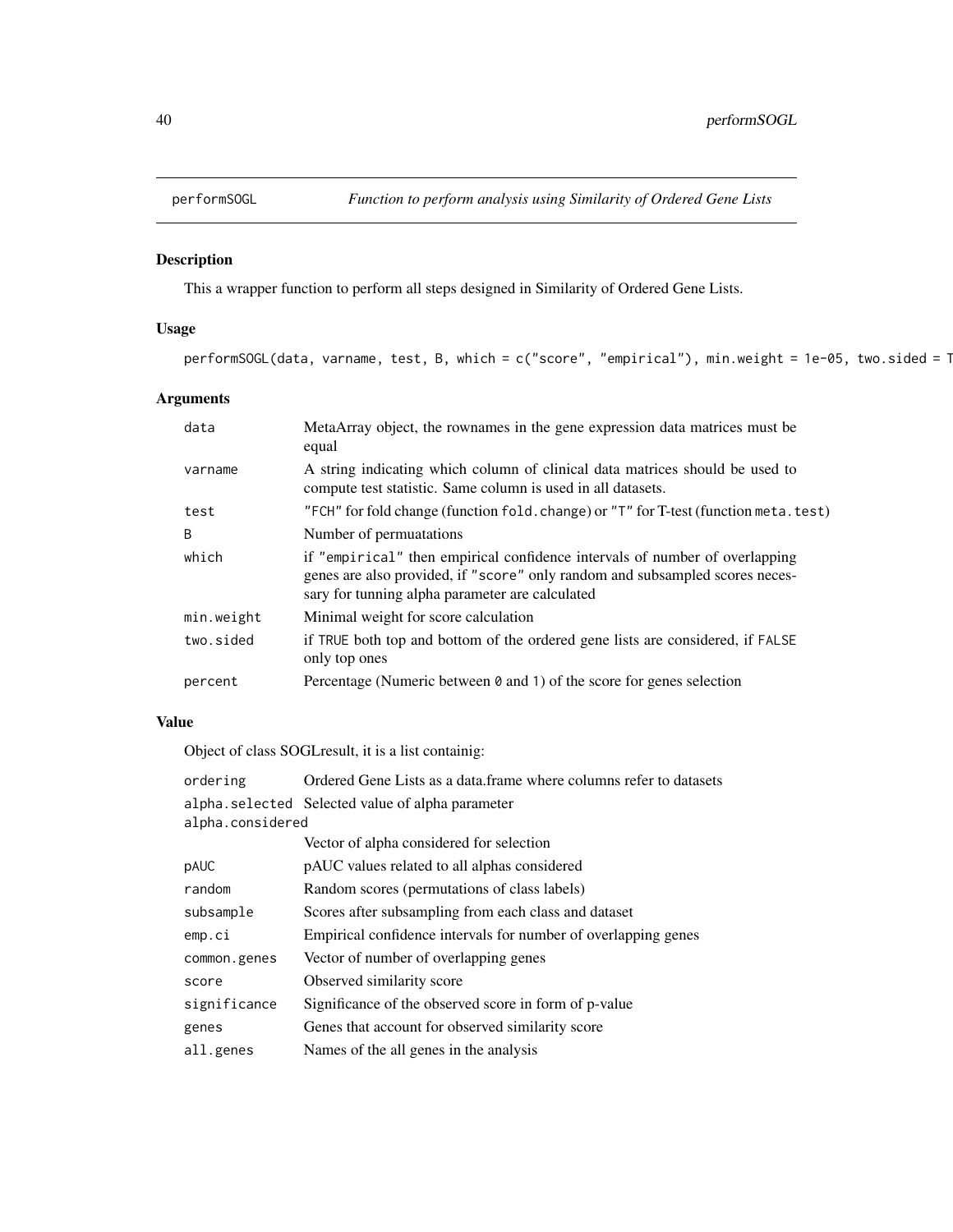## performSOGL — *Function to perform analysis using Similarity of Ordered Gene Lists*

### Description

This a wrapper function to perform all steps designed in Similarity of Ordered Gene Lists.

### Usage

```
performSOGL(data, varname, test, B, which = c("score", "empirical"), min.weight = 1e-05, two.sided = T
```

### Arguments

| | |
|---|---|
| `data` | MetaArray object, the rownames in the gene expression data matrices must be equal |
| `varname` | A string indicating which column of clinical data matrices should be used to compute test statistic. Same column is used in all datasets. |
| `test` | `"FCH"` for fold change (function `fold.change`) or `"T"` for T-test (function `meta.test`) |
| `B` | Number of permuatations |
| `which` | if `"empirical"` then empirical confidence intervals of number of overlapping genes are also provided, if `"score"` only random and subsampled scores necessary for tunning alpha parameter are calculated |
| `min.weight` | Minimal weight for score calculation |
| `two.sided` | if `TRUE` both top and bottom of the ordered gene lists are considered, if `FALSE` only top ones |
| `percent` | Percentage (Numeric between `0` and `1`) of the score for genes selection |

### Value

Object of class SOGLresult, it is a list containig:

| | |
|---|---|
| `ordering` | Ordered Gene Lists as a data.frame where columns refer to datasets |
| `alpha.selected` | Selected value of alpha parameter |
| `alpha.considered` | Vector of alpha considered for selection |
| `pAUC` | pAUC values related to all alphas considered |
| `random` | Random scores (permutations of class labels) |
| `subsample` | Scores after subsampling from each class and dataset |
| `emp.ci` | Empirical confidence intervals for number of overlapping genes |
| `common.genes` | Vector of number of overlapping genes |
| `score` | Observed similarity score |
| `significance` | Significance of the observed score in form of p-value |
| `genes` | Genes that account for observed similarity score |
| `all.genes` | Names of the all genes in the analysis |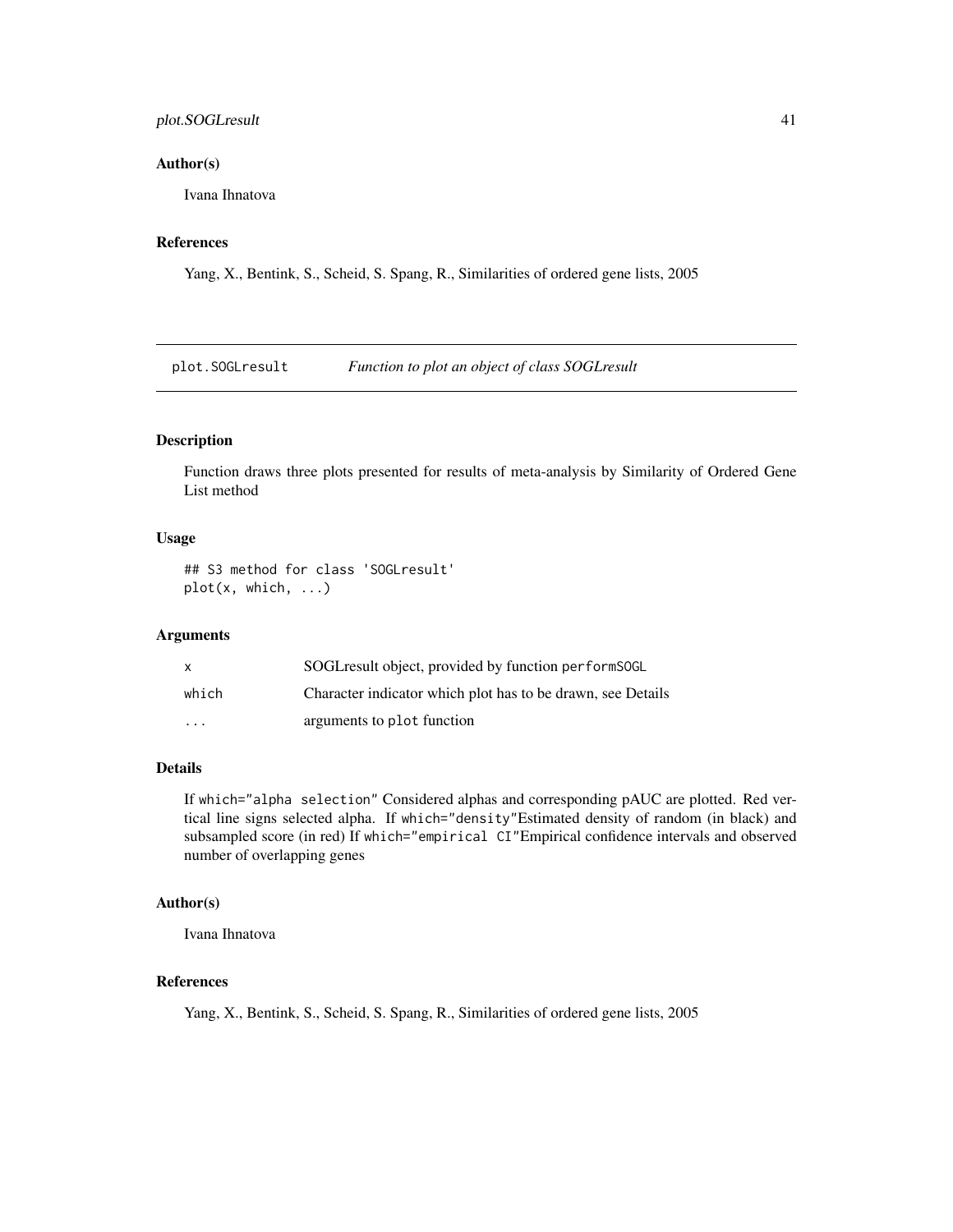### Author(s)

Ivana Ihnatova

### References

Yang, X., Bentink, S., Scheid, S. Spang, R., Similarities of ordered gene lists, 2005

---

## plot.SOGLresult — *Function to plot an object of class SOGLresult*

### Description

Function draws three plots presented for results of meta-analysis by Similarity of Ordered Gene List method

### Usage

```
## S3 method for class 'SOGLresult'
plot(x, which, ...)
```

### Arguments

| | |
|---|---|
| `x` | SOGLresult object, provided by function `performSOGL` |
| `which` | Character indicator which plot has to be drawn, see Details |
| `...` | arguments to `plot` function |

### Details

If `which="alpha selection"` Considered alphas and corresponding pAUC are plotted. Red vertical line signs selected alpha. If `which="density"`Estimated density of random (in black) and subsampled score (in red) If `which="empirical CI"`Empirical confidence intervals and observed number of overlapping genes

### Author(s)

Ivana Ihnatova

### References

Yang, X., Bentink, S., Scheid, S. Spang, R., Similarities of ordered gene lists, 2005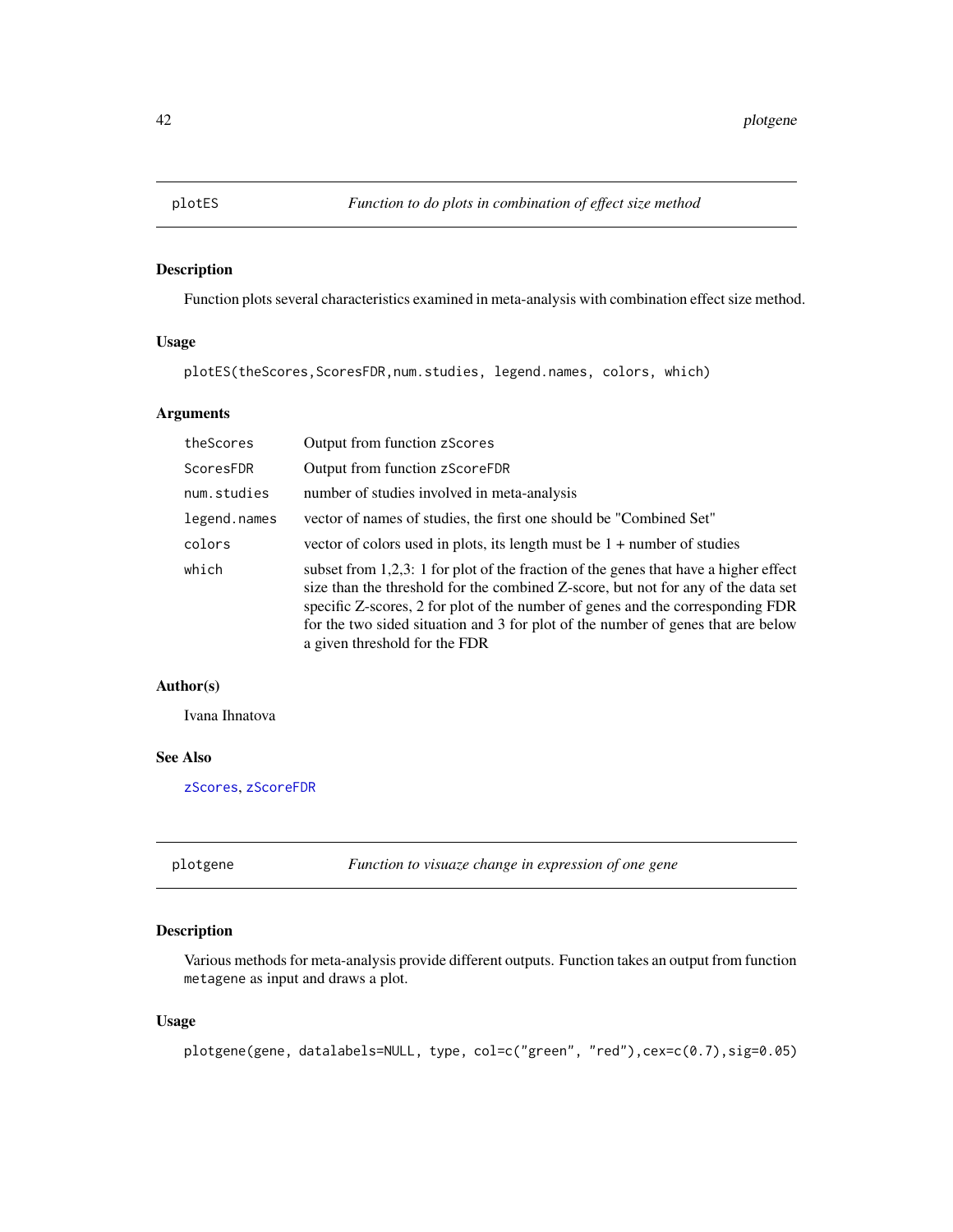## plotES — *Function to do plots in combination of effect size method*

### Description

Function plots several characteristics examined in meta-analysis with combination effect size method.

### Usage

```
plotES(theScores,ScoresFDR,num.studies, legend.names, colors, which)
```

### Arguments

| | |
|---|---|
| theScores | Output from function zScores |
| ScoresFDR | Output from function zScoreFDR |
| num.studies | number of studies involved in meta-analysis |
| legend.names | vector of names of studies, the first one should be "Combined Set" |
| colors | vector of colors used in plots, its length must be 1 + number of studies |
| which | subset from 1,2,3: 1 for plot of the fraction of the genes that have a higher effect size than the threshold for the combined Z-score, but not for any of the data set specific Z-scores, 2 for plot of the number of genes and the corresponding FDR for the two sided situation and 3 for plot of the number of genes that are below a given threshold for the FDR |

### Author(s)

Ivana Ihnatova

### See Also

zScores, zScoreFDR

## plotgene — *Function to visuaze change in expression of one gene*

### Description

Various methods for meta-analysis provide different outputs. Function takes an output from function metagene as input and draws a plot.

### Usage

```
plotgene(gene, datalabels=NULL, type, col=c("green", "red"),cex=c(0.7),sig=0.05)
```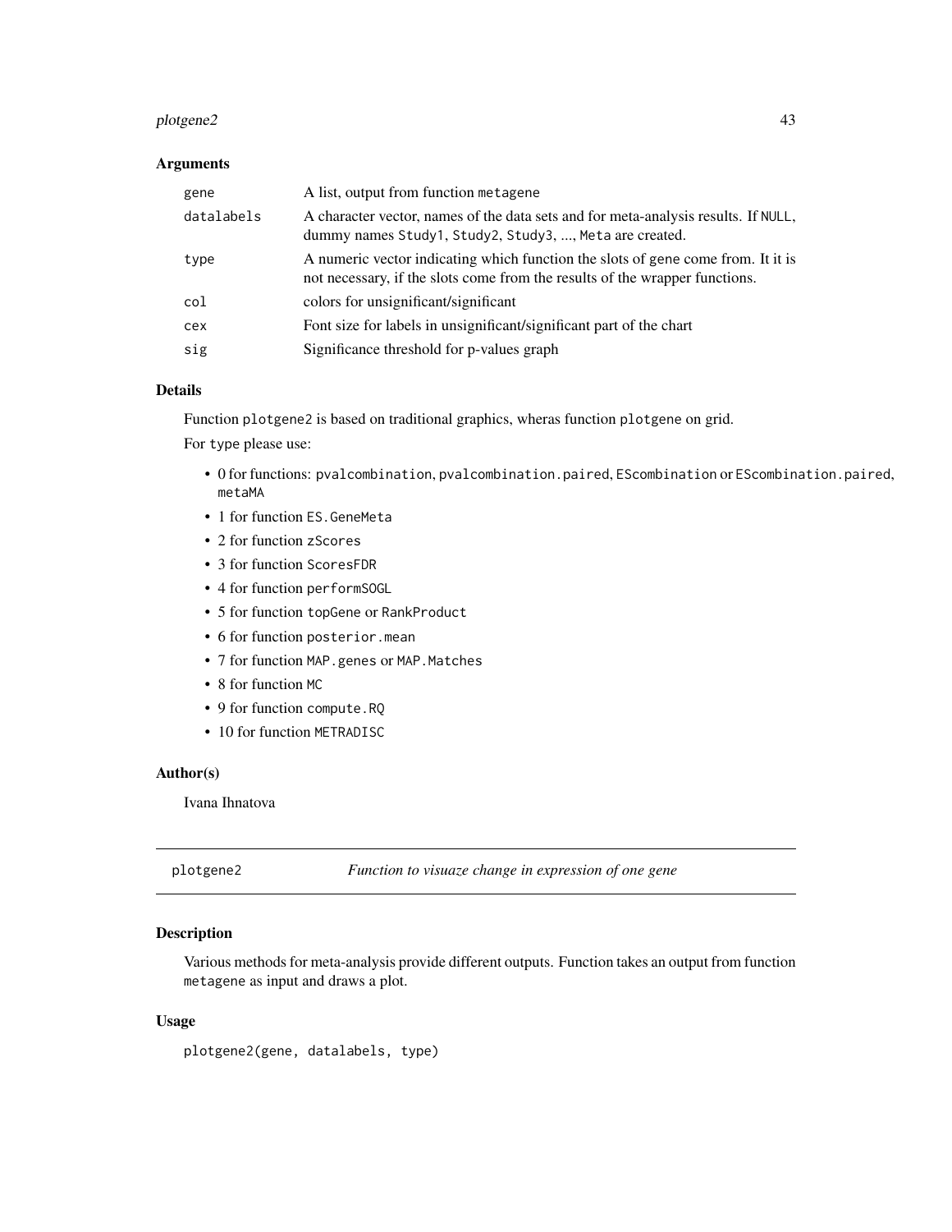### Arguments

| | |
|---|---|
| `gene` | A list, output from function `metagene` |
| `datalabels` | A character vector, names of the data sets and for meta-analysis results. If `NULL`, dummy names `Study1`, `Study2`, `Study3`, ..., `Meta` are created. |
| `type` | A numeric vector indicating which function the slots of gene come from. It it is not necessary, if the slots come from the results of the wrapper functions. |
| `col` | colors for unsignificant/significant |
| `cex` | Font size for labels in unsignificant/significant part of the chart |
| `sig` | Significance threshold for p-values graph |

### Details

Function `plotgene2` is based on traditional graphics, wheras function `plotgene` on grid.

For `type` please use:

- 0 for functions: `pvalcombination`, `pvalcombination.paired`, `EScombination` or `EScombination.paired`, `metaMA`
- 1 for function `ES.GeneMeta`
- 2 for function `zScores`
- 3 for function `ScoresFDR`
- 4 for function `performSOGL`
- 5 for function `topGene` or `RankProduct`
- 6 for function `posterior.mean`
- 7 for function `MAP.genes` or `MAP.Matches`
- 8 for function `MC`
- 9 for function `compute.RQ`
- 10 for function `METRADISC`

### Author(s)

Ivana Ihnatova

---

## plotgene2 — *Function to visuaze change in expression of one gene*

### Description

Various methods for meta-analysis provide different outputs. Function takes an output from function `metagene` as input and draws a plot.

### Usage

```
plotgene2(gene, datalabels, type)
```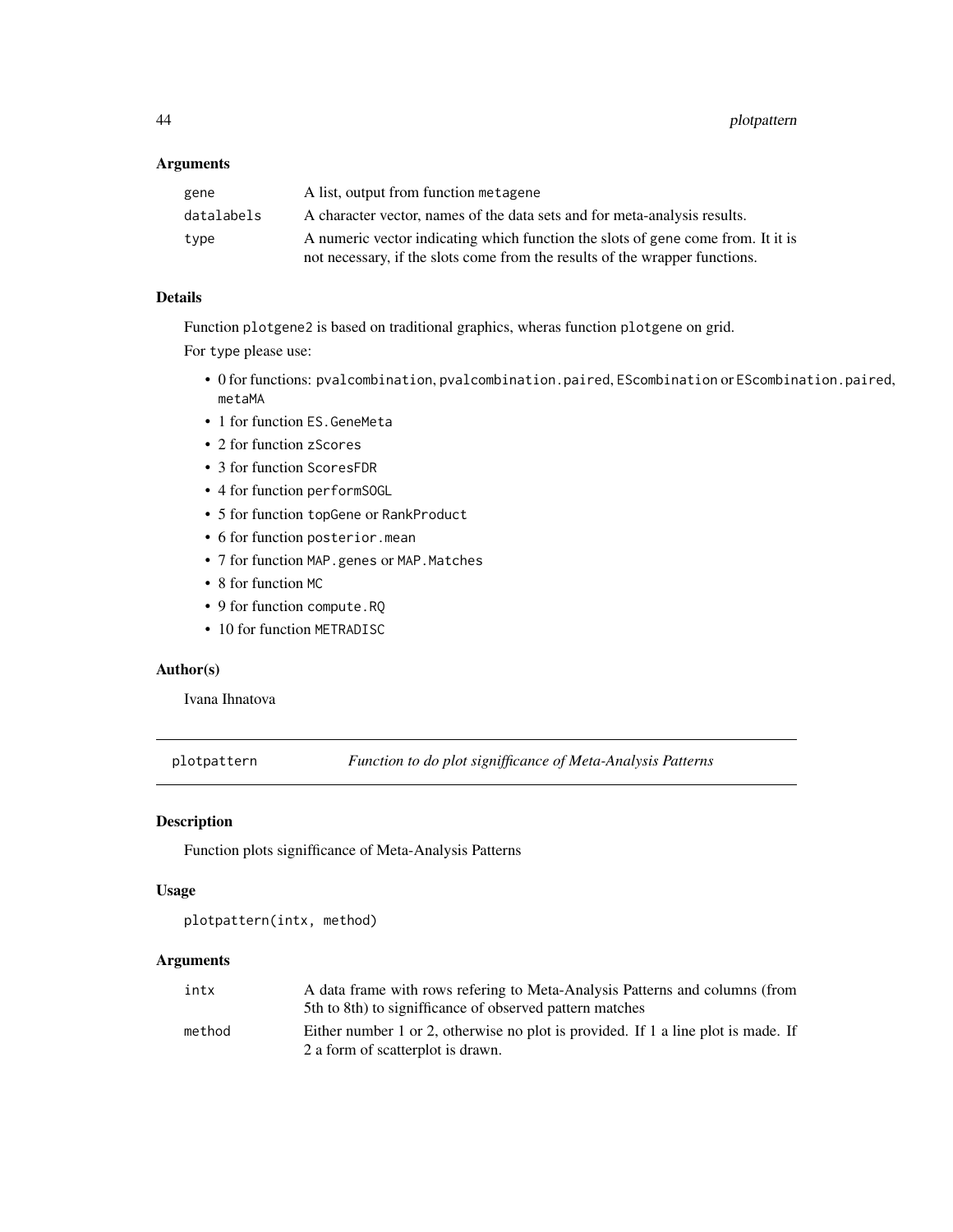## Arguments

| | |
|---|---|
| gene | A list, output from function metagene |
| datalabels | A character vector, names of the data sets and for meta-analysis results. |
| type | A numeric vector indicating which function the slots of gene come from. It it is not necessary, if the slots come from the results of the wrapper functions. |

## Details

Function plotgene2 is based on traditional graphics, wheras function plotgene on grid.

For type please use:

- 0 for functions: pvalcombination, pvalcombination.paired, EScombination or EScombination.paired, metaMA
- 1 for function ES.GeneMeta
- 2 for function zScores
- 3 for function ScoresFDR
- 4 for function performSOGL
- 5 for function topGene or RankProduct
- 6 for function posterior.mean
- 7 for function MAP.genes or MAP.Matches
- 8 for function MC
- 9 for function compute.RQ
- 10 for function METRADISC

## Author(s)

Ivana Ihnatova

---

# plotpattern — *Function to do plot signifficance of Meta-Analysis Patterns*

## Description

Function plots signifficance of Meta-Analysis Patterns

## Usage

```
plotpattern(intx, method)
```

## Arguments

| | |
|---|---|
| intx | A data frame with rows refering to Meta-Analysis Patterns and columns (from 5th to 8th) to signifficance of observed pattern matches |
| method | Either number 1 or 2, otherwise no plot is provided. If 1 a line plot is made. If 2 a form of scatterplot is drawn. |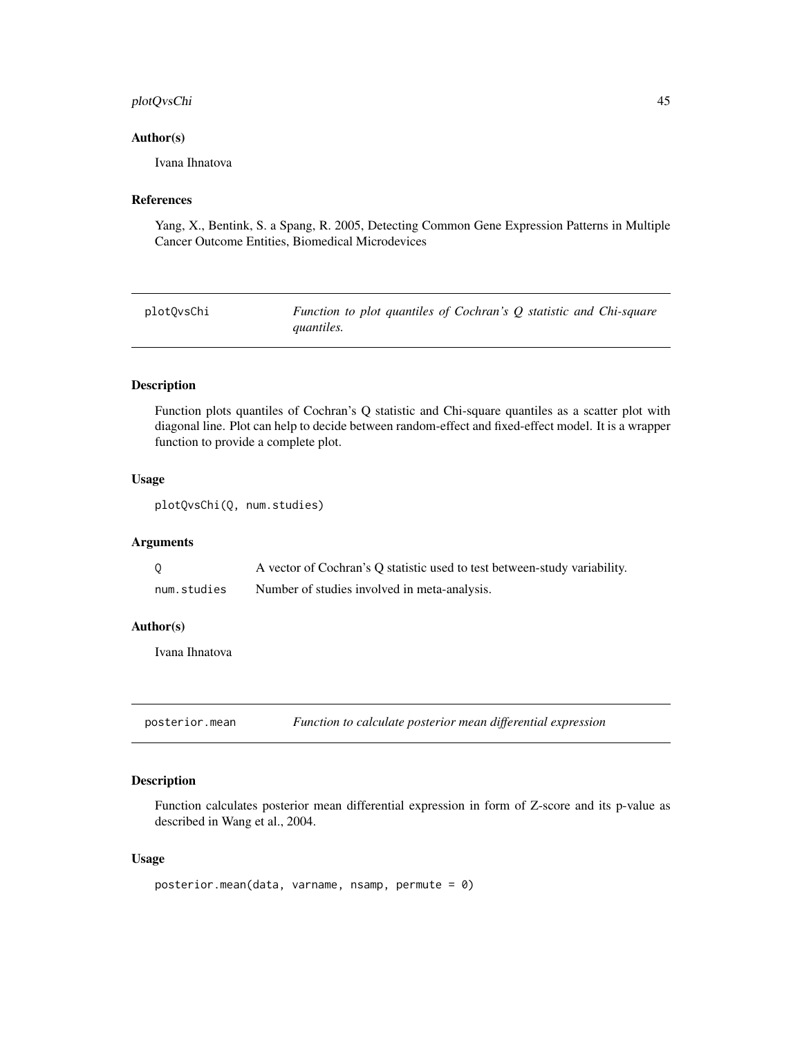### Author(s)

Ivana Ihnatova

### References

Yang, X., Bentink, S. a Spang, R. 2005, Detecting Common Gene Expression Patterns in Multiple Cancer Outcome Entities, Biomedical Microdevices

---

## plotQvsChi — *Function to plot quantiles of Cochran's Q statistic and Chi-square quantiles.*

---

### Description

Function plots quantiles of Cochran's Q statistic and Chi-square quantiles as a scatter plot with diagonal line. Plot can help to decide between random-effect and fixed-effect model. It is a wrapper function to provide a complete plot.

### Usage

```
plotQvsChi(Q, num.studies)
```

### Arguments

| | |
|---|---|
| Q | A vector of Cochran's Q statistic used to test between-study variability. |
| num.studies | Number of studies involved in meta-analysis. |

### Author(s)

Ivana Ihnatova

---

## posterior.mean — *Function to calculate posterior mean differential expression*

---

### Description

Function calculates posterior mean differential expression in form of Z-score and its p-value as described in Wang et al., 2004.

### Usage

```
posterior.mean(data, varname, nsamp, permute = 0)
```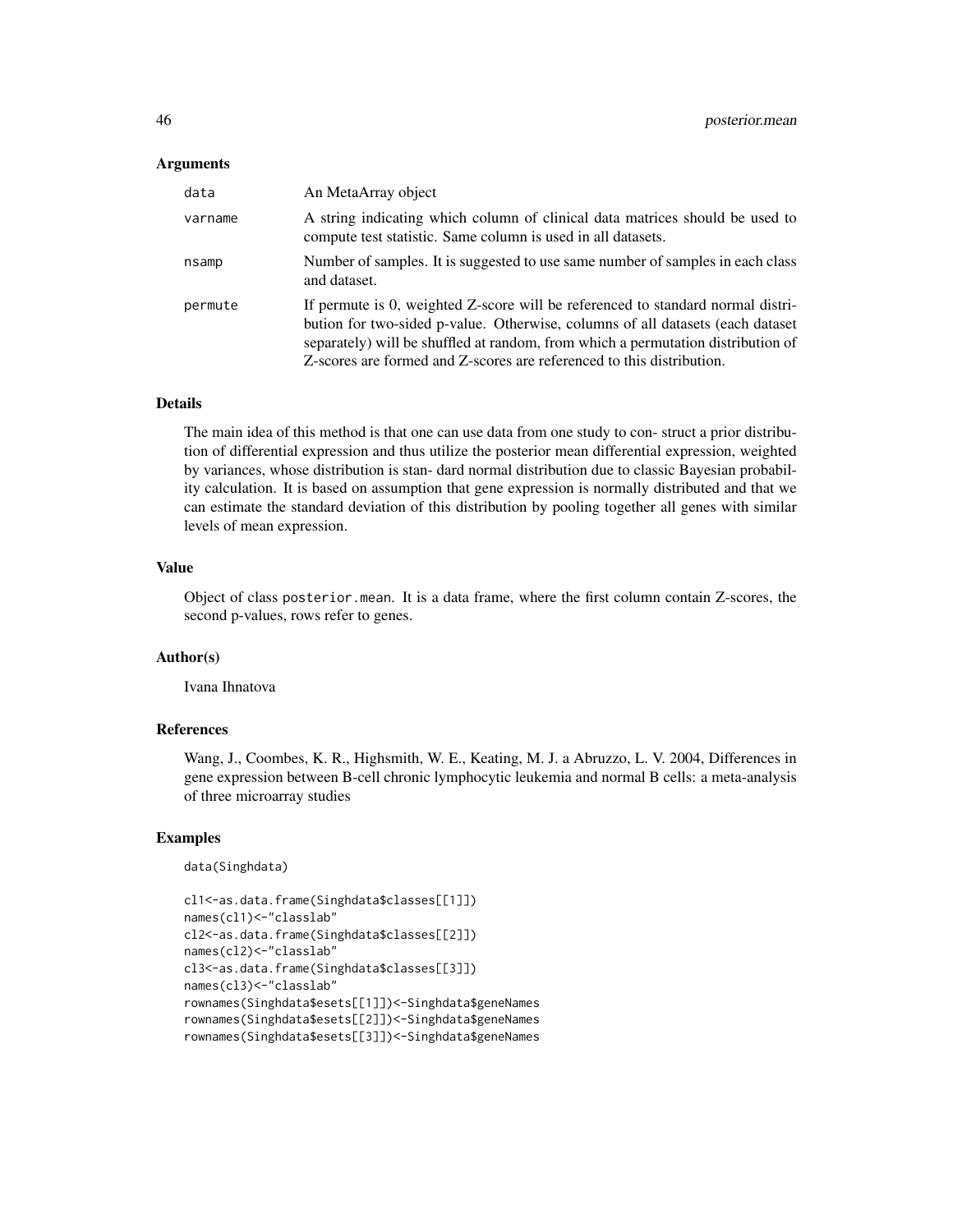## Arguments

| | |
|---|---|
| data | An MetaArray object |
| varname | A string indicating which column of clinical data matrices should be used to compute test statistic. Same column is used in all datasets. |
| nsamp | Number of samples. It is suggested to use same number of samples in each class and dataset. |
| permute | If permute is 0, weighted Z-score will be referenced to standard normal distribution for two-sided p-value. Otherwise, columns of all datasets (each dataset separately) will be shuffled at random, from which a permutation distribution of Z-scores are formed and Z-scores are referenced to this distribution. |

## Details

The main idea of this method is that one can use data from one study to con- struct a prior distribution of differential expression and thus utilize the posterior mean differential expression, weighted by variances, whose distribution is stan- dard normal distribution due to classic Bayesian probability calculation. It is based on assumption that gene expression is normally distributed and that we can estimate the standard deviation of this distribution by pooling together all genes with similar levels of mean expression.

## Value

Object of class posterior.mean. It is a data frame, where the first column contain Z-scores, the second p-values, rows refer to genes.

## Author(s)

Ivana Ihnatova

## References

Wang, J., Coombes, K. R., Highsmith, W. E., Keating, M. J. a Abruzzo, L. V. 2004, Differences in gene expression between B-cell chronic lymphocytic leukemia and normal B cells: a meta-analysis of three microarray studies

## Examples

```
data(Singhdata)

cl1<-as.data.frame(Singhdata$classes[[1]])
names(cl1)<-"classlab"
cl2<-as.data.frame(Singhdata$classes[[2]])
names(cl2)<-"classlab"
cl3<-as.data.frame(Singhdata$classes[[3]])
names(cl3)<-"classlab"
rownames(Singhdata$esets[[1]])<-Singhdata$geneNames
rownames(Singhdata$esets[[2]])<-Singhdata$geneNames
rownames(Singhdata$esets[[3]])<-Singhdata$geneNames
```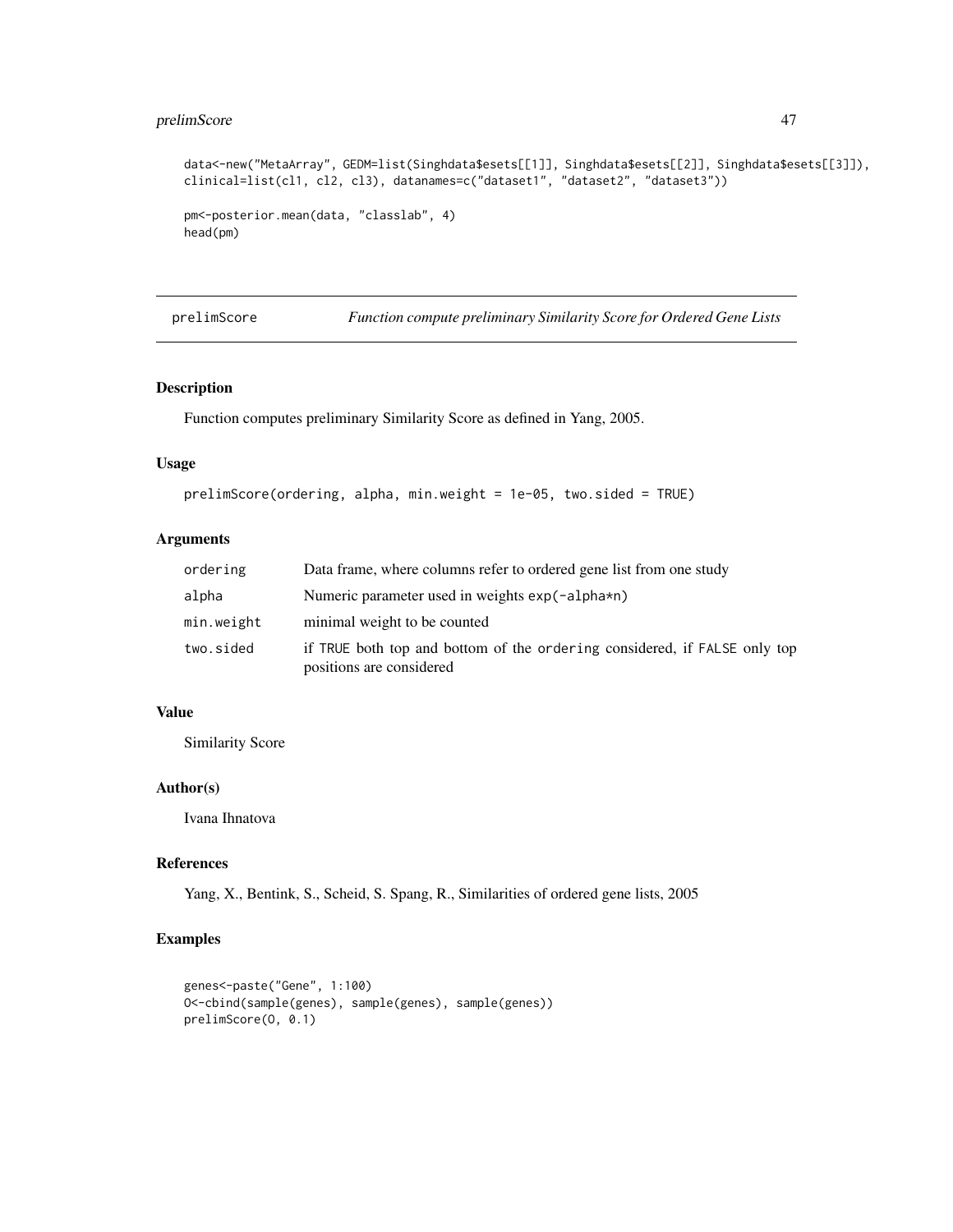```
data<-new("MetaArray", GEDM=list(Singhdata$esets[[1]], Singhdata$esets[[2]], Singhdata$esets[[3]]),
clinical=list(cl1, cl2, cl3), datanames=c("dataset1", "dataset2", "dataset3"))

pm<-posterior.mean(data, "classlab", 4)
head(pm)
```

## prelimScore — *Function compute preliminary Similarity Score for Ordered Gene Lists*

### Description

Function computes preliminary Similarity Score as defined in Yang, 2005.

### Usage

```
prelimScore(ordering, alpha, min.weight = 1e-05, two.sided = TRUE)
```

### Arguments

| | |
|---|---|
| ordering | Data frame, where columns refer to ordered gene list from one study |
| alpha | Numeric parameter used in weights exp(-alpha*n) |
| min.weight | minimal weight to be counted |
| two.sided | if TRUE both top and bottom of the ordering considered, if FALSE only top positions are considered |

### Value

Similarity Score

### Author(s)

Ivana Ihnatova

### References

Yang, X., Bentink, S., Scheid, S. Spang, R., Similarities of ordered gene lists, 2005

### Examples

```
genes<-paste("Gene", 1:100)
O<-cbind(sample(genes), sample(genes), sample(genes))
prelimScore(O, 0.1)
```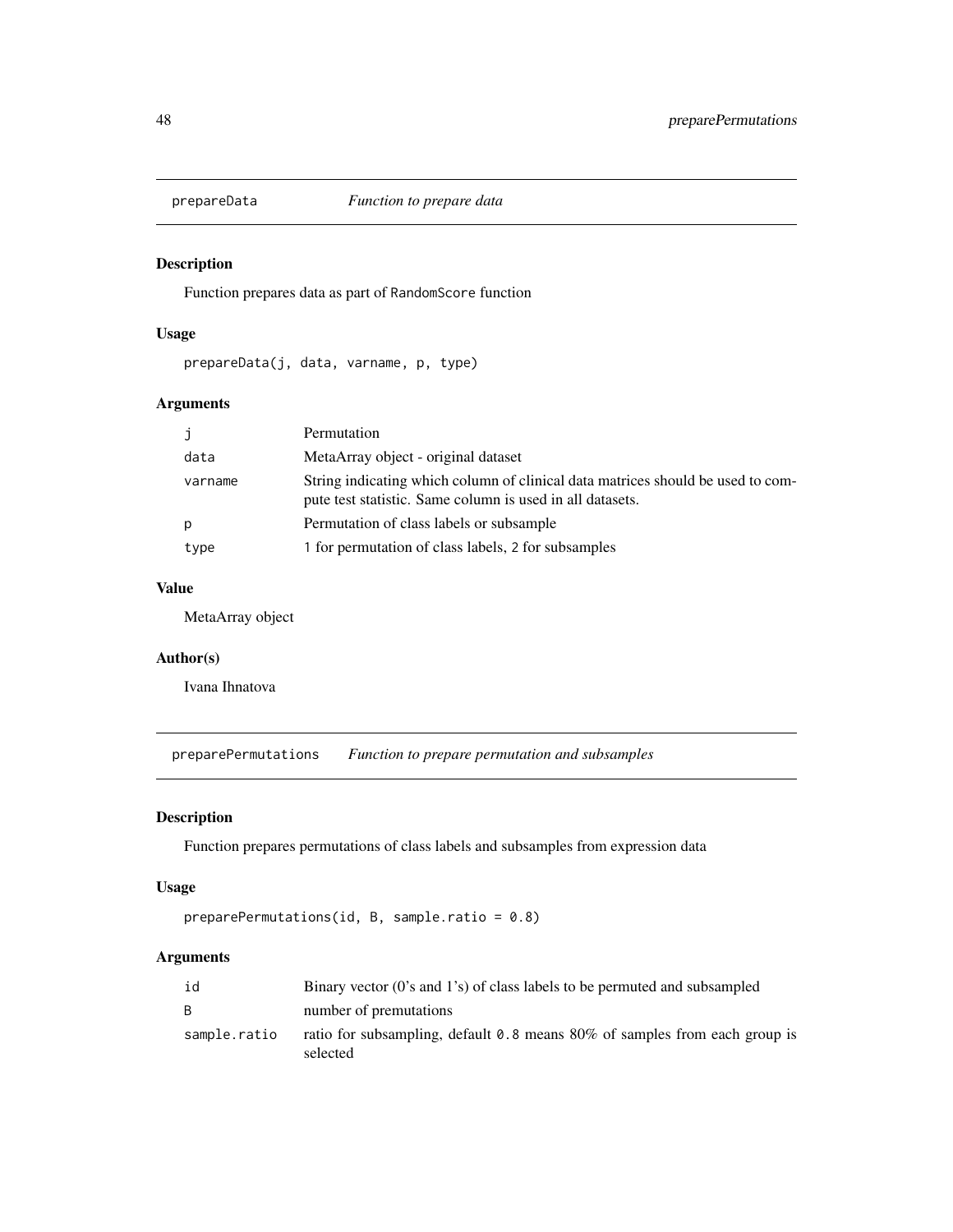## prepareData *Function to prepare data*

### Description

Function prepares data as part of RandomScore function

### Usage

```
prepareData(j, data, varname, p, type)
```

### Arguments

| | |
|---|---|
| j | Permutation |
| data | MetaArray object - original dataset |
| varname | String indicating which column of clinical data matrices should be used to compute test statistic. Same column is used in all datasets. |
| p | Permutation of class labels or subsample |
| type | 1 for permutation of class labels, 2 for subsamples |

### Value

MetaArray object

### Author(s)

Ivana Ihnatova

## preparePermutations *Function to prepare permutation and subsamples*

### Description

Function prepares permutations of class labels and subsamples from expression data

### Usage

```
preparePermutations(id, B, sample.ratio = 0.8)
```

### Arguments

| | |
|---|---|
| id | Binary vector (0's and 1's) of class labels to be permuted and subsampled |
| B | number of premutations |
| sample.ratio | ratio for subsampling, default 0.8 means 80% of samples from each group is selected |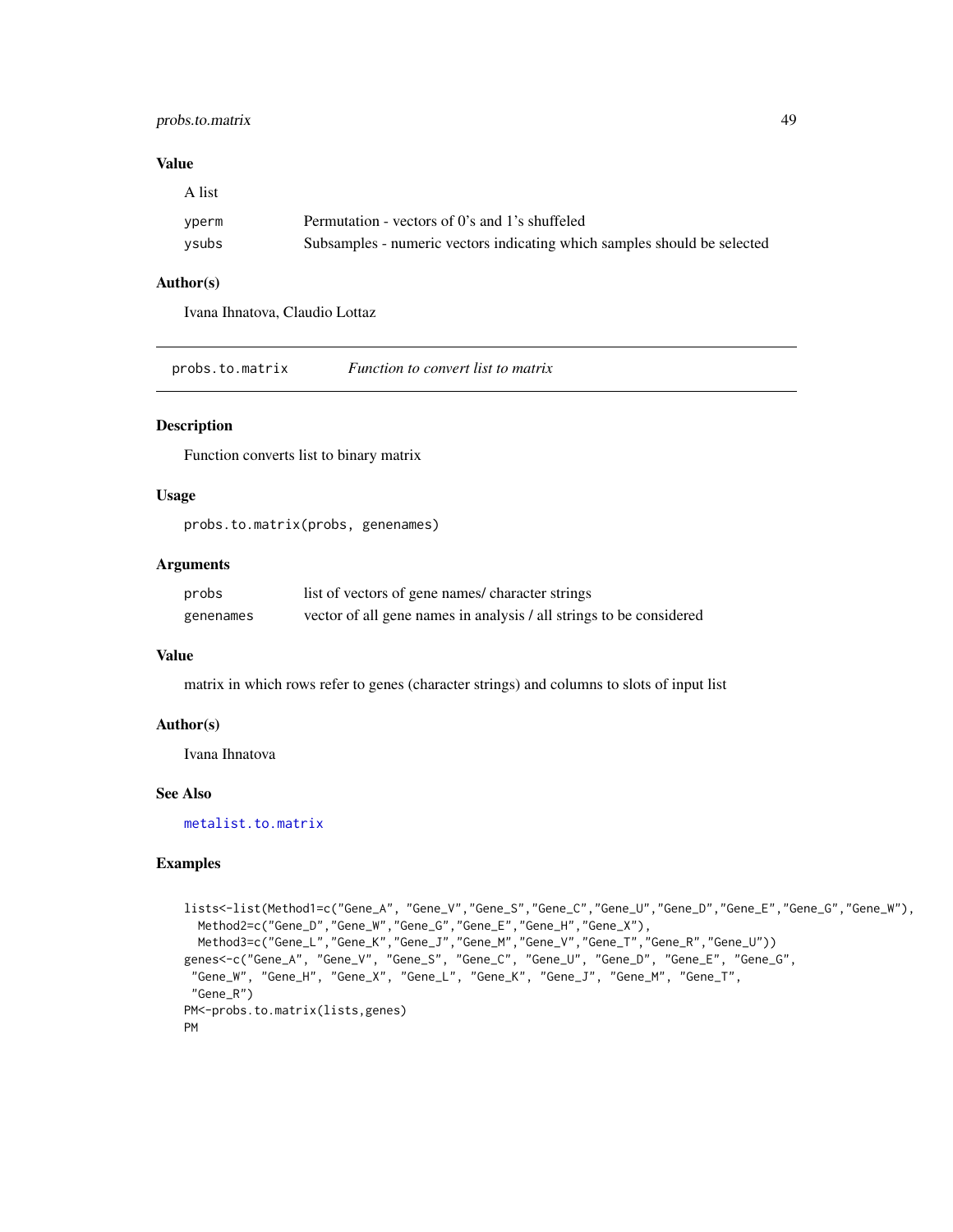## Value

A list

| | |
|---|---|
| yperm | Permutation - vectors of 0's and 1's shuffeled |
| ysubs | Subsamples - numeric vectors indicating which samples should be selected |

## Author(s)

Ivana Ihnatova, Claudio Lottaz

---

# probs.to.matrix — *Function to convert list to matrix*

## Description

Function converts list to binary matrix

## Usage

```
probs.to.matrix(probs, genenames)
```

## Arguments

| | |
|---|---|
| probs | list of vectors of gene names/ character strings |
| genenames | vector of all gene names in analysis / all strings to be considered |

## Value

matrix in which rows refer to genes (character strings) and columns to slots of input list

## Author(s)

Ivana Ihnatova

## See Also

metalist.to.matrix

## Examples

```
lists<-list(Method1=c("Gene_A", "Gene_V","Gene_S","Gene_C","Gene_U","Gene_D","Gene_E","Gene_G","Gene_W"),
  Method2=c("Gene_D","Gene_W","Gene_G","Gene_E","Gene_H","Gene_X"),
  Method3=c("Gene_L","Gene_K","Gene_J","Gene_M","Gene_V","Gene_T","Gene_R","Gene_U"))
genes<-c("Gene_A", "Gene_V", "Gene_S", "Gene_C", "Gene_U", "Gene_D", "Gene_E", "Gene_G",
 "Gene_W", "Gene_H", "Gene_X", "Gene_L", "Gene_K", "Gene_J", "Gene_M", "Gene_T",
 "Gene_R")
PM<-probs.to.matrix(lists,genes)
PM
```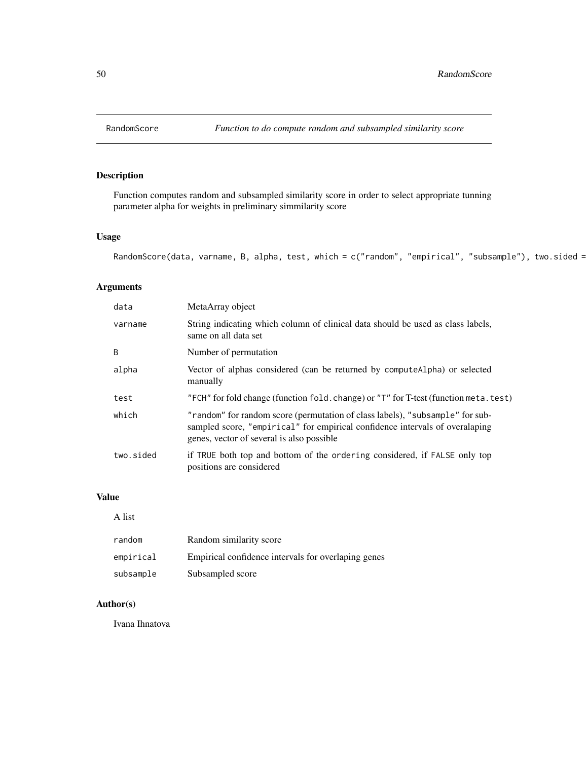RandomScore *Function to do compute random and subsampled similarity score*

## Description

Function computes random and subsampled similarity score in order to select appropriate tunning parameter alpha for weights in preliminary simmilarity score

## Usage

```
RandomScore(data, varname, B, alpha, test, which = c("random", "empirical", "subsample"), two.sided =
```

## Arguments

| | |
|---|---|
| data | MetaArray object |
| varname | String indicating which column of clinical data should be used as class labels, same on all data set |
| B | Number of permutation |
| alpha | Vector of alphas considered (can be returned by `computeAlpha`) or selected manually |
| test | "FCH" for fold change (function `fold.change`) or "T" for T-test (function `meta.test`) |
| which | "random" for random score (permutation of class labels), "subsample" for subsampled score, "empirical" for empirical confidence intervals of overalaping genes, vector of several is also possible |
| two.sided | if TRUE both top and bottom of the ordering considered, if FALSE only top positions are considered |

## Value

A list

| | |
|---|---|
| random | Random similarity score |
| empirical | Empirical confidence intervals for overlaping genes |
| subsample | Subsampled score |

## Author(s)

Ivana Ihnatova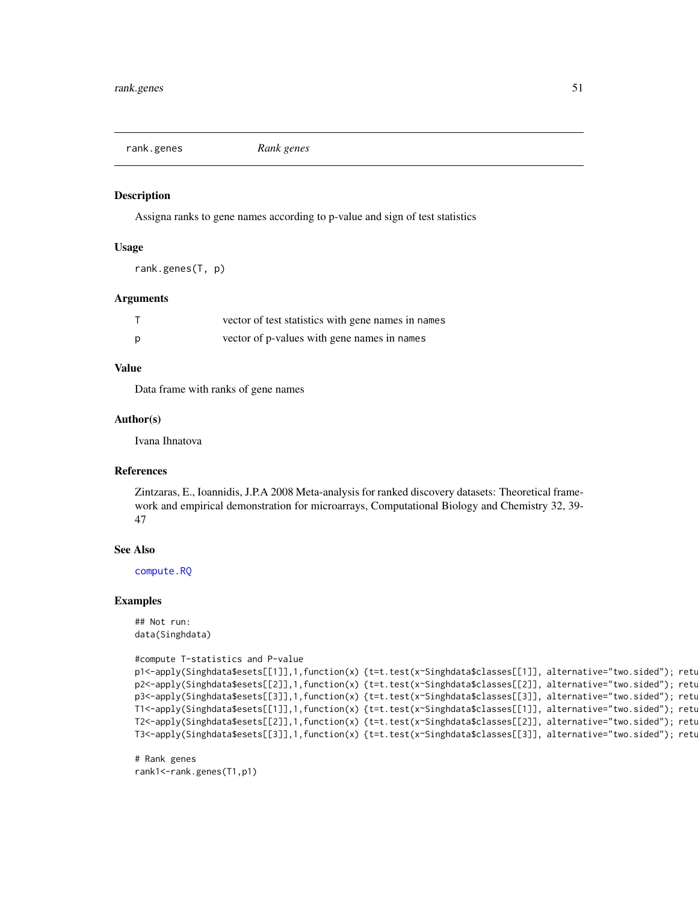rank.genes    *Rank genes*

### Description

Assigna ranks to gene names according to p-value and sign of test statistics

### Usage

```
rank.genes(T, p)
```

### Arguments

| | |
|---|---|
| T | vector of test statistics with gene names in names |
| p | vector of p-values with gene names in names |

### Value

Data frame with ranks of gene names

### Author(s)

Ivana Ihnatova

### References

Zintzaras, E., Ioannidis, J.P.A 2008 Meta-analysis for ranked discovery datasets: Theoretical framework and empirical demonstration for microarrays, Computational Biology and Chemistry 32, 39-47

### See Also

compute.RQ

### Examples

```
## Not run:
data(Singhdata)

#compute T-statistics and P-value
p1<-apply(Singhdata$esets[[1]],1,function(x) {t=t.test(x~Singhdata$classes[[1]], alternative="two.sided"); retu
p2<-apply(Singhdata$esets[[2]],1,function(x) {t=t.test(x~Singhdata$classes[[2]], alternative="two.sided"); retu
p3<-apply(Singhdata$esets[[3]],1,function(x) {t=t.test(x~Singhdata$classes[[3]], alternative="two.sided"); retu
T1<-apply(Singhdata$esets[[1]],1,function(x) {t=t.test(x~Singhdata$classes[[1]], alternative="two.sided"); retu
T2<-apply(Singhdata$esets[[2]],1,function(x) {t=t.test(x~Singhdata$classes[[2]], alternative="two.sided"); retu
T3<-apply(Singhdata$esets[[3]],1,function(x) {t=t.test(x~Singhdata$classes[[3]], alternative="two.sided"); retu

# Rank genes
rank1<-rank.genes(T1,p1)
```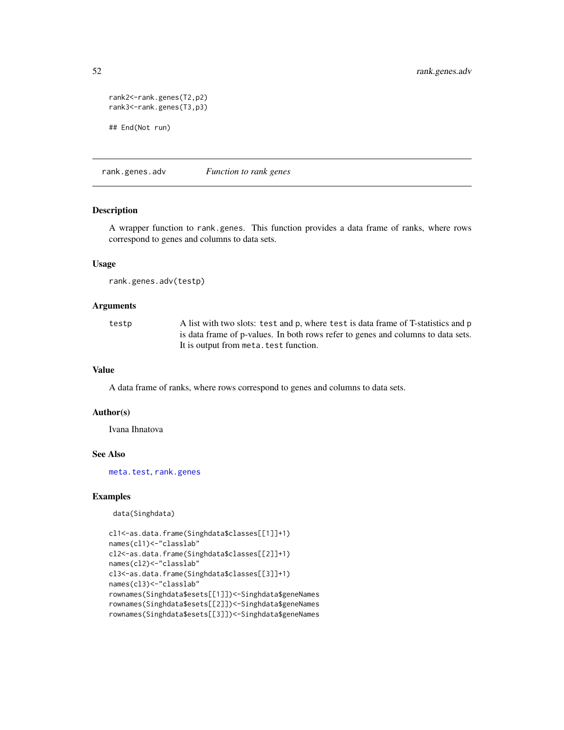```
rank2<-rank.genes(T2,p2)
rank3<-rank.genes(T3,p3)

## End(Not run)
```

## rank.genes.adv — *Function to rank genes*

### Description

A wrapper function to `rank.genes`. This function provides a data frame of ranks, where rows correspond to genes and columns to data sets.

### Usage

```
rank.genes.adv(testp)
```

### Arguments

| | |
|---|---|
| `testp` | A list with two slots: `test` and `p`, where `test` is data frame of T-statistics and `p` is data frame of p-values. In both rows refer to genes and columns to data sets. It is output from `meta.test` function. |

### Value

A data frame of ranks, where rows correspond to genes and columns to data sets.

### Author(s)

Ivana Ihnatova

### See Also

`meta.test`, `rank.genes`

### Examples

```
data(Singhdata)

cl1<-as.data.frame(Singhdata$classes[[1]]+1)
names(cl1)<-"classlab"
cl2<-as.data.frame(Singhdata$classes[[2]]+1)
names(cl2)<-"classlab"
cl3<-as.data.frame(Singhdata$classes[[3]]+1)
names(cl3)<-"classlab"
rownames(Singhdata$esets[[1]])<-Singhdata$geneNames
rownames(Singhdata$esets[[2]])<-Singhdata$geneNames
rownames(Singhdata$esets[[3]])<-Singhdata$geneNames
```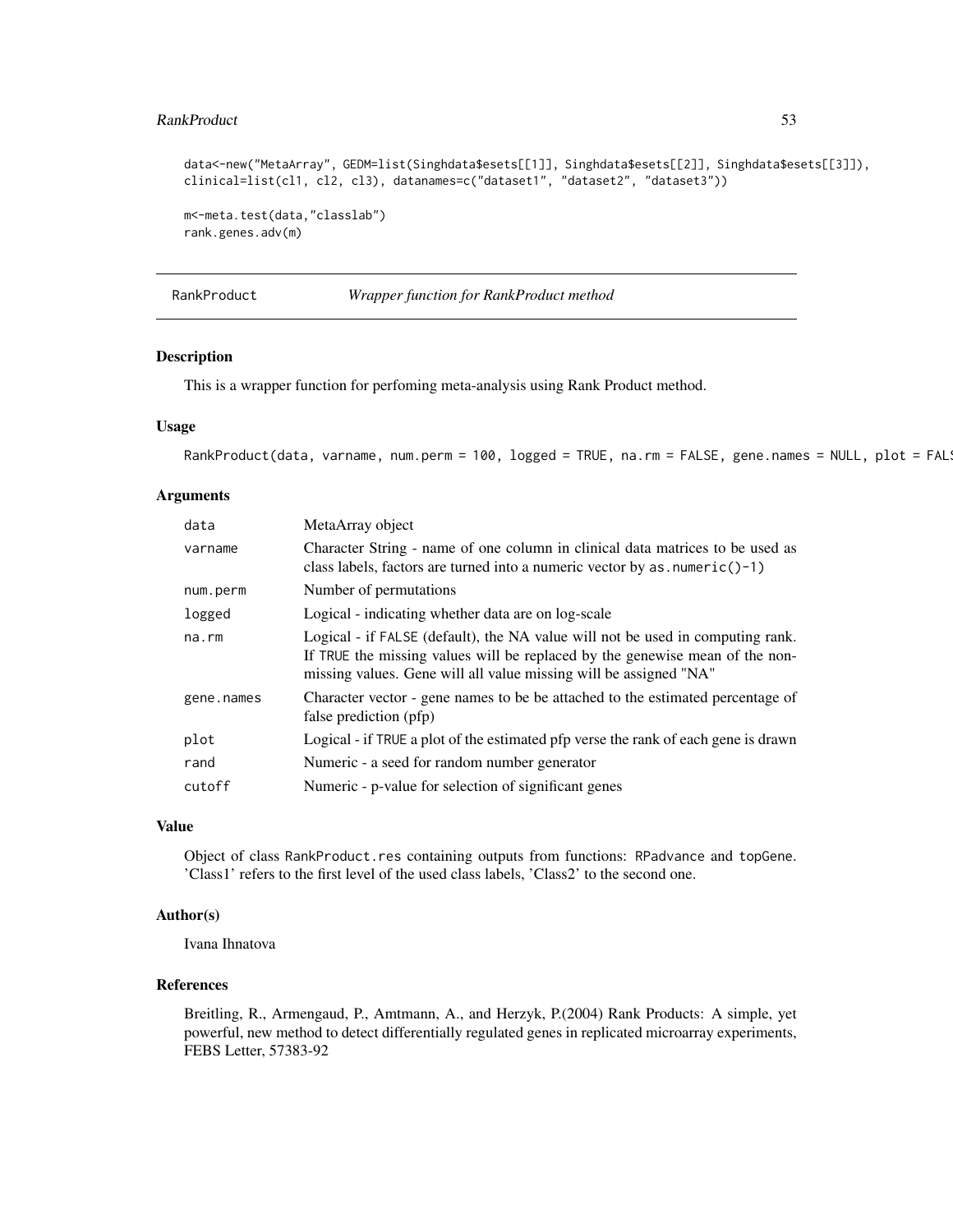```
data<-new("MetaArray", GEDM=list(Singhdata$esets[[1]], Singhdata$esets[[2]], Singhdata$esets[[3]]),
clinical=list(cl1, cl2, cl3), datanames=c("dataset1", "dataset2", "dataset3"))

m<-meta.test(data,"classlab")
rank.genes.adv(m)
```

---

RankProduct *Wrapper function for RankProduct method*

---

### Description

This is a wrapper function for perfoming meta-analysis using Rank Product method.

### Usage

```
RankProduct(data, varname, num.perm = 100, logged = TRUE, na.rm = FALSE, gene.names = NULL, plot = FALS
```

### Arguments

| | |
|---|---|
| data | MetaArray object |
| varname | Character String - name of one column in clinical data matrices to be used as class labels, factors are turned into a numeric vector by `as.numeric()-1)` |
| num.perm | Number of permutations |
| logged | Logical - indicating whether data are on log-scale |
| na.rm | Logical - if FALSE (default), the NA value will not be used in computing rank. If TRUE the missing values will be replaced by the genewise mean of the non-missing values. Gene will all value missing will be assigned "NA" |
| gene.names | Character vector - gene names to be be attached to the estimated percentage of false prediction (pfp) |
| plot | Logical - if TRUE a plot of the estimated pfp verse the rank of each gene is drawn |
| rand | Numeric - a seed for random number generator |
| cutoff | Numeric - p-value for selection of significant genes |

### Value

Object of class RankProduct.res containing outputs from functions: RPadvance and topGene. 'Class1' refers to the first level of the used class labels, 'Class2' to the second one.

### Author(s)

Ivana Ihnatova

### References

Breitling, R., Armengaud, P., Amtmann, A., and Herzyk, P.(2004) Rank Products: A simple, yet powerful, new method to detect differentially regulated genes in replicated microarray experiments, FEBS Letter, 57383-92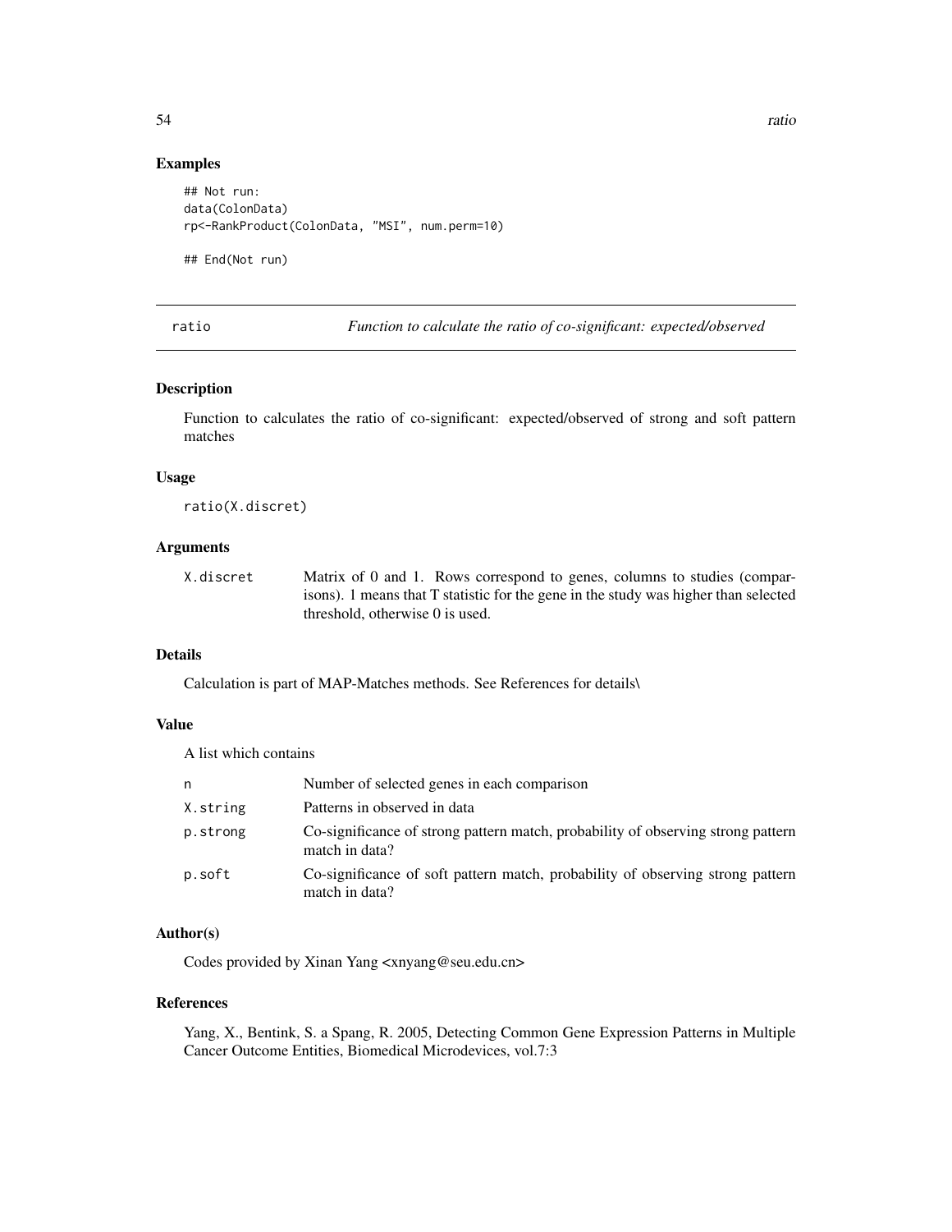## Examples

```
## Not run:
data(ColonData)
rp<-RankProduct(ColonData, "MSI", num.perm=10)

## End(Not run)
```

---

# ratio — *Function to calculate the ratio of co-significant: expected/observed*

## Description

Function to calculates the ratio of co-significant: expected/observed of strong and soft pattern matches

## Usage

```
ratio(X.discret)
```

## Arguments

| | |
|---|---|
| `X.discret` | Matrix of 0 and 1. Rows correspond to genes, columns to studies (comparisons). 1 means that T statistic for the gene in the study was higher than selected threshold, otherwise 0 is used. |

## Details

Calculation is part of MAP-Matches methods. See References for details\

## Value

A list which contains

| | |
|---|---|
| `n` | Number of selected genes in each comparison |
| `X.string` | Patterns in observed in data |
| `p.strong` | Co-significance of strong pattern match, probability of observing strong pattern match in data? |
| `p.soft` | Co-significance of soft pattern match, probability of observing strong pattern match in data? |

## Author(s)

Codes provided by Xinan Yang <xnyang@seu.edu.cn>

## References

Yang, X., Bentink, S. a Spang, R. 2005, Detecting Common Gene Expression Patterns in Multiple Cancer Outcome Entities, Biomedical Microdevices, vol.7:3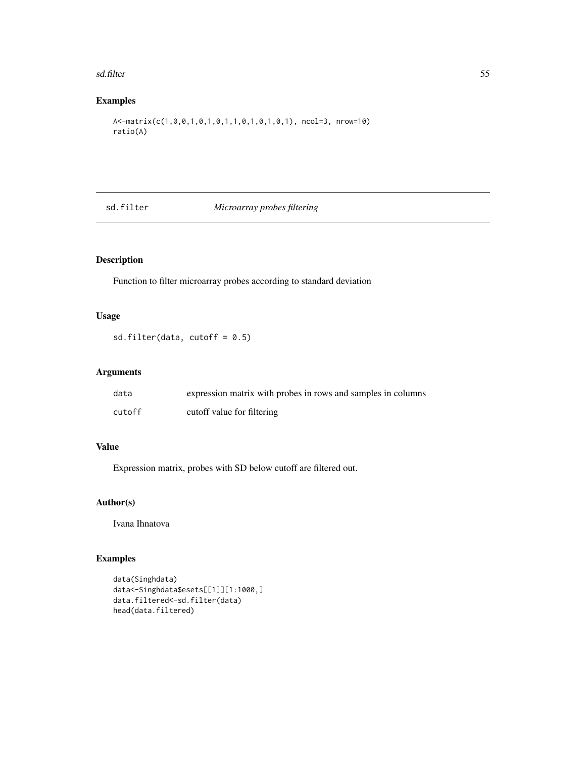## Examples

```
A<-matrix(c(1,0,0,1,0,1,0,1,1,0,1,0,1,0,1), ncol=3, nrow=10)
ratio(A)
```

---

# sd.filter *Microarray probes filtering*

---

## Description

Function to filter microarray probes according to standard deviation

## Usage

```
sd.filter(data, cutoff = 0.5)
```

## Arguments

| | |
|---|---|
| data | expression matrix with probes in rows and samples in columns |
| cutoff | cutoff value for filtering |

## Value

Expression matrix, probes with SD below cutoff are filtered out.

## Author(s)

Ivana Ihnatova

## Examples

```
data(Singhdata)
data<-Singhdata$esets[[1]][1:1000,]
data.filtered<-sd.filter(data)
head(data.filtered)
```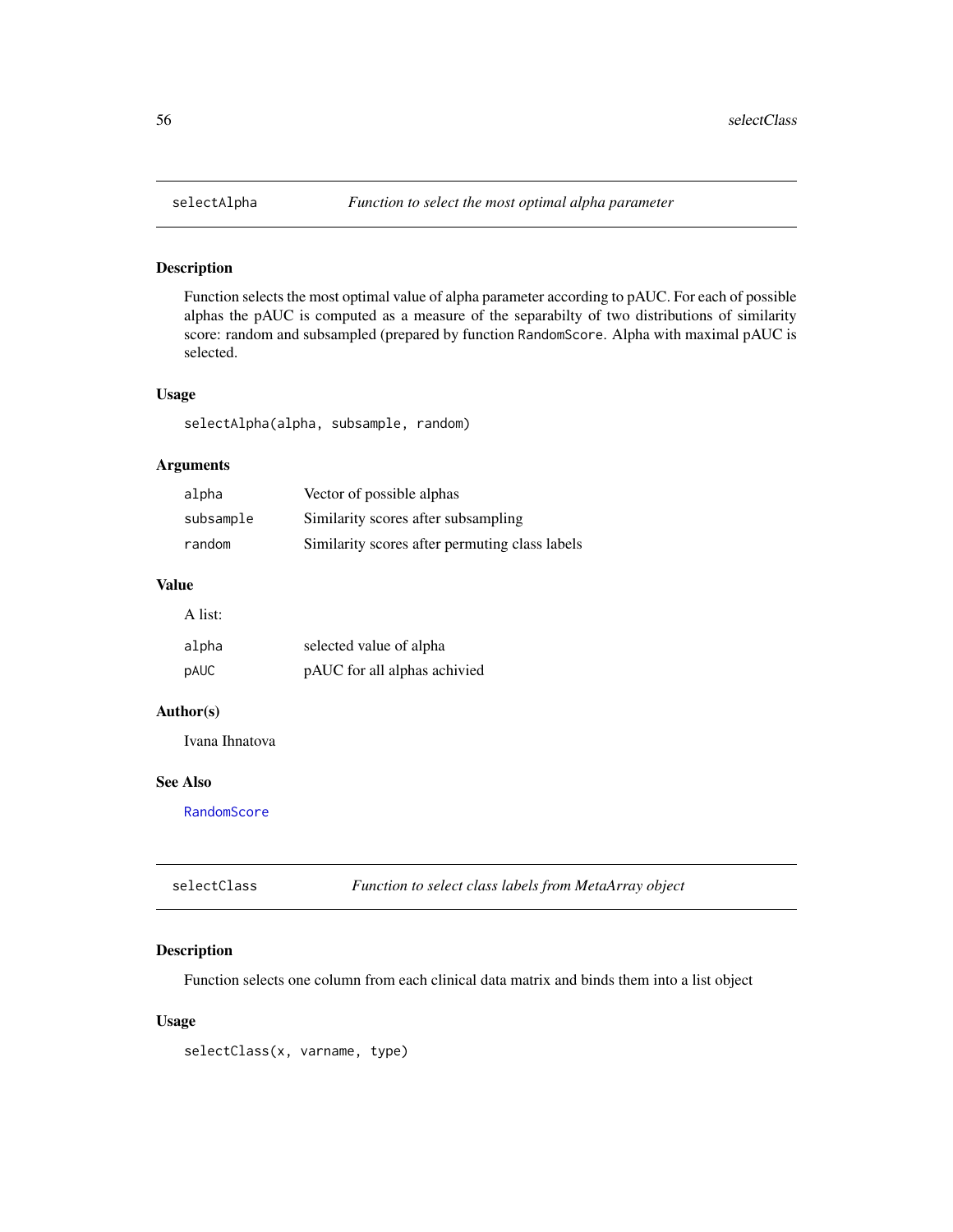## selectAlpha — *Function to select the most optimal alpha parameter*

### Description

Function selects the most optimal value of alpha parameter according to pAUC. For each of possible alphas the pAUC is computed as a measure of the separabilty of two distributions of similarity score: random and subsampled (prepared by function `RandomScore`. Alpha with maximal pAUC is selected.

### Usage

```
selectAlpha(alpha, subsample, random)
```

### Arguments

| | |
|---|---|
| `alpha` | Vector of possible alphas |
| `subsample` | Similarity scores after subsampling |
| `random` | Similarity scores after permuting class labels |

### Value

A list:

| | |
|---|---|
| `alpha` | selected value of alpha |
| `pAUC` | pAUC for all alphas achivied |

### Author(s)

Ivana Ihnatova

### See Also

`RandomScore`

## selectClass — *Function to select class labels from MetaArray object*

### Description

Function selects one column from each clinical data matrix and binds them into a list object

### Usage

```
selectClass(x, varname, type)
```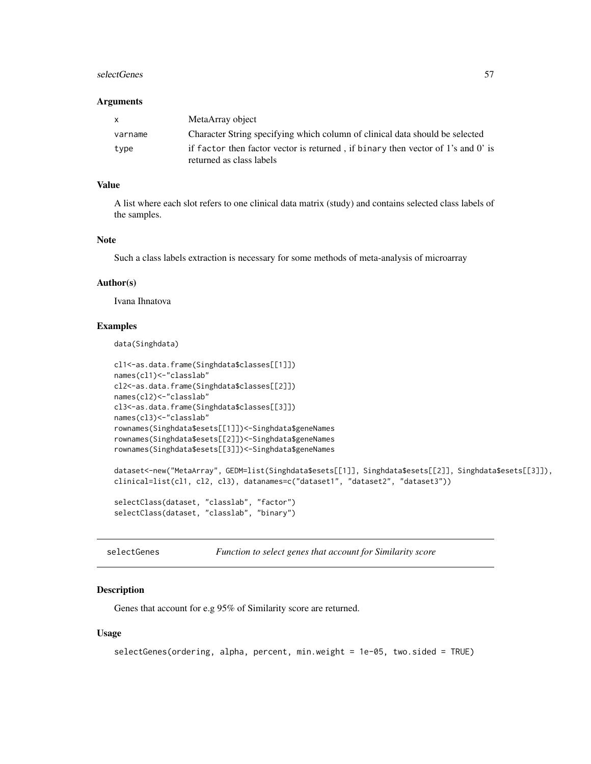### Arguments

| | |
|---|---|
| x | MetaArray object |
| varname | Character String specifying which column of clinical data should be selected |
| type | if factor then factor vector is returned , if binary then vector of 1's and 0' is returned as class labels |

### Value

A list where each slot refers to one clinical data matrix (study) and contains selected class labels of the samples.

### Note

Such a class labels extraction is necessary for some methods of meta-analysis of microarray

### Author(s)

Ivana Ihnatova

### Examples

```
data(Singhdata)

cl1<-as.data.frame(Singhdata$classes[[1]])
names(cl1)<-"classlab"
cl2<-as.data.frame(Singhdata$classes[[2]])
names(cl2)<-"classlab"
cl3<-as.data.frame(Singhdata$classes[[3]])
names(cl3)<-"classlab"
rownames(Singhdata$esets[[1]])<-Singhdata$geneNames
rownames(Singhdata$esets[[2]])<-Singhdata$geneNames
rownames(Singhdata$esets[[3]])<-Singhdata$geneNames

dataset<-new("MetaArray", GEDM=list(Singhdata$esets[[1]], Singhdata$esets[[2]], Singhdata$esets[[3]]),
clinical=list(cl1, cl2, cl3), datanames=c("dataset1", "dataset2", "dataset3"))

selectClass(dataset, "classlab", "factor")
selectClass(dataset, "classlab", "binary")
```

---

## selectGenes    *Function to select genes that account for Similarity score*

### Description

Genes that account for e.g 95% of Similarity score are returned.

### Usage

```
selectGenes(ordering, alpha, percent, min.weight = 1e-05, two.sided = TRUE)
```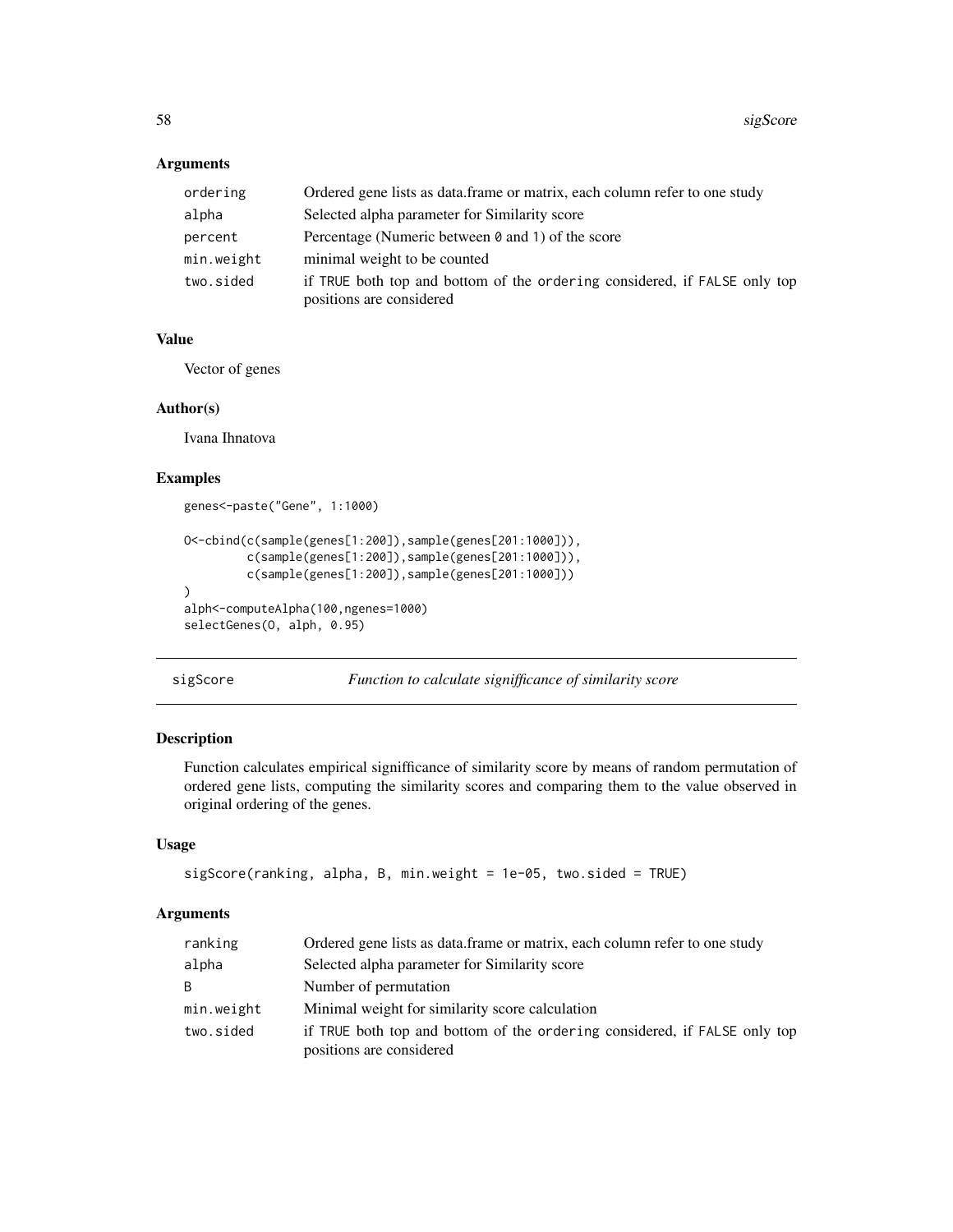### Arguments

| | |
|---|---|
| `ordering` | Ordered gene lists as data.frame or matrix, each column refer to one study |
| `alpha` | Selected alpha parameter for Similarity score |
| `percent` | Percentage (Numeric between 0 and 1) of the score |
| `min.weight` | minimal weight to be counted |
| `two.sided` | if TRUE both top and bottom of the ordering considered, if FALSE only top positions are considered |

### Value

Vector of genes

### Author(s)

Ivana Ihnatova

### Examples

```
genes<-paste("Gene", 1:1000)

O<-cbind(c(sample(genes[1:200]),sample(genes[201:1000])),
         c(sample(genes[1:200]),sample(genes[201:1000])),
         c(sample(genes[1:200]),sample(genes[201:1000]))
)
alph<-computeAlpha(100,ngenes=1000)
selectGenes(O, alph, 0.95)
```

---

## sigScore — *Function to calculate signifficance of similarity score*

### Description

Function calculates empirical signifficance of similarity score by means of random permutation of ordered gene lists, computing the similarity scores and comparing them to the value observed in original ordering of the genes.

### Usage

```
sigScore(ranking, alpha, B, min.weight = 1e-05, two.sided = TRUE)
```

### Arguments

| | |
|---|---|
| `ranking` | Ordered gene lists as data.frame or matrix, each column refer to one study |
| `alpha` | Selected alpha parameter for Similarity score |
| `B` | Number of permutation |
| `min.weight` | Minimal weight for similarity score calculation |
| `two.sided` | if TRUE both top and bottom of the ordering considered, if FALSE only top positions are considered |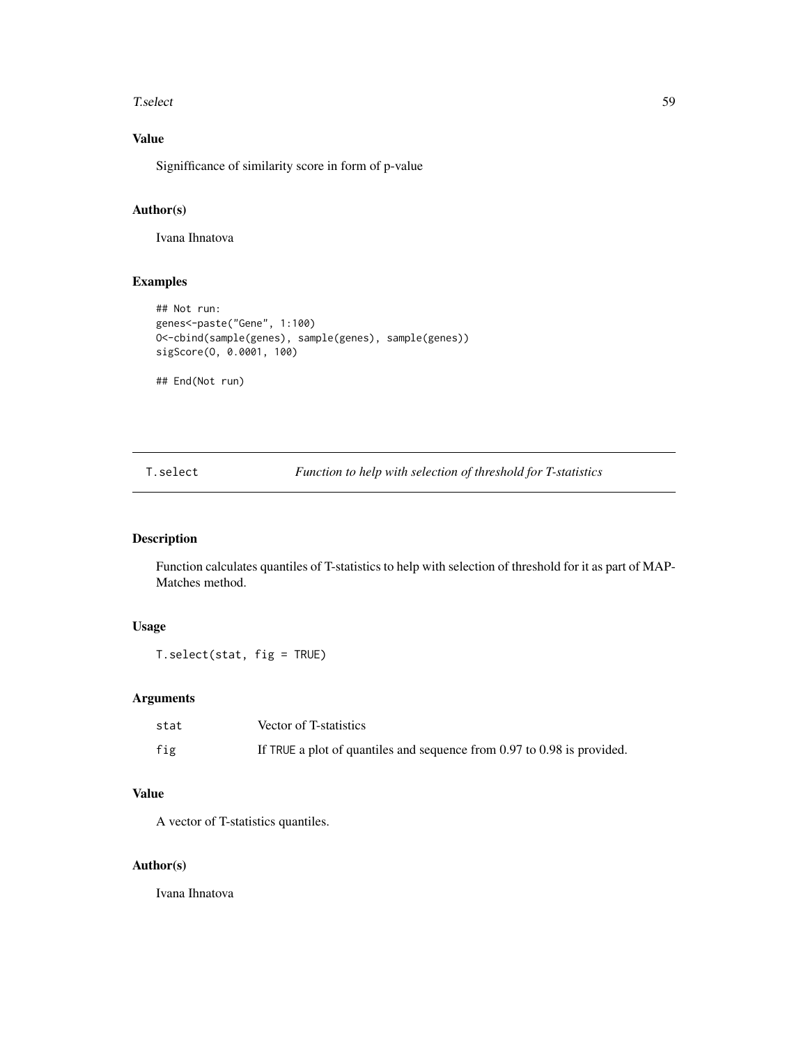### Value

Signifficance of similarity score in form of p-value

### Author(s)

Ivana Ihnatova

### Examples

```
## Not run:
genes<-paste("Gene", 1:100)
O<-cbind(sample(genes), sample(genes), sample(genes))
sigScore(O, 0.0001, 100)

## End(Not run)
```

---

## T.select *Function to help with selection of threshold for T-statistics*

---

### Description

Function calculates quantiles of T-statistics to help with selection of threshold for it as part of MAP-Matches method.

### Usage

```
T.select(stat, fig = TRUE)
```

### Arguments

| | |
|---|---|
| stat | Vector of T-statistics |
| fig | If TRUE a plot of quantiles and sequence from 0.97 to 0.98 is provided. |

### Value

A vector of T-statistics quantiles.

### Author(s)

Ivana Ihnatova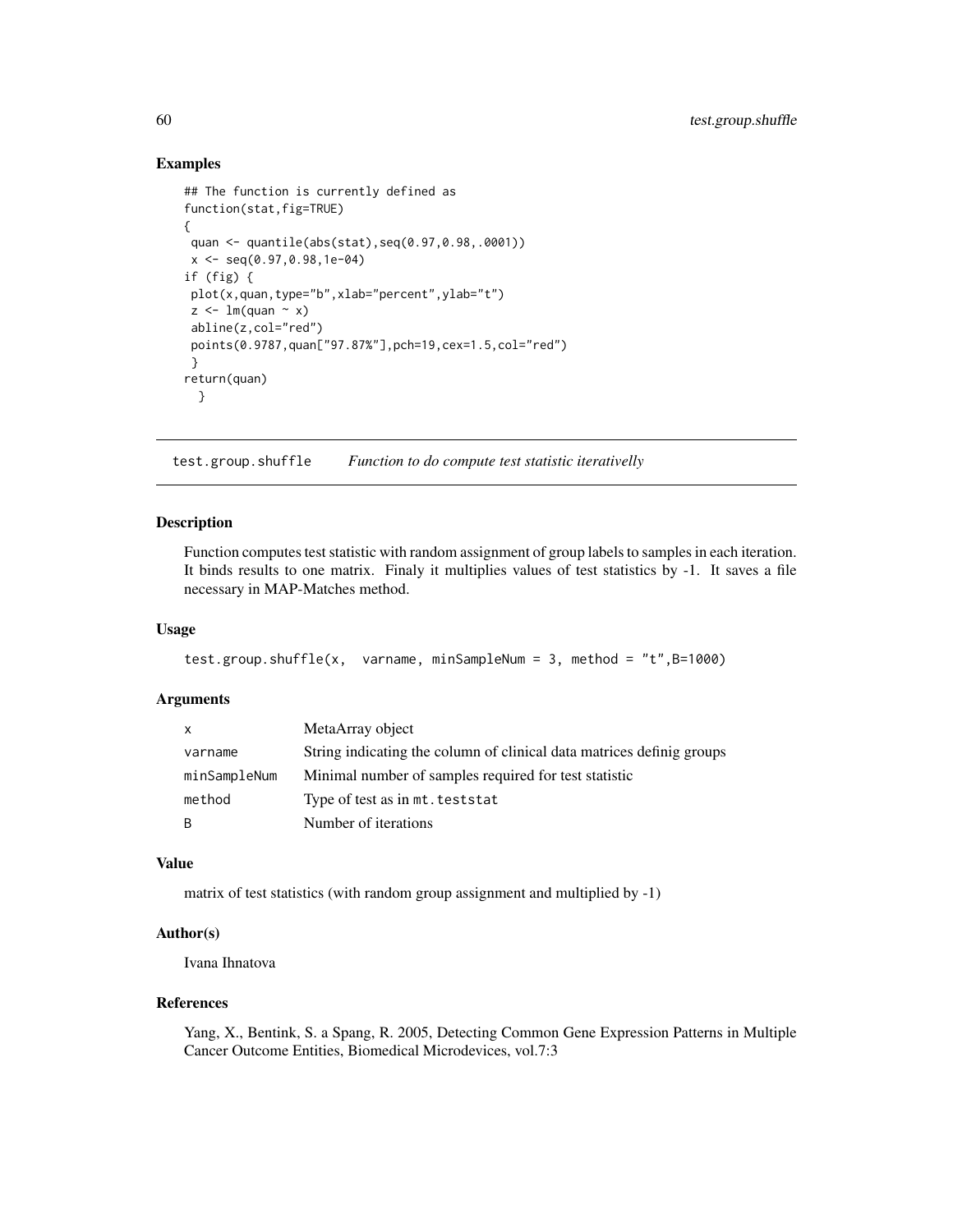## Examples

```
## The function is currently defined as
function(stat,fig=TRUE)
{
 quan <- quantile(abs(stat),seq(0.97,0.98,.0001))
 x <- seq(0.97,0.98,1e-04)
if (fig) {
 plot(x,quan,type="b",xlab="percent",ylab="t")
 z <- lm(quan ~ x)
 abline(z,col="red")
 points(0.9787,quan["97.87%"],pch=19,cex=1.5,col="red")
 }
return(quan)
  }
```

---

# test.group.shuffle *Function to do compute test statistic iterativelly*

---

## Description

Function computes test statistic with random assignment of group labels to samples in each iteration. It binds results to one matrix. Finaly it multiplies values of test statistics by -1. It saves a file necessary in MAP-Matches method.

## Usage

```
test.group.shuffle(x,  varname, minSampleNum = 3, method = "t",B=1000)
```

## Arguments

| | |
|---|---|
| `x` | MetaArray object |
| `varname` | String indicating the column of clinical data matrices definig groups |
| `minSampleNum` | Minimal number of samples required for test statistic |
| `method` | Type of test as in `mt.teststat` |
| `B` | Number of iterations |

## Value

matrix of test statistics (with random group assignment and multiplied by -1)

## Author(s)

Ivana Ihnatova

## References

Yang, X., Bentink, S. a Spang, R. 2005, Detecting Common Gene Expression Patterns in Multiple Cancer Outcome Entities, Biomedical Microdevices, vol.7:3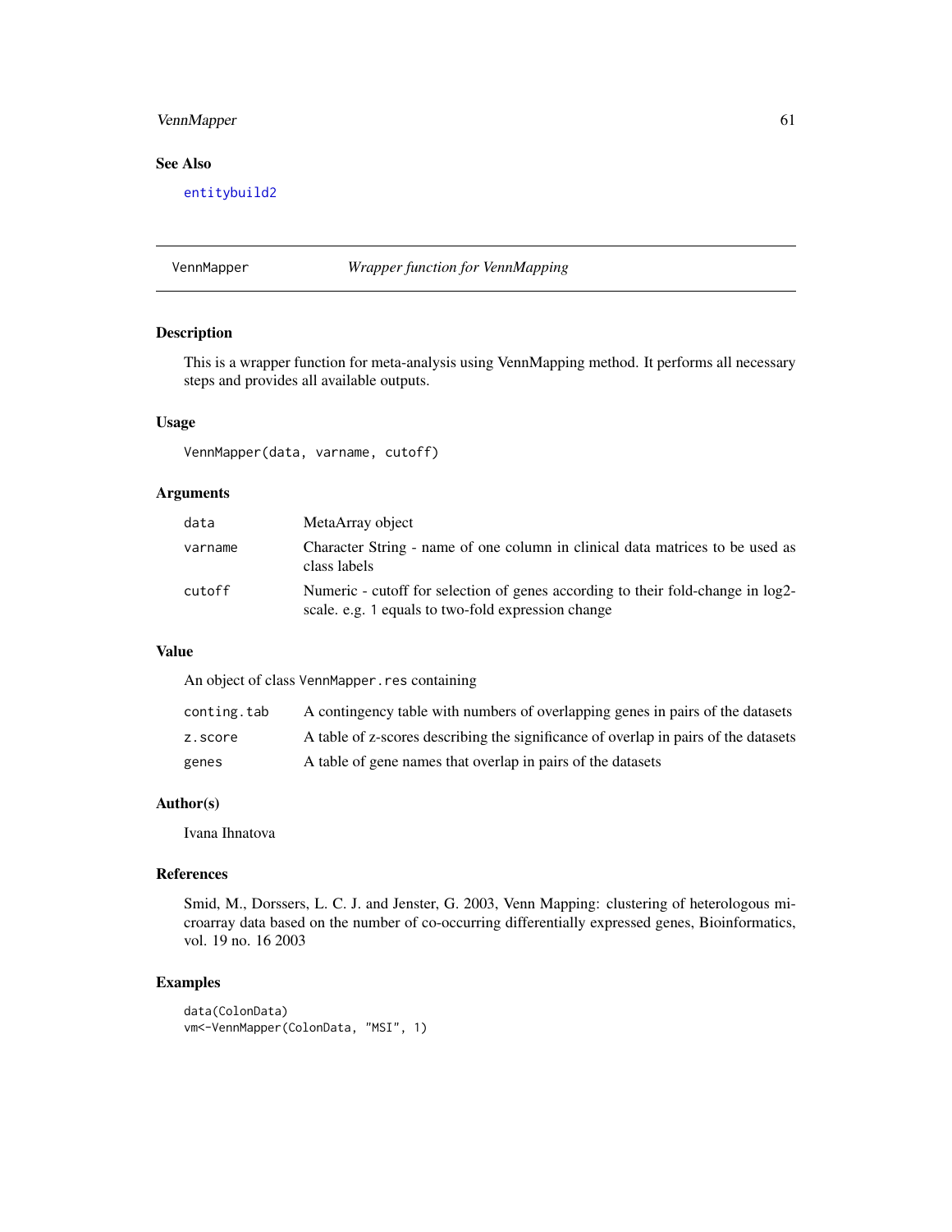## See Also

`entitybuild2`

---

## VennMapper — *Wrapper function for VennMapping*

### Description

This is a wrapper function for meta-analysis using VennMapping method. It performs all necessary steps and provides all available outputs.

### Usage

```
VennMapper(data, varname, cutoff)
```

### Arguments

| | |
|---|---|
| `data` | MetaArray object |
| `varname` | Character String - name of one column in clinical data matrices to be used as class labels |
| `cutoff` | Numeric - cutoff for selection of genes according to their fold-change in log2-scale. e.g. 1 equals to two-fold expression change |

### Value

An object of class `VennMapper.res` containing

| | |
|---|---|
| `conting.tab` | A contingency table with numbers of overlapping genes in pairs of the datasets |
| `z.score` | A table of z-scores describing the significance of overlap in pairs of the datasets |
| `genes` | A table of gene names that overlap in pairs of the datasets |

### Author(s)

Ivana Ihnatova

### References

Smid, M., Dorssers, L. C. J. and Jenster, G. 2003, Venn Mapping: clustering of heterologous microarray data based on the number of co-occurring differentially expressed genes, Bioinformatics, vol. 19 no. 16 2003

### Examples

```
data(ColonData)
vm<-VennMapper(ColonData, "MSI", 1)
```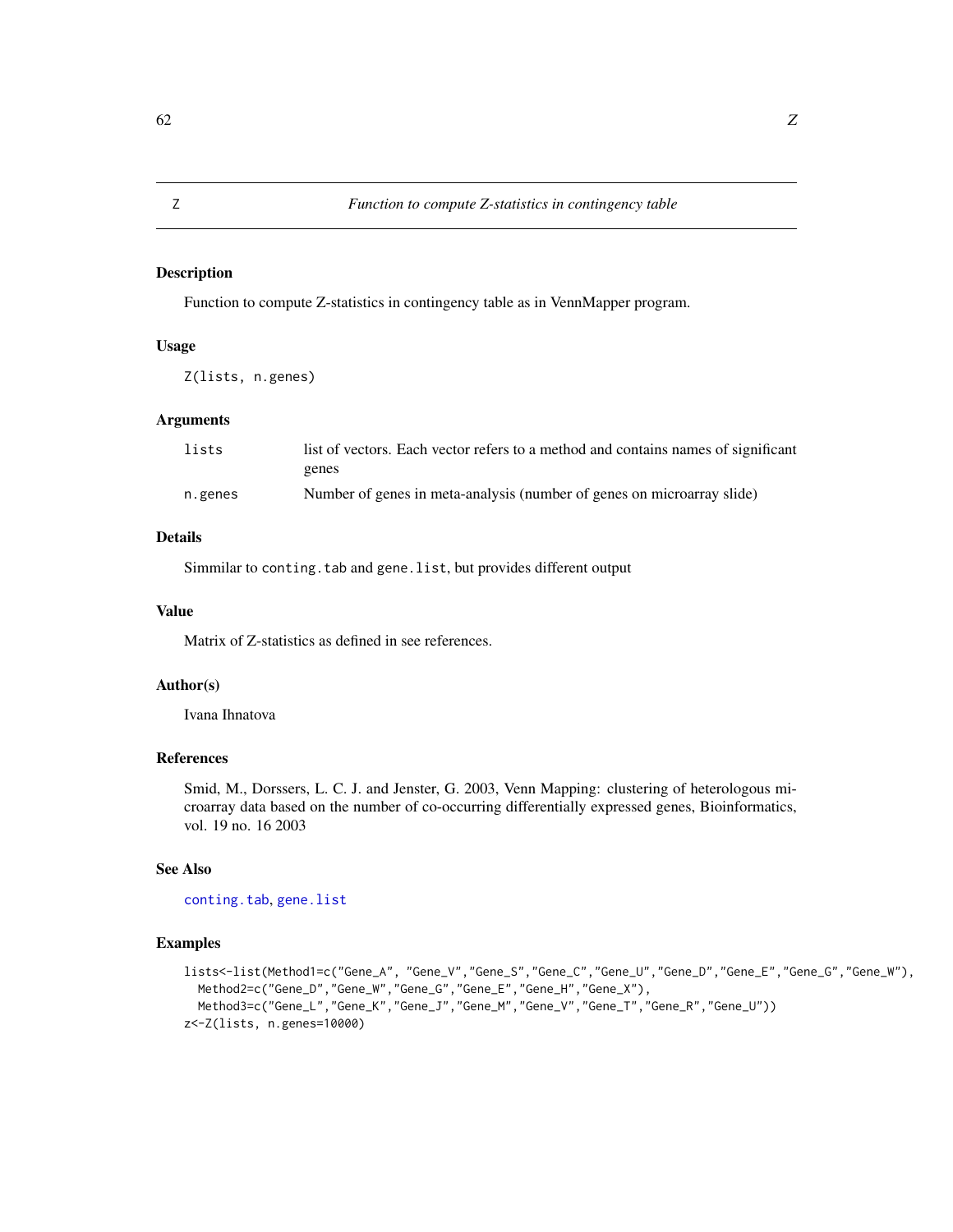## Z — *Function to compute Z-statistics in contingency table*

### Description

Function to compute Z-statistics in contingency table as in VennMapper program.

### Usage

```
Z(lists, n.genes)
```

### Arguments

| | |
|---|---|
| `lists` | list of vectors. Each vector refers to a method and contains names of significant genes |
| `n.genes` | Number of genes in meta-analysis (number of genes on microarray slide) |

### Details

Simmilar to `conting.tab` and `gene.list`, but provides different output

### Value

Matrix of Z-statistics as defined in see references.

### Author(s)

Ivana Ihnatova

### References

Smid, M., Dorssers, L. C. J. and Jenster, G. 2003, Venn Mapping: clustering of heterologous microarray data based on the number of co-occurring differentially expressed genes, Bioinformatics, vol. 19 no. 16 2003

### See Also

`conting.tab`, `gene.list`

### Examples

```
lists<-list(Method1=c("Gene_A", "Gene_V","Gene_S","Gene_C","Gene_U","Gene_D","Gene_E","Gene_G","Gene_W"),
  Method2=c("Gene_D","Gene_W","Gene_G","Gene_E","Gene_H","Gene_X"),
  Method3=c("Gene_L","Gene_K","Gene_J","Gene_M","Gene_V","Gene_T","Gene_R","Gene_U"))
z<-Z(lists, n.genes=10000)
```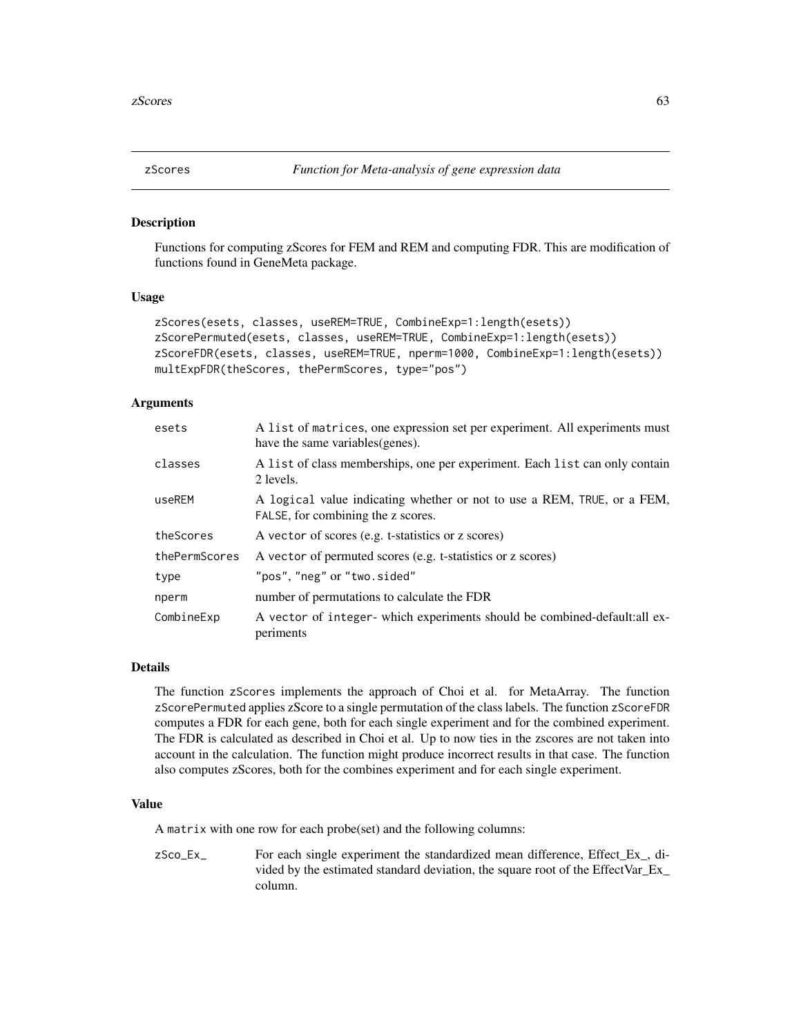## zScores *Function for Meta-analysis of gene expression data*

### Description

Functions for computing zScores for FEM and REM and computing FDR. This are modification of functions found in GeneMeta package.

### Usage

```
zScores(esets, classes, useREM=TRUE, CombineExp=1:length(esets))
zScorePermuted(esets, classes, useREM=TRUE, CombineExp=1:length(esets))
zScoreFDR(esets, classes, useREM=TRUE, nperm=1000, CombineExp=1:length(esets))
multExpFDR(theScores, thePermScores, type="pos")
```

### Arguments

| | |
|---|---|
| esets | A list of matrices, one expression set per experiment. All experiments must have the same variables(genes). |
| classes | A list of class memberships, one per experiment. Each list can only contain 2 levels. |
| useREM | A logical value indicating whether or not to use a REM, TRUE, or a FEM, FALSE, for combining the z scores. |
| theScores | A vector of scores (e.g. t-statistics or z scores) |
| thePermScores | A vector of permuted scores (e.g. t-statistics or z scores) |
| type | "pos", "neg" or "two.sided" |
| nperm | number of permutations to calculate the FDR |
| CombineExp | A vector of integer- which experiments should be combined-default:all experiments |

### Details

The function zScores implements the approach of Choi et al. for MetaArray. The function zScorePermuted applies zScore to a single permutation of the class labels. The function zScoreFDR computes a FDR for each gene, both for each single experiment and for the combined experiment. The FDR is calculated as described in Choi et al. Up to now ties in the zscores are not taken into account in the calculation. The function might produce incorrect results in that case. The function also computes zScores, both for the combines experiment and for each single experiment.

### Value

A matrix with one row for each probe(set) and the following columns:

| | |
|---|---|
| zSco_Ex_ | For each single experiment the standardized mean difference, Effect_Ex_, divided by the estimated standard deviation, the square root of the EffectVar_Ex_ column. |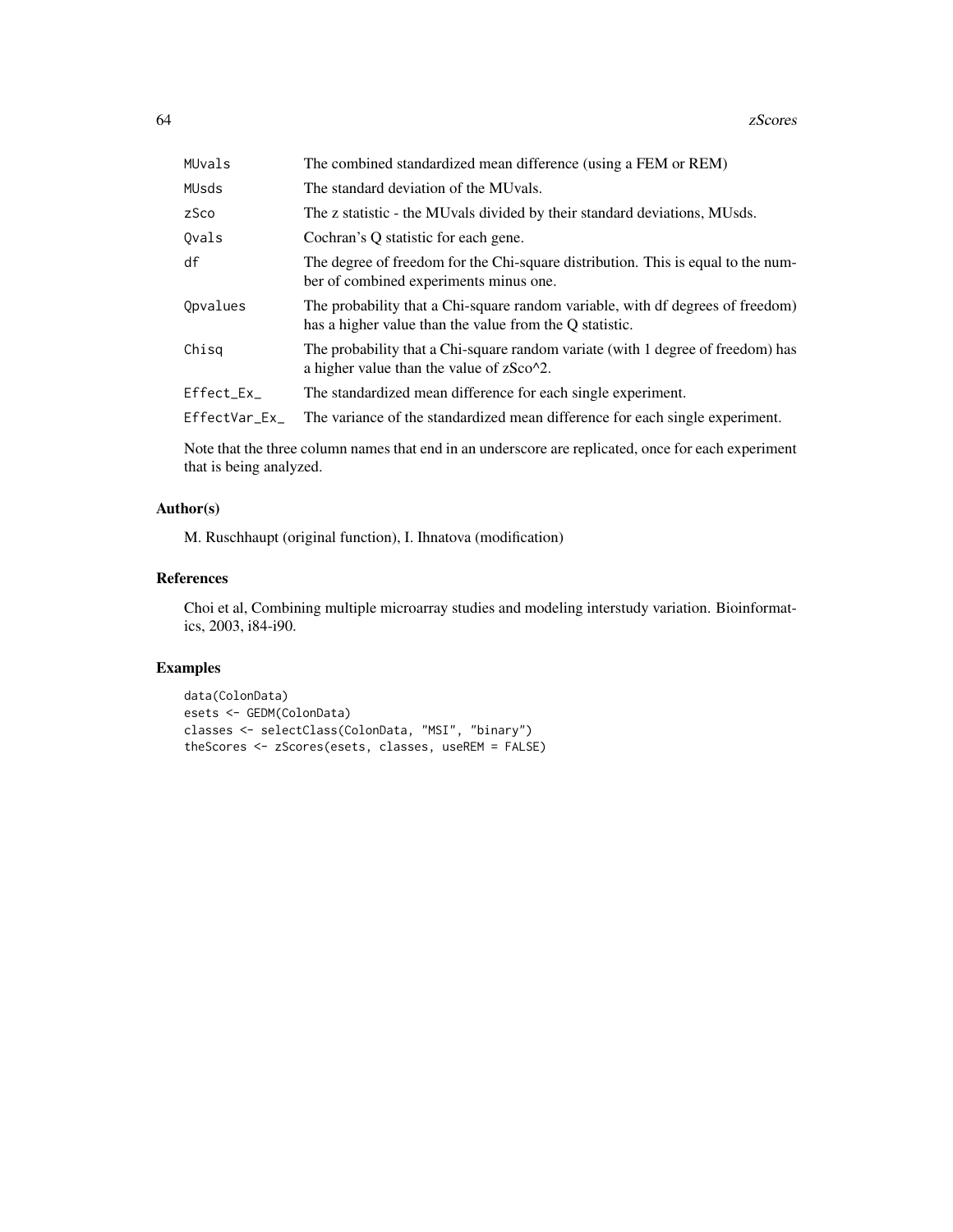| | |
|---|---|
| MUvals | The combined standardized mean difference (using a FEM or REM) |
| MUsds | The standard deviation of the MUvals. |
| zSco | The z statistic - the MUvals divided by their standard deviations, MUsds. |
| Qvals | Cochran's Q statistic for each gene. |
| df | The degree of freedom for the Chi-square distribution. This is equal to the number of combined experiments minus one. |
| Qpvalues | The probability that a Chi-square random variable, with df degrees of freedom) has a higher value than the value from the Q statistic. |
| Chisq | The probability that a Chi-square random variate (with 1 degree of freedom) has a higher value than the value of zSco^2. |
| Effect_Ex_ | The standardized mean difference for each single experiment. |
| EffectVar_Ex_ | The variance of the standardized mean difference for each single experiment. |

Note that the three column names that end in an underscore are replicated, once for each experiment that is being analyzed.

## Author(s)

M. Ruschhaupt (original function), I. Ihnatova (modification)

## References

Choi et al, Combining multiple microarray studies and modeling interstudy variation. Bioinformatics, 2003, i84-i90.

## Examples

```
data(ColonData)
esets <- GEDM(ColonData)
classes <- selectClass(ColonData, "MSI", "binary")
theScores <- zScores(esets, classes, useREM = FALSE)
```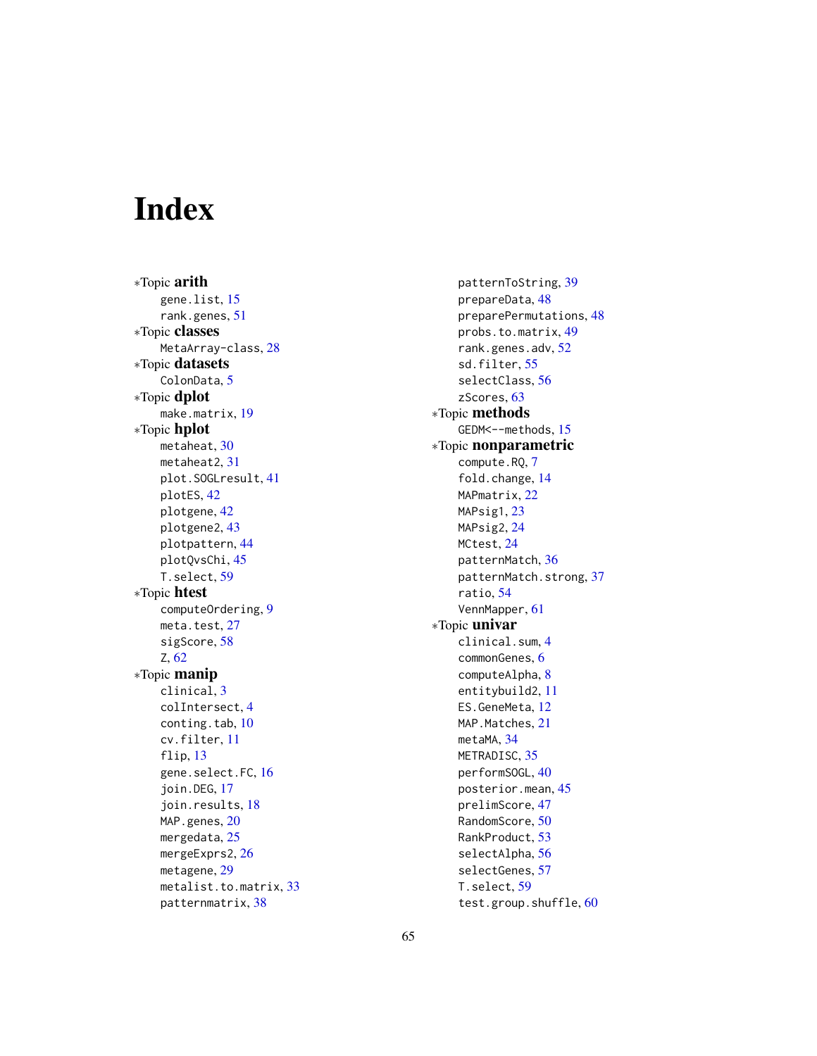# Index

*Topic **arith**
- gene.list, 15
- rank.genes, 51

*Topic **classes**
- MetaArray-class, 28

*Topic **datasets**
- ColonData, 5

*Topic **dplot**
- make.matrix, 19

*Topic **hplot**
- metaheat, 30
- metaheat2, 31
- plot.SOGLresult, 41
- plotES, 42
- plotgene, 42
- plotgene2, 43
- plotpattern, 44
- plotQvsChi, 45
- T.select, 59

*Topic **htest**
- computeOrdering, 9
- meta.test, 27
- sigScore, 58
- Z, 62

*Topic **manip**
- clinical, 3
- colIntersect, 4
- conting.tab, 10
- cv.filter, 11
- flip, 13
- gene.select.FC, 16
- join.DEG, 17
- join.results, 18
- MAP.genes, 20
- mergedata, 25
- mergeExprs2, 26
- metagene, 29
- metalist.to.matrix, 33
- patternmatrix, 38
- patternToString, 39
- prepareData, 48
- preparePermutations, 48
- probs.to.matrix, 49
- rank.genes.adv, 52
- sd.filter, 55
- selectClass, 56
- zScores, 63

*Topic **methods**
- GEDM<--methods, 15

*Topic **nonparametric**
- compute.RQ, 7
- fold.change, 14
- MAPmatrix, 22
- MAPsig1, 23
- MAPsig2, 24
- MCtest, 24
- patternMatch, 36
- patternMatch.strong, 37
- ratio, 54
- VennMapper, 61

*Topic **univar**
- clinical.sum, 4
- commonGenes, 6
- computeAlpha, 8
- entitybuild2, 11
- ES.GeneMeta, 12
- MAP.Matches, 21
- metaMA, 34
- METRADISC, 35
- performSOGL, 40
- posterior.mean, 45
- prelimScore, 47
- RandomScore, 50
- RankProduct, 53
- selectAlpha, 56
- selectGenes, 57
- T.select, 59
- test.group.shuffle, 60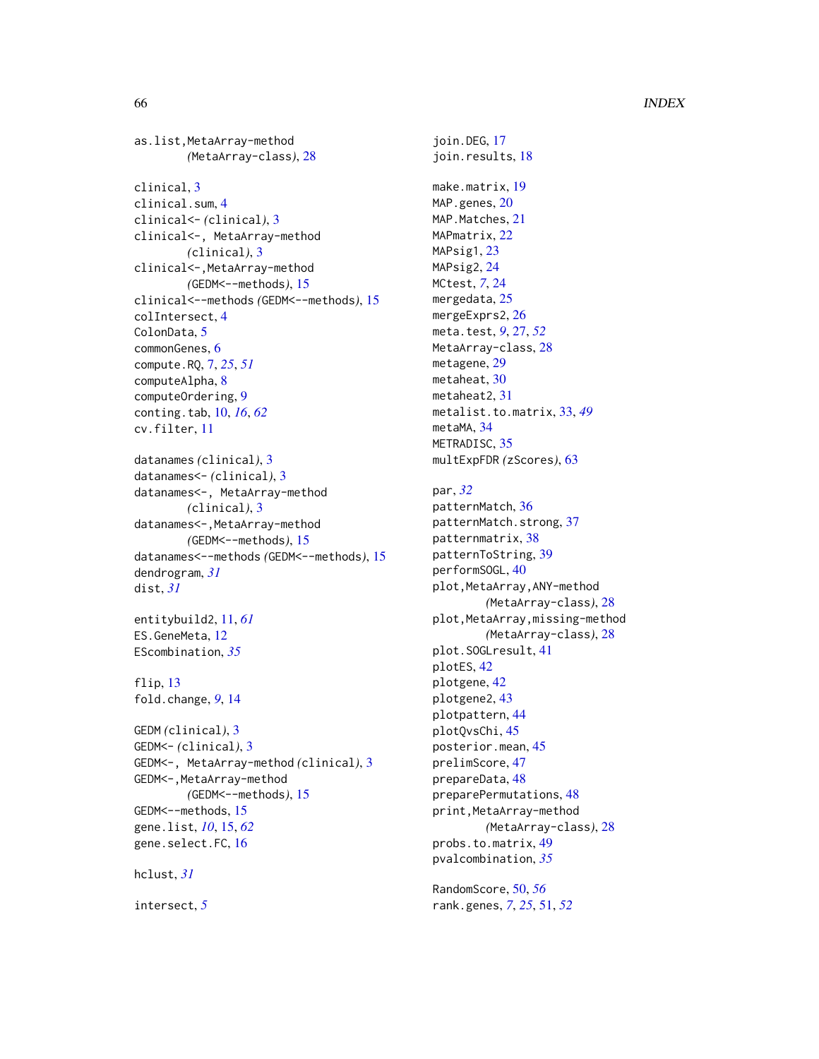as.list,MetaArray-method
    *(MetaArray-class)*, 28

clinical, 3
clinical.sum, 4
clinical<- *(clinical)*, 3
clinical<-, MetaArray-method
    *(clinical)*, 3
clinical<-,MetaArray-method
    *(GEDM<--methods)*, 15
clinical<--methods *(GEDM<--methods)*, 15
colIntersect, 4
ColonData, 5
commonGenes, 6
compute.RQ, 7, *25*, *51*
computeAlpha, 8
computeOrdering, 9
conting.tab, 10, *16*, *62*
cv.filter, 11

datanames *(clinical)*, 3
datanames<- *(clinical)*, 3
datanames<-, MetaArray-method
    *(clinical)*, 3
datanames<-,MetaArray-method
    *(GEDM<--methods)*, 15
datanames<--methods *(GEDM<--methods)*, 15
dendrogram, *31*
dist, *31*

entitybuild2, 11, *61*
ES.GeneMeta, 12
EScombination, *35*

flip, 13
fold.change, *9*, 14

GEDM *(clinical)*, 3
GEDM<- *(clinical)*, 3
GEDM<-, MetaArray-method *(clinical)*, 3
GEDM<-,MetaArray-method
    *(GEDM<--methods)*, 15
GEDM<--methods, 15
gene.list, *10*, 15, *62*
gene.select.FC, 16

hclust, *31*

intersect, *5*

join.DEG, 17
join.results, 18

make.matrix, 19
MAP.genes, 20
MAP.Matches, 21
MAPmatrix, 22
MAPsig1, 23
MAPsig2, 24
MCtest, *7*, 24
mergedata, 25
mergeExprs2, 26
meta.test, *9*, 27, *52*
MetaArray-class, 28
metagene, 29
metaheat, 30
metaheat2, 31
metalist.to.matrix, 33, *49*
metaMA, 34
METRADISC, 35
multExpFDR *(zScores)*, 63

par, *32*
patternMatch, 36
patternMatch.strong, 37
patternmatrix, 38
patternToString, 39
performSOGL, 40
plot,MetaArray,ANY-method
    *(MetaArray-class)*, 28
plot,MetaArray,missing-method
    *(MetaArray-class)*, 28
plot.SOGLresult, 41
plotES, 42
plotgene, 42
plotgene2, 43
plotpattern, 44
plotQvsChi, 45
posterior.mean, 45
prelimScore, 47
prepareData, 48
preparePermutations, 48
print,MetaArray-method
    *(MetaArray-class)*, 28
probs.to.matrix, 49
pvalcombination, *35*

RandomScore, 50, *56*
rank.genes, *7*, *25*, 51, *52*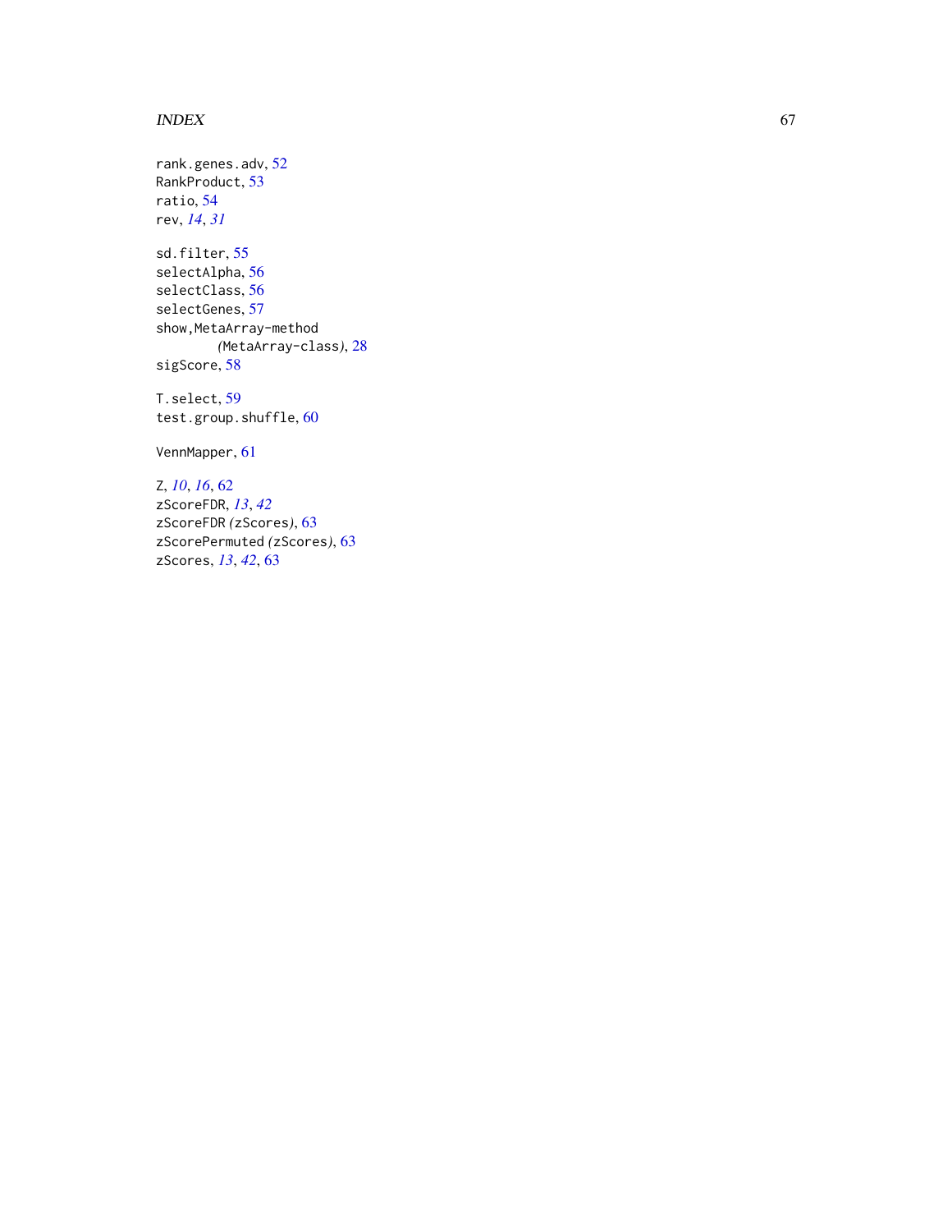rank.genes.adv, 52
RankProduct, 53
ratio, 54
rev, *14*, *31*

sd.filter, 55
selectAlpha, 56
selectClass, 56
selectGenes, 57
show,MetaArray-method
    *(*MetaArray-class*)*, 28
sigScore, 58

T.select, 59
test.group.shuffle, 60

VennMapper, 61

Z, *10*, *16*, 62
zScoreFDR, *13*, *42*
zScoreFDR *(*zScores*)*, 63
zScorePermuted *(*zScores*)*, 63
zScores, *13*, *42*, 63